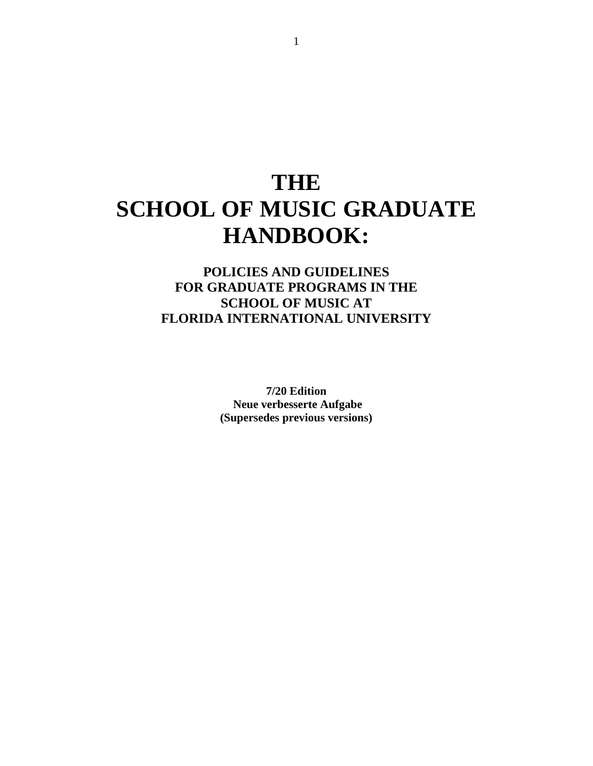# THE SCHOOL OF MUSIC GRADUATE HANDBOOK:

## POLICIES AND GUIDELINES FOR GRADUATE PROGRAMS IN THE SCHOOL OF MUSIC AT FLORIDA INTERNATIONAL UNIVERSITY

**7/20 Edition**
**Neue verbesserte Aufgabe**
**(Supersedes previous versions)**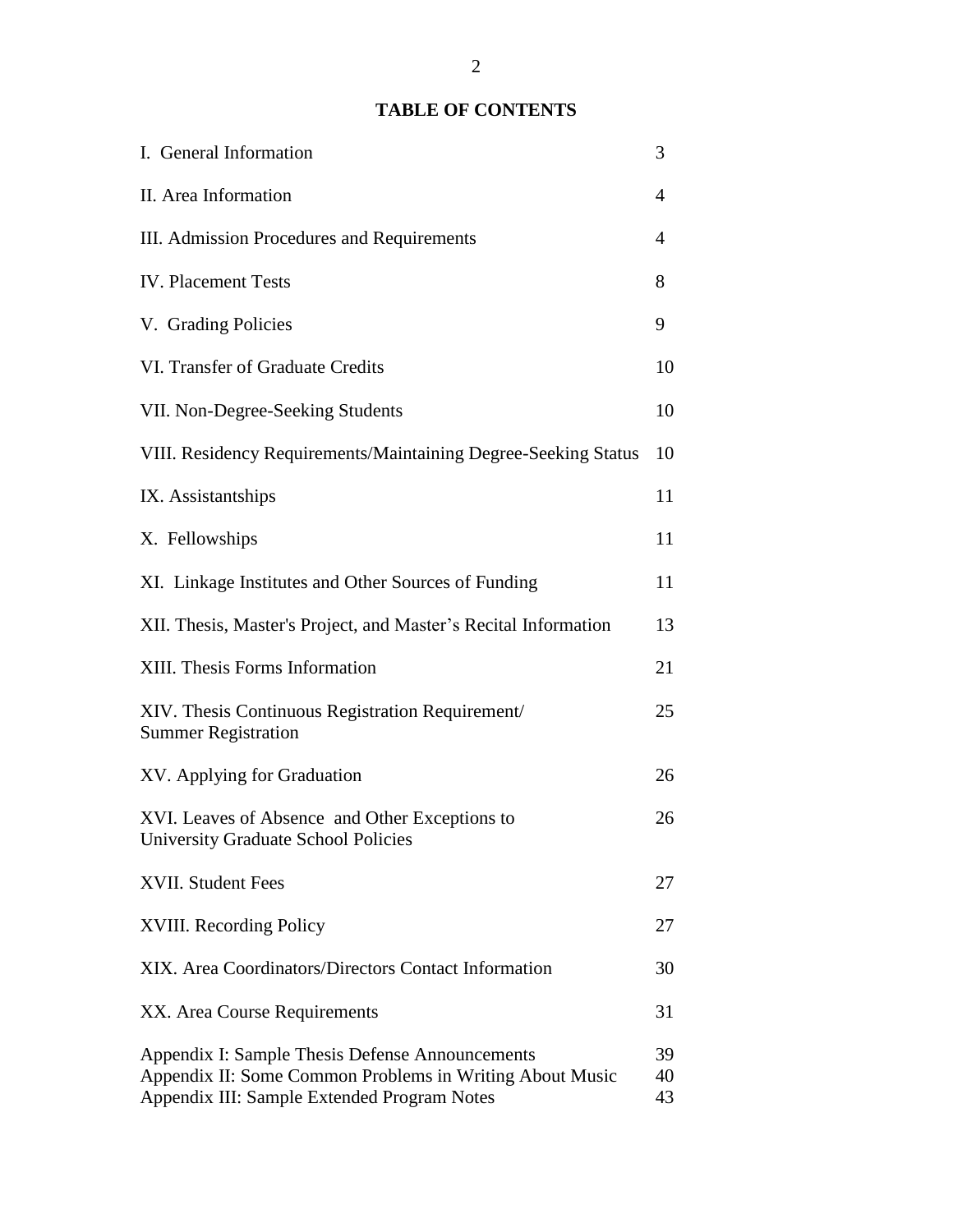# TABLE OF CONTENTS

| | |
|---|---|
| I. General Information | 3 |
| II. Area Information | 4 |
| III. Admission Procedures and Requirements | 4 |
| IV. Placement Tests | 8 |
| V. Grading Policies | 9 |
| VI. Transfer of Graduate Credits | 10 |
| VII. Non-Degree-Seeking Students | 10 |
| VIII. Residency Requirements/Maintaining Degree-Seeking Status | 10 |
| IX. Assistantships | 11 |
| X. Fellowships | 11 |
| XI. Linkage Institutes and Other Sources of Funding | 11 |
| XII. Thesis, Master's Project, and Master's Recital Information | 13 |
| XIII. Thesis Forms Information | 21 |
| XIV. Thesis Continuous Registration Requirement/ Summer Registration | 25 |
| XV. Applying for Graduation | 26 |
| XVI. Leaves of Absence and Other Exceptions to University Graduate School Policies | 26 |
| XVII. Student Fees | 27 |
| XVIII. Recording Policy | 27 |
| XIX. Area Coordinators/Directors Contact Information | 30 |
| XX. Area Course Requirements | 31 |
| Appendix I: Sample Thesis Defense Announcements | 39 |
| Appendix II: Some Common Problems in Writing About Music | 40 |
| Appendix III: Sample Extended Program Notes | 43 |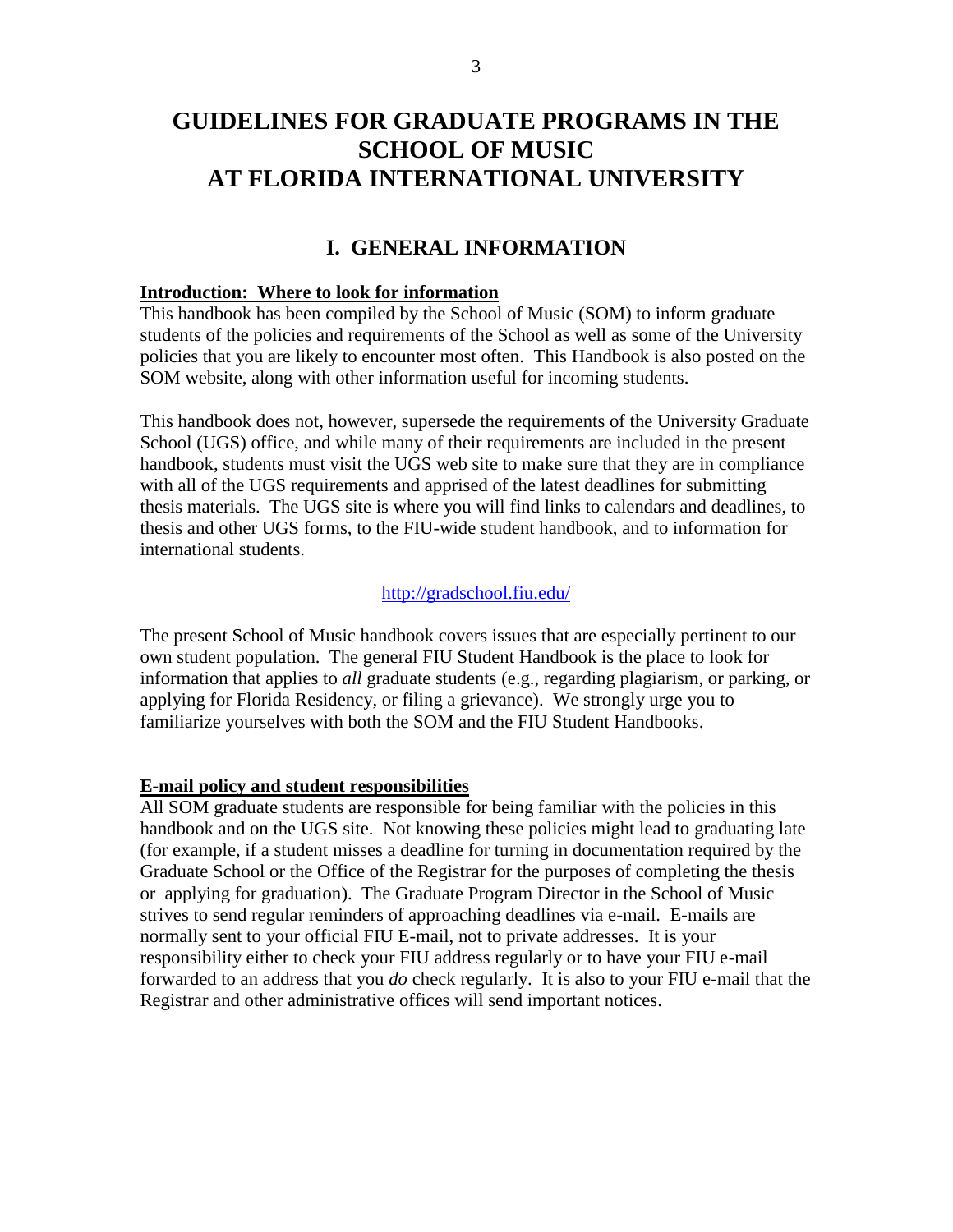# GUIDELINES FOR GRADUATE PROGRAMS IN THE SCHOOL OF MUSIC AT FLORIDA INTERNATIONAL UNIVERSITY

## I. GENERAL INFORMATION

**Introduction: Where to look for information**

This handbook has been compiled by the School of Music (SOM) to inform graduate students of the policies and requirements of the School as well as some of the University policies that you are likely to encounter most often. This Handbook is also posted on the SOM website, along with other information useful for incoming students.

This handbook does not, however, supersede the requirements of the University Graduate School (UGS) office, and while many of their requirements are included in the present handbook, students must visit the UGS web site to make sure that they are in compliance with all of the UGS requirements and apprised of the latest deadlines for submitting thesis materials. The UGS site is where you will find links to calendars and deadlines, to thesis and other UGS forms, to the FIU-wide student handbook, and to information for international students.

http://gradschool.fiu.edu/

The present School of Music handbook covers issues that are especially pertinent to our own student population. The general FIU Student Handbook is the place to look for information that applies to *all* graduate students (e.g., regarding plagiarism, or parking, or applying for Florida Residency, or filing a grievance). We strongly urge you to familiarize yourselves with both the SOM and the FIU Student Handbooks.

**E-mail policy and student responsibilities**

All SOM graduate students are responsible for being familiar with the policies in this handbook and on the UGS site. Not knowing these policies might lead to graduating late (for example, if a student misses a deadline for turning in documentation required by the Graduate School or the Office of the Registrar for the purposes of completing the thesis or applying for graduation). The Graduate Program Director in the School of Music strives to send regular reminders of approaching deadlines via e-mail. E-mails are normally sent to your official FIU E-mail, not to private addresses. It is your responsibility either to check your FIU address regularly or to have your FIU e-mail forwarded to an address that you *do* check regularly. It is also to your FIU e-mail that the Registrar and other administrative offices will send important notices.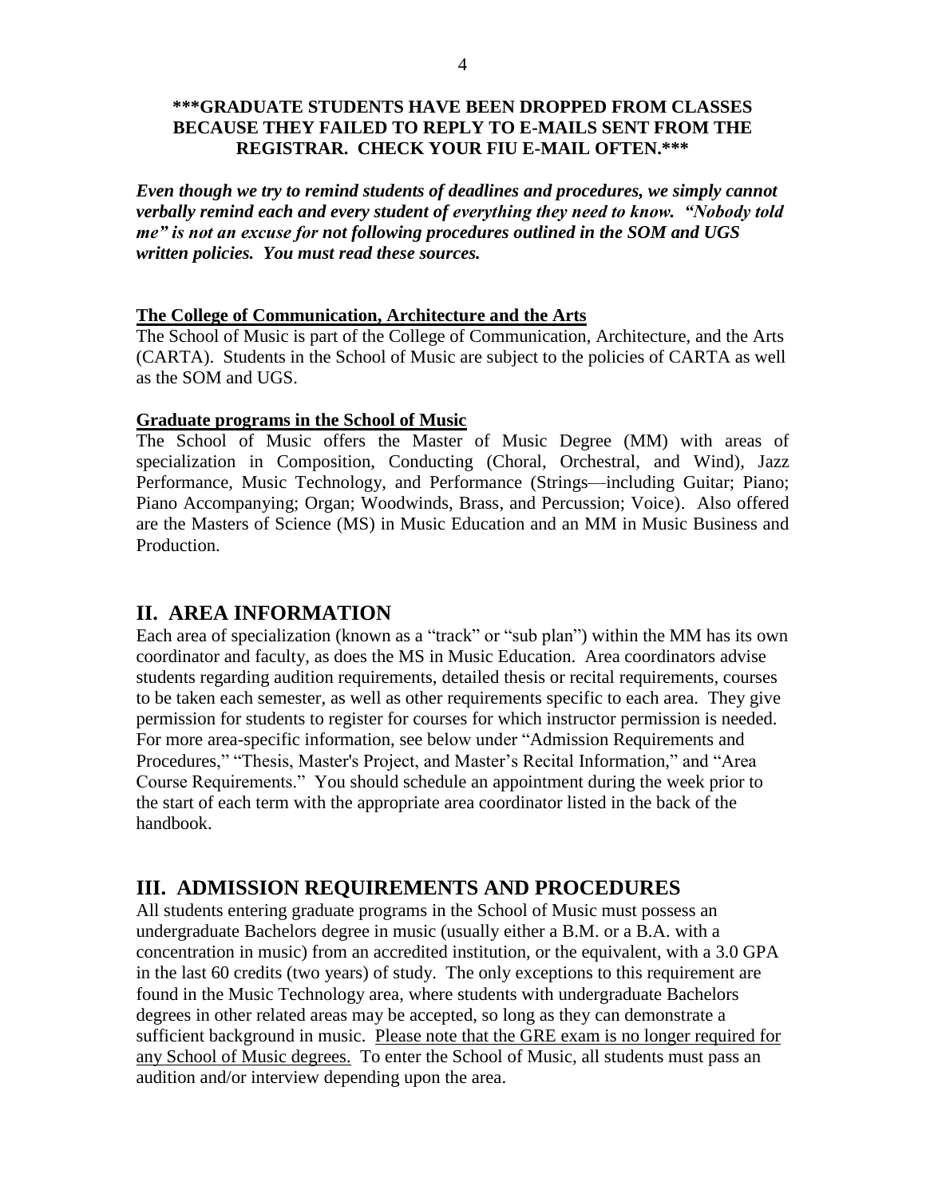**\*\*\*GRADUATE STUDENTS HAVE BEEN DROPPED FROM CLASSES BECAUSE THEY FAILED TO REPLY TO E-MAILS SENT FROM THE REGISTRAR. CHECK YOUR FIU E-MAIL OFTEN.\*\*\***

***Even though we try to remind students of deadlines and procedures, we simply cannot verbally remind each and every student of everything they need to know. "Nobody told me" is not an excuse for not following procedures outlined in the SOM and UGS written policies. You must read these sources.***

**The College of Communication, Architecture and the Arts**

The School of Music is part of the College of Communication, Architecture, and the Arts (CARTA). Students in the School of Music are subject to the policies of CARTA as well as the SOM and UGS.

**Graduate programs in the School of Music**

The School of Music offers the Master of Music Degree (MM) with areas of specialization in Composition, Conducting (Choral, Orchestral, and Wind), Jazz Performance, Music Technology, and Performance (Strings—including Guitar; Piano; Piano Accompanying; Organ; Woodwinds, Brass, and Percussion; Voice). Also offered are the Masters of Science (MS) in Music Education and an MM in Music Business and Production.

## II. AREA INFORMATION

Each area of specialization (known as a "track" or "sub plan") within the MM has its own coordinator and faculty, as does the MS in Music Education. Area coordinators advise students regarding audition requirements, detailed thesis or recital requirements, courses to be taken each semester, as well as other requirements specific to each area. They give permission for students to register for courses for which instructor permission is needed. For more area-specific information, see below under "Admission Requirements and Procedures," "Thesis, Master's Project, and Master's Recital Information," and "Area Course Requirements." You should schedule an appointment during the week prior to the start of each term with the appropriate area coordinator listed in the back of the handbook.

## III. ADMISSION REQUIREMENTS AND PROCEDURES

All students entering graduate programs in the School of Music must possess an undergraduate Bachelors degree in music (usually either a B.M. or a B.A. with a concentration in music) from an accredited institution, or the equivalent, with a 3.0 GPA in the last 60 credits (two years) of study. The only exceptions to this requirement are found in the Music Technology area, where students with undergraduate Bachelors degrees in other related areas may be accepted, so long as they can demonstrate a sufficient background in music. Please note that the GRE exam is no longer required for any School of Music degrees. To enter the School of Music, all students must pass an audition and/or interview depending upon the area.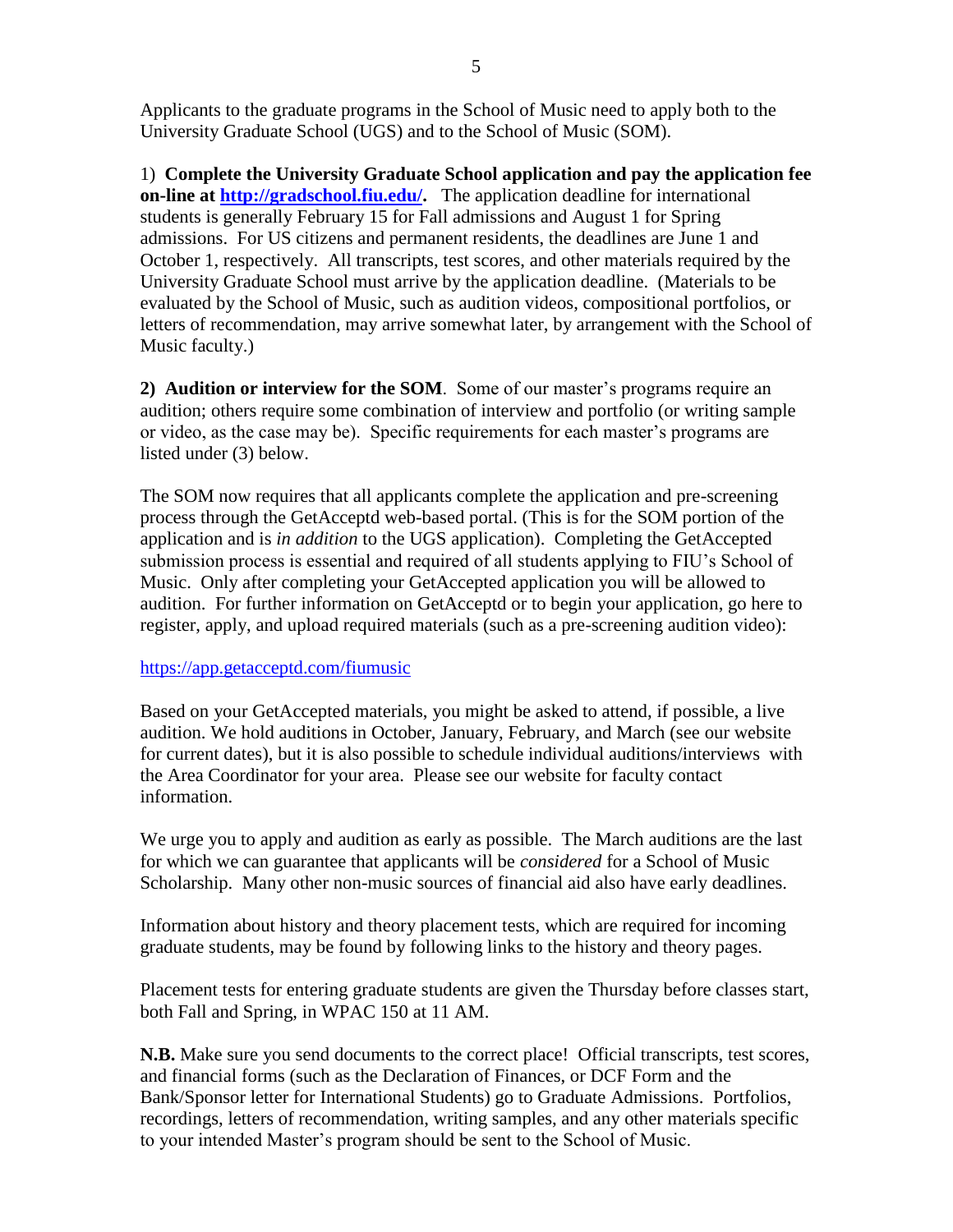Applicants to the graduate programs in the School of Music need to apply both to the University Graduate School (UGS) and to the School of Music (SOM).

1) **Complete the University Graduate School application and pay the application fee on-line at [http://gradschool.fiu.edu/](http://gradschool.fiu.edu/).** The application deadline for international students is generally February 15 for Fall admissions and August 1 for Spring admissions. For US citizens and permanent residents, the deadlines are June 1 and October 1, respectively. All transcripts, test scores, and other materials required by the University Graduate School must arrive by the application deadline. (Materials to be evaluated by the School of Music, such as audition videos, compositional portfolios, or letters of recommendation, may arrive somewhat later, by arrangement with the School of Music faculty.)

**2) Audition or interview for the SOM**. Some of our master's programs require an audition; others require some combination of interview and portfolio (or writing sample or video, as the case may be). Specific requirements for each master's programs are listed under (3) below.

The SOM now requires that all applicants complete the application and pre-screening process through the GetAcceptd web-based portal. (This is for the SOM portion of the application and is *in addition* to the UGS application). Completing the GetAccepted submission process is essential and required of all students applying to FIU's School of Music. Only after completing your GetAccepted application you will be allowed to audition. For further information on GetAcceptd or to begin your application, go here to register, apply, and upload required materials (such as a pre-screening audition video):

[https://app.getacceptd.com/fiumusic](https://app.getacceptd.com/fiumusic)

Based on your GetAccepted materials, you might be asked to attend, if possible, a live audition. We hold auditions in October, January, February, and March (see our website for current dates), but it is also possible to schedule individual auditions/interviews with the Area Coordinator for your area. Please see our website for faculty contact information.

We urge you to apply and audition as early as possible. The March auditions are the last for which we can guarantee that applicants will be *considered* for a School of Music Scholarship. Many other non-music sources of financial aid also have early deadlines.

Information about history and theory placement tests, which are required for incoming graduate students, may be found by following links to the history and theory pages.

Placement tests for entering graduate students are given the Thursday before classes start, both Fall and Spring, in WPAC 150 at 11 AM.

**N.B.** Make sure you send documents to the correct place! Official transcripts, test scores, and financial forms (such as the Declaration of Finances, or DCF Form and the Bank/Sponsor letter for International Students) go to Graduate Admissions. Portfolios, recordings, letters of recommendation, writing samples, and any other materials specific to your intended Master's program should be sent to the School of Music.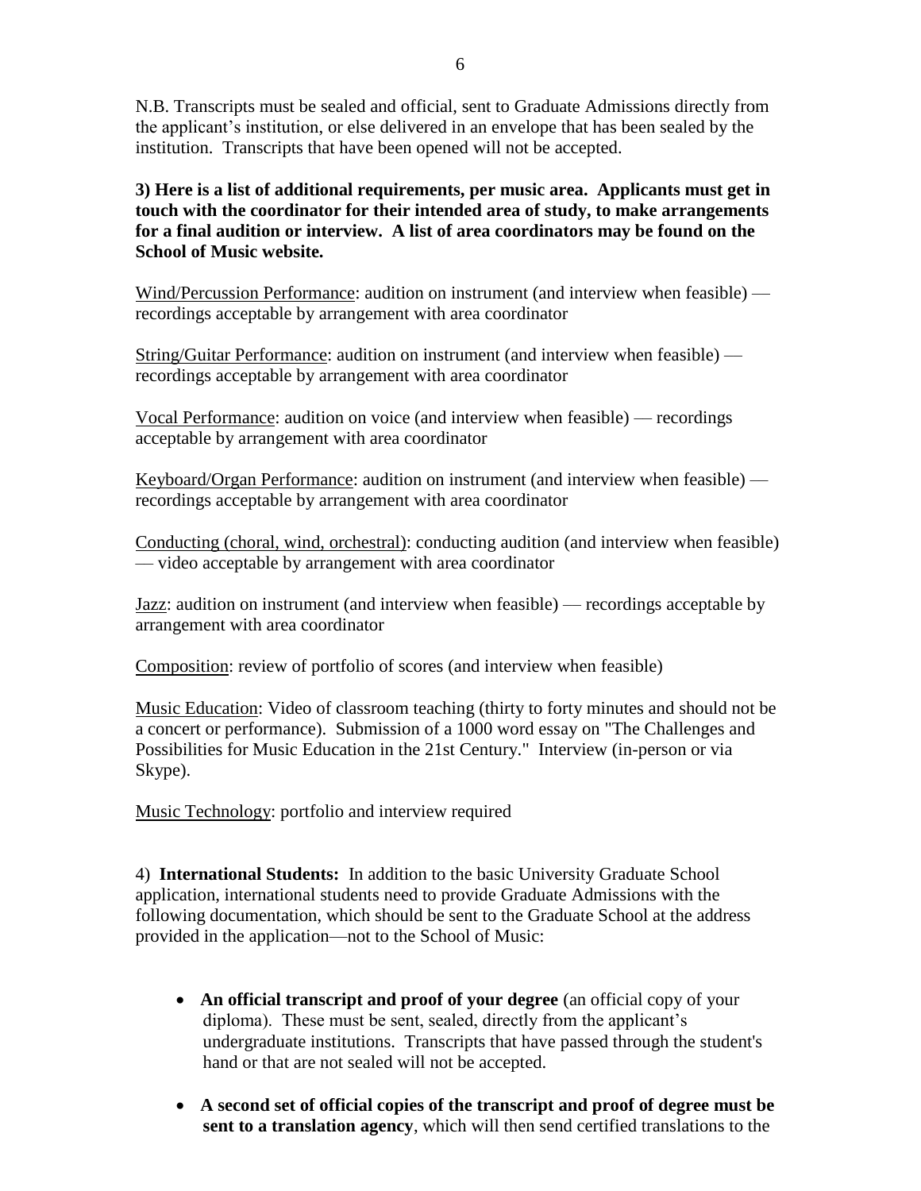N.B. Transcripts must be sealed and official, sent to Graduate Admissions directly from the applicant's institution, or else delivered in an envelope that has been sealed by the institution. Transcripts that have been opened will not be accepted.

**3) Here is a list of additional requirements, per music area. Applicants must get in touch with the coordinator for their intended area of study, to make arrangements for a final audition or interview. A list of area coordinators may be found on the School of Music website.**

<u>Wind/Percussion Performance</u>: audition on instrument (and interview when feasible) — recordings acceptable by arrangement with area coordinator

<u>String/Guitar Performance</u>: audition on instrument (and interview when feasible) — recordings acceptable by arrangement with area coordinator

<u>Vocal Performance</u>: audition on voice (and interview when feasible) — recordings acceptable by arrangement with area coordinator

<u>Keyboard/Organ Performance</u>: audition on instrument (and interview when feasible) — recordings acceptable by arrangement with area coordinator

<u>Conducting (choral, wind, orchestral)</u>: conducting audition (and interview when feasible) — video acceptable by arrangement with area coordinator

<u>Jazz</u>: audition on instrument (and interview when feasible) — recordings acceptable by arrangement with area coordinator

<u>Composition</u>: review of portfolio of scores (and interview when feasible)

<u>Music Education</u>: Video of classroom teaching (thirty to forty minutes and should not be a concert or performance). Submission of a 1000 word essay on "The Challenges and Possibilities for Music Education in the 21st Century." Interview (in-person or via Skype).

<u>Music Technology</u>: portfolio and interview required

4) **International Students:** In addition to the basic University Graduate School application, international students need to provide Graduate Admissions with the following documentation, which should be sent to the Graduate School at the address provided in the application—not to the School of Music:

- **An official transcript and proof of your degree** (an official copy of your diploma). These must be sent, sealed, directly from the applicant's undergraduate institutions. Transcripts that have passed through the student's hand or that are not sealed will not be accepted.
- **A second set of official copies of the transcript and proof of degree must be sent to a translation agency**, which will then send certified translations to the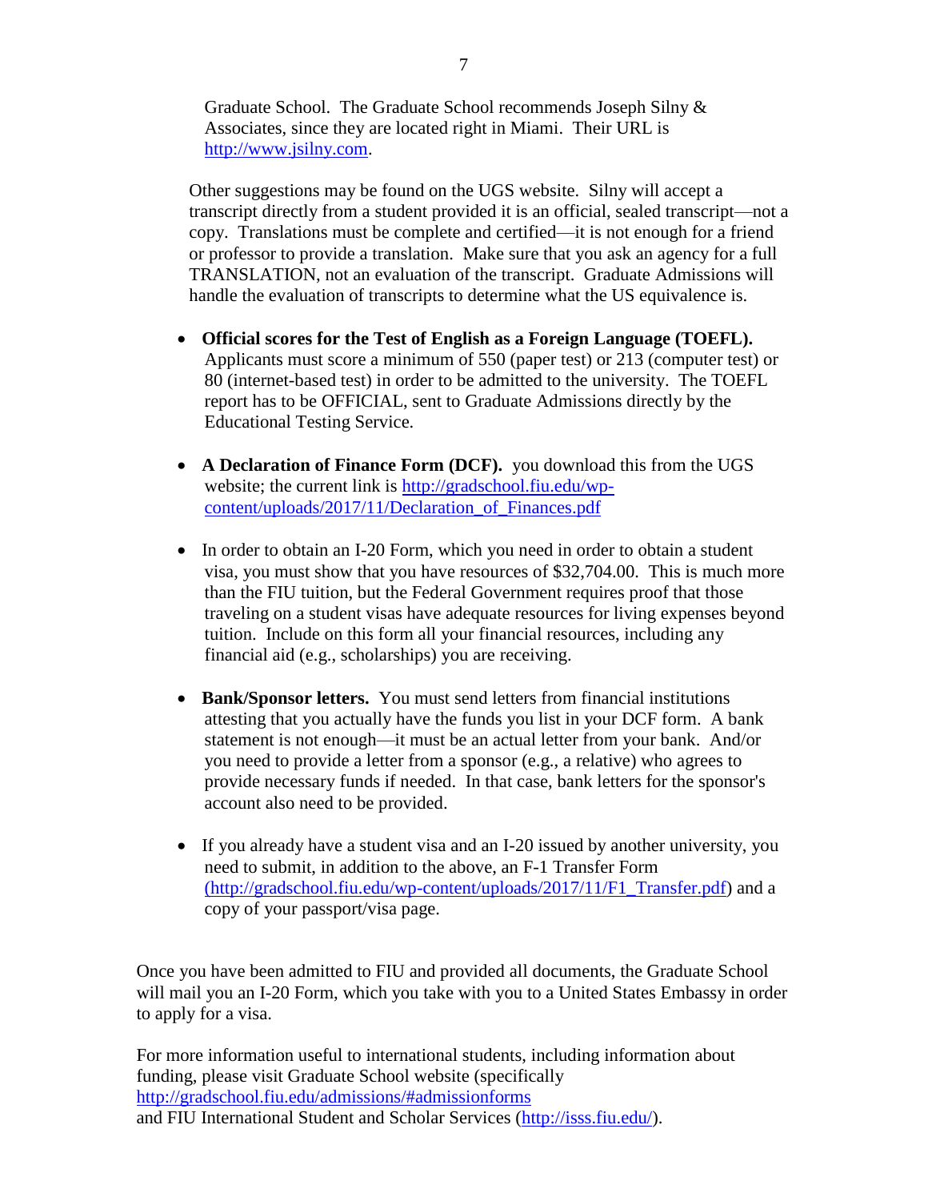Graduate School. The Graduate School recommends Joseph Silny & Associates, since they are located right in Miami. Their URL is http://www.jsilny.com.

Other suggestions may be found on the UGS website. Silny will accept a transcript directly from a student provided it is an official, sealed transcript—not a copy. Translations must be complete and certified—it is not enough for a friend or professor to provide a translation. Make sure that you ask an agency for a full TRANSLATION, not an evaluation of the transcript. Graduate Admissions will handle the evaluation of transcripts to determine what the US equivalence is.

- **Official scores for the Test of English as a Foreign Language (TOEFL).** Applicants must score a minimum of 550 (paper test) or 213 (computer test) or 80 (internet-based test) in order to be admitted to the university. The TOEFL report has to be OFFICIAL, sent to Graduate Admissions directly by the Educational Testing Service.

- **A Declaration of Finance Form (DCF).** you download this from the UGS website; the current link is http://gradschool.fiu.edu/wp-content/uploads/2017/11/Declaration_of_Finances.pdf

- In order to obtain an I-20 Form, which you need in order to obtain a student visa, you must show that you have resources of $32,704.00. This is much more than the FIU tuition, but the Federal Government requires proof that those traveling on a student visas have adequate resources for living expenses beyond tuition. Include on this form all your financial resources, including any financial aid (e.g., scholarships) you are receiving.

- **Bank/Sponsor letters.** You must send letters from financial institutions attesting that you actually have the funds you list in your DCF form. A bank statement is not enough—it must be an actual letter from your bank. And/or you need to provide a letter from a sponsor (e.g., a relative) who agrees to provide necessary funds if needed. In that case, bank letters for the sponsor's account also need to be provided.

- If you already have a student visa and an I-20 issued by another university, you need to submit, in addition to the above, an F-1 Transfer Form (http://gradschool.fiu.edu/wp-content/uploads/2017/11/F1_Transfer.pdf) and a copy of your passport/visa page.

Once you have been admitted to FIU and provided all documents, the Graduate School will mail you an I-20 Form, which you take with you to a United States Embassy in order to apply for a visa.

For more information useful to international students, including information about funding, please visit Graduate School website (specifically http://gradschool.fiu.edu/admissions/#admissionforms and FIU International Student and Scholar Services (http://isss.fiu.edu/).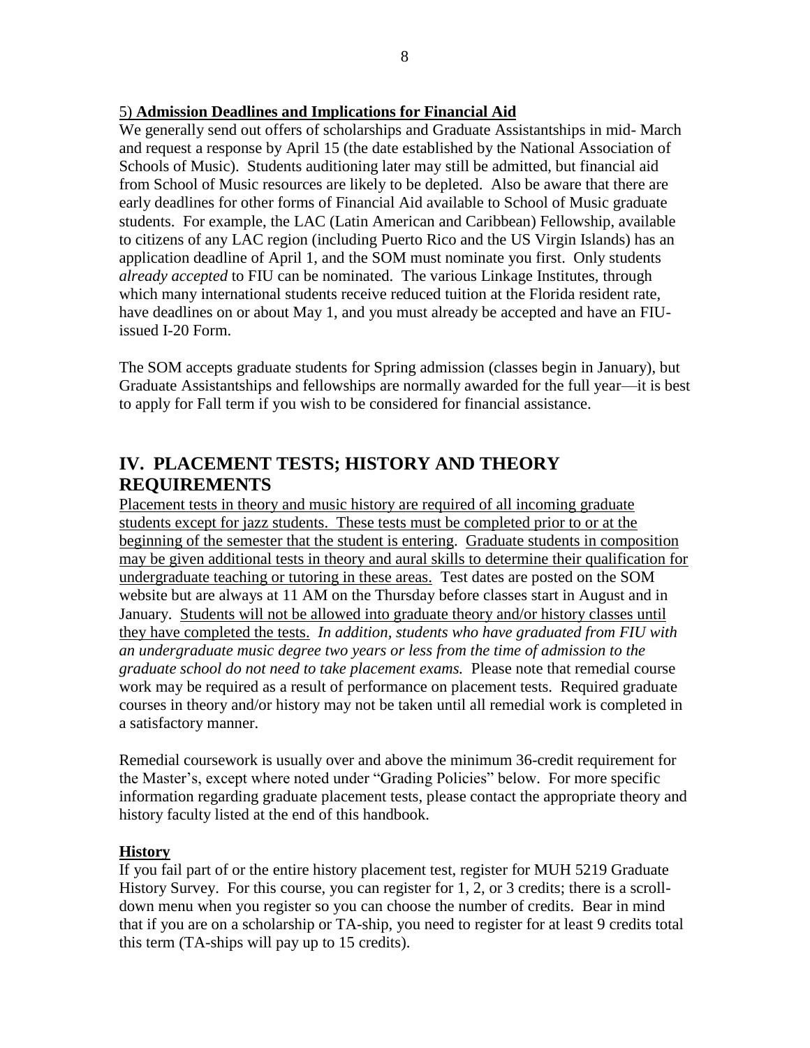### 5) **Admission Deadlines and Implications for Financial Aid**

We generally send out offers of scholarships and Graduate Assistantships in mid- March and request a response by April 15 (the date established by the National Association of Schools of Music). Students auditioning later may still be admitted, but financial aid from School of Music resources are likely to be depleted. Also be aware that there are early deadlines for other forms of Financial Aid available to School of Music graduate students. For example, the LAC (Latin American and Caribbean) Fellowship, available to citizens of any LAC region (including Puerto Rico and the US Virgin Islands) has an application deadline of April 1, and the SOM must nominate you first. Only students *already accepted* to FIU can be nominated. The various Linkage Institutes, through which many international students receive reduced tuition at the Florida resident rate, have deadlines on or about May 1, and you must already be accepted and have an FIU-issued I-20 Form.

The SOM accepts graduate students for Spring admission (classes begin in January), but Graduate Assistantships and fellowships are normally awarded for the full year—it is best to apply for Fall term if you wish to be considered for financial assistance.

## IV. PLACEMENT TESTS; HISTORY AND THEORY REQUIREMENTS

Placement tests in theory and music history are required of all incoming graduate students except for jazz students. These tests must be completed prior to or at the beginning of the semester that the student is entering. Graduate students in composition may be given additional tests in theory and aural skills to determine their qualification for undergraduate teaching or tutoring in these areas. Test dates are posted on the SOM website but are always at 11 AM on the Thursday before classes start in August and in January. Students will not be allowed into graduate theory and/or history classes until they have completed the tests. *In addition, students who have graduated from FIU with an undergraduate music degree two years or less from the time of admission to the graduate school do not need to take placement exams.* Please note that remedial course work may be required as a result of performance on placement tests. Required graduate courses in theory and/or history may not be taken until all remedial work is completed in a satisfactory manner.

Remedial coursework is usually over and above the minimum 36-credit requirement for the Master's, except where noted under "Grading Policies" below. For more specific information regarding graduate placement tests, please contact the appropriate theory and history faculty listed at the end of this handbook.

### **History**

If you fail part of or the entire history placement test, register for MUH 5219 Graduate History Survey. For this course, you can register for 1, 2, or 3 credits; there is a scroll-down menu when you register so you can choose the number of credits. Bear in mind that if you are on a scholarship or TA-ship, you need to register for at least 9 credits total this term (TA-ships will pay up to 15 credits).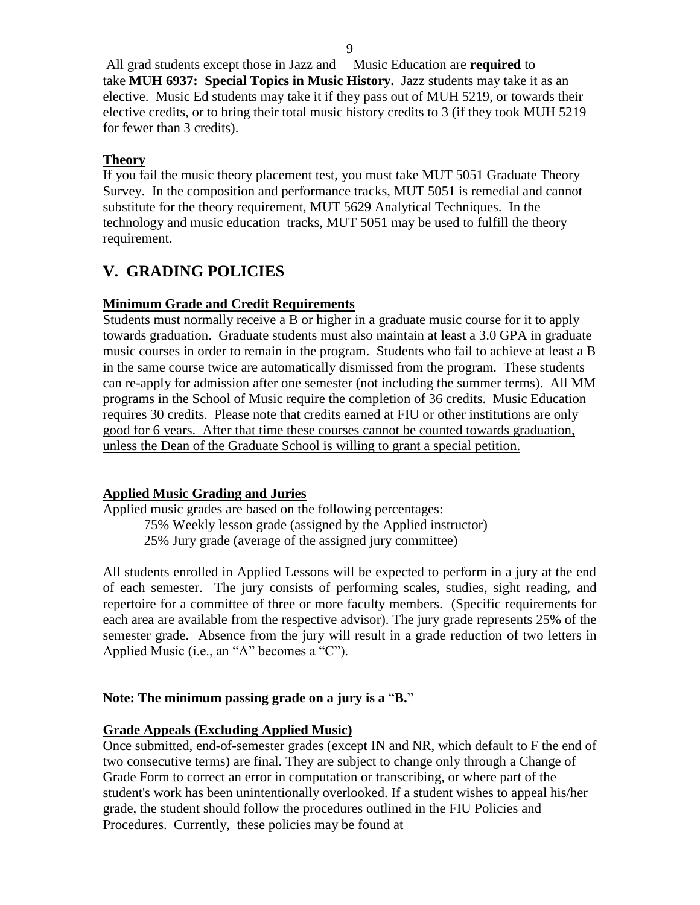All grad students except those in Jazz and Music Education are **required** to take **MUH 6937: Special Topics in Music History.** Jazz students may take it as an elective. Music Ed students may take it if they pass out of MUH 5219, or towards their elective credits, or to bring their total music history credits to 3 (if they took MUH 5219 for fewer than 3 credits).

### Theory

If you fail the music theory placement test, you must take MUT 5051 Graduate Theory Survey. In the composition and performance tracks, MUT 5051 is remedial and cannot substitute for the theory requirement, MUT 5629 Analytical Techniques. In the technology and music education tracks, MUT 5051 may be used to fulfill the theory requirement.

## V. GRADING POLICIES

### Minimum Grade and Credit Requirements

Students must normally receive a B or higher in a graduate music course for it to apply towards graduation. Graduate students must also maintain at least a 3.0 GPA in graduate music courses in order to remain in the program. Students who fail to achieve at least a B in the same course twice are automatically dismissed from the program. These students can re-apply for admission after one semester (not including the summer terms). All MM programs in the School of Music require the completion of 36 credits. Music Education requires 30 credits. <u>Please note that credits earned at FIU or other institutions are only good for 6 years. After that time these courses cannot be counted towards graduation, unless the Dean of the Graduate School is willing to grant a special petition.</u>

### Applied Music Grading and Juries

Applied music grades are based on the following percentages:

- 75% Weekly lesson grade (assigned by the Applied instructor)
- 25% Jury grade (average of the assigned jury committee)

All students enrolled in Applied Lessons will be expected to perform in a jury at the end of each semester. The jury consists of performing scales, studies, sight reading, and repertoire for a committee of three or more faculty members. (Specific requirements for each area are available from the respective advisor). The jury grade represents 25% of the semester grade. Absence from the jury will result in a grade reduction of two letters in Applied Music (i.e., an "A" becomes a "C").

**Note: The minimum passing grade on a jury is a "B."**

### Grade Appeals (Excluding Applied Music)

Once submitted, end-of-semester grades (except IN and NR, which default to F the end of two consecutive terms) are final. They are subject to change only through a Change of Grade Form to correct an error in computation or transcribing, or where part of the student's work has been unintentionally overlooked. If a student wishes to appeal his/her grade, the student should follow the procedures outlined in the FIU Policies and Procedures. Currently, these policies may be found at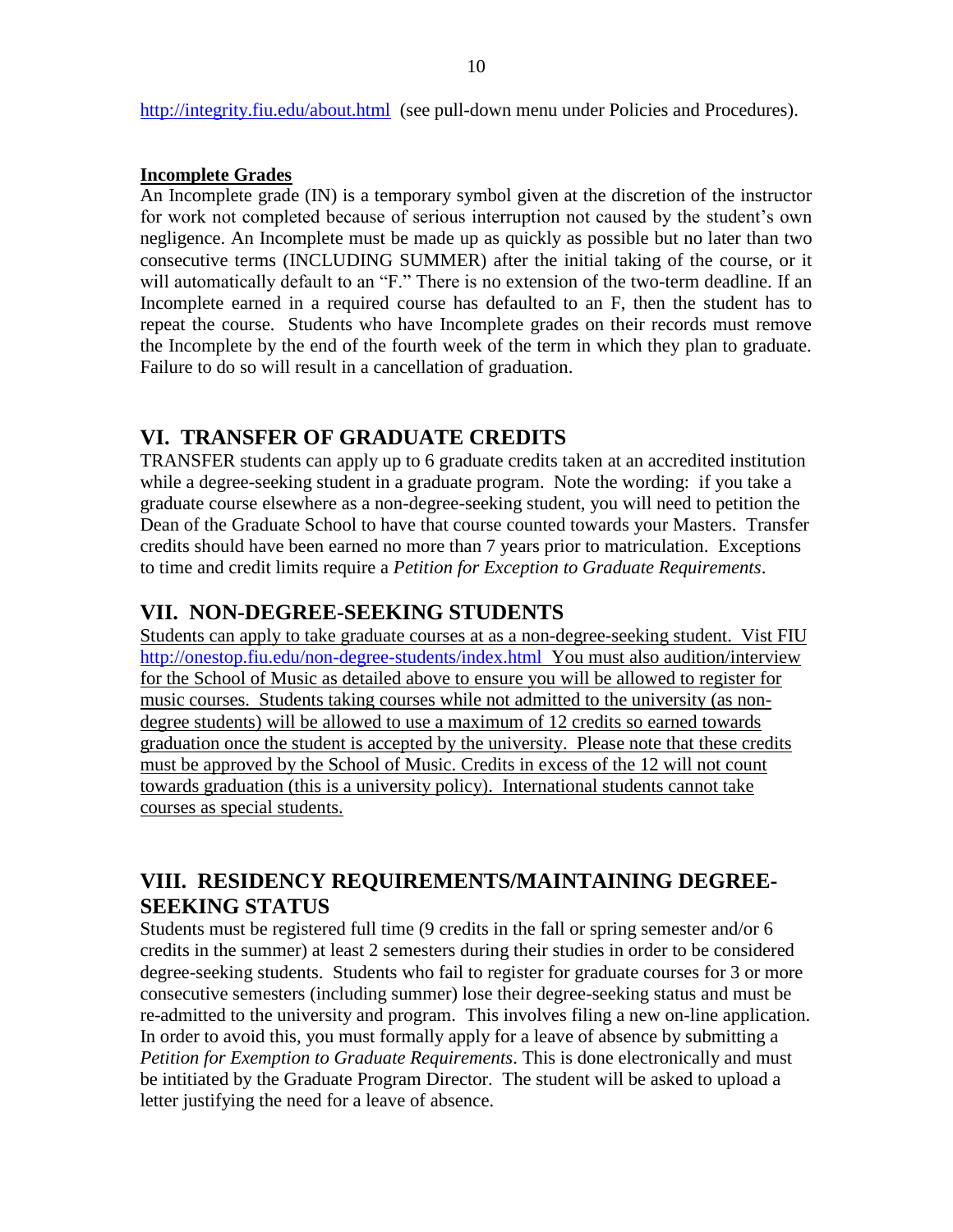http://integrity.fiu.edu/about.html (see pull-down menu under Policies and Procedures).

**Incomplete Grades**

An Incomplete grade (IN) is a temporary symbol given at the discretion of the instructor for work not completed because of serious interruption not caused by the student's own negligence. An Incomplete must be made up as quickly as possible but no later than two consecutive terms (INCLUDING SUMMER) after the initial taking of the course, or it will automatically default to an "F." There is no extension of the two-term deadline. If an Incomplete earned in a required course has defaulted to an F, then the student has to repeat the course. Students who have Incomplete grades on their records must remove the Incomplete by the end of the fourth week of the term in which they plan to graduate. Failure to do so will result in a cancellation of graduation.

## VI. TRANSFER OF GRADUATE CREDITS

TRANSFER students can apply up to 6 graduate credits taken at an accredited institution while a degree-seeking student in a graduate program. Note the wording: if you take a graduate course elsewhere as a non-degree-seeking student, you will need to petition the Dean of the Graduate School to have that course counted towards your Masters. Transfer credits should have been earned no more than 7 years prior to matriculation. Exceptions to time and credit limits require a *Petition for Exception to Graduate Requirements*.

## VII. NON-DEGREE-SEEKING STUDENTS

Students can apply to take graduate courses at as a non-degree-seeking student. Vist FIU http://onestop.fiu.edu/non-degree-students/index.html You must also audition/interview for the School of Music as detailed above to ensure you will be allowed to register for music courses. Students taking courses while not admitted to the university (as non-degree students) will be allowed to use a maximum of 12 credits so earned towards graduation once the student is accepted by the university. Please note that these credits must be approved by the School of Music. Credits in excess of the 12 will not count towards graduation (this is a university policy). International students cannot take courses as special students.

## VIII. RESIDENCY REQUIREMENTS/MAINTAINING DEGREE-SEEKING STATUS

Students must be registered full time (9 credits in the fall or spring semester and/or 6 credits in the summer) at least 2 semesters during their studies in order to be considered degree-seeking students. Students who fail to register for graduate courses for 3 or more consecutive semesters (including summer) lose their degree-seeking status and must be re-admitted to the university and program. This involves filing a new on-line application. In order to avoid this, you must formally apply for a leave of absence by submitting a *Petition for Exemption to Graduate Requirements*. This is done electronically and must be intitiated by the Graduate Program Director. The student will be asked to upload a letter justifying the need for a leave of absence.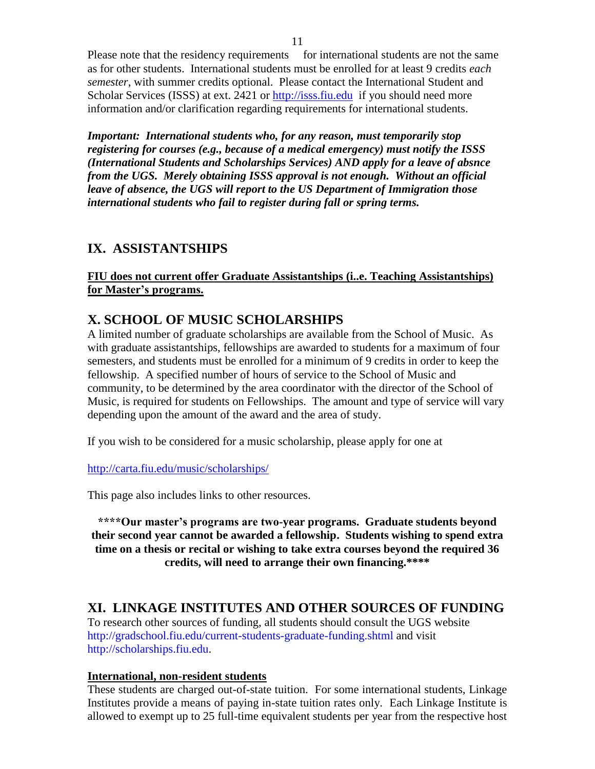Please note that the residency requirements for international students are not the same as for other students. International students must be enrolled for at least 9 credits *each semester*, with summer credits optional. Please contact the International Student and Scholar Services (ISSS) at ext. 2421 or http://isss.fiu.edu if you should need more information and/or clarification regarding requirements for international students.

***Important: International students who, for any reason, must temporarily stop registering for courses (e.g., because of a medical emergency) must notify the ISSS (International Students and Scholarships Services) AND apply for a leave of absnce from the UGS. Merely obtaining ISSS approval is not enough. Without an official leave of absence, the UGS will report to the US Department of Immigration those international students who fail to register during fall or spring terms.***

## IX. ASSISTANTSHIPS

**FIU does not current offer Graduate Assistantships (i..e. Teaching Assistantships) for Master's programs.**

## X. SCHOOL OF MUSIC SCHOLARSHIPS

A limited number of graduate scholarships are available from the School of Music. As with graduate assistantships, fellowships are awarded to students for a maximum of four semesters, and students must be enrolled for a minimum of 9 credits in order to keep the fellowship. A specified number of hours of service to the School of Music and community, to be determined by the area coordinator with the director of the School of Music, is required for students on Fellowships. The amount and type of service will vary depending upon the amount of the award and the area of study.

If you wish to be considered for a music scholarship, please apply for one at

http://carta.fiu.edu/music/scholarships/

This page also includes links to other resources.

**\*\*\*\*Our master's programs are two-year programs. Graduate students beyond their second year cannot be awarded a fellowship. Students wishing to spend extra time on a thesis or recital or wishing to take extra courses beyond the required 36 credits, will need to arrange their own financing.\*\*\*\***

## XI. LINKAGE INSTITUTES AND OTHER SOURCES OF FUNDING

To research other sources of funding, all students should consult the UGS website http://gradschool.fiu.edu/current-students-graduate-funding.shtml and visit http://scholarships.fiu.edu.

**International, non-resident students**

These students are charged out-of-state tuition. For some international students, Linkage Institutes provide a means of paying in-state tuition rates only. Each Linkage Institute is allowed to exempt up to 25 full-time equivalent students per year from the respective host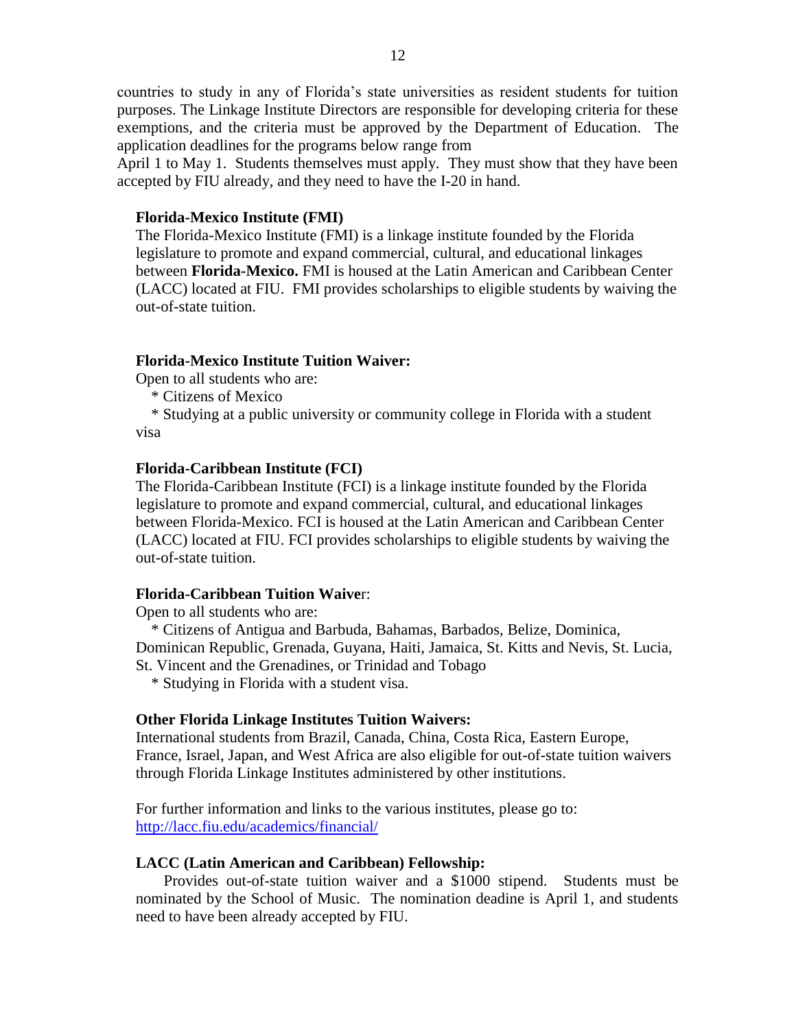countries to study in any of Florida's state universities as resident students for tuition purposes. The Linkage Institute Directors are responsible for developing criteria for these exemptions, and the criteria must be approved by the Department of Education. The application deadlines for the programs below range from
April 1 to May 1. Students themselves must apply. They must show that they have been accepted by FIU already, and they need to have the I-20 in hand.

**Florida-Mexico Institute (FMI)**

The Florida-Mexico Institute (FMI) is a linkage institute founded by the Florida legislature to promote and expand commercial, cultural, and educational linkages between **Florida-Mexico.** FMI is housed at the Latin American and Caribbean Center (LACC) located at FIU. FMI provides scholarships to eligible students by waiving the out-of-state tuition.

**Florida-Mexico Institute Tuition Waiver:**

Open to all students who are:

* Citizens of Mexico
* Studying at a public university or community college in Florida with a student visa

**Florida-Caribbean Institute (FCI)**

The Florida-Caribbean Institute (FCI) is a linkage institute founded by the Florida legislature to promote and expand commercial, cultural, and educational linkages between Florida-Mexico. FCI is housed at the Latin American and Caribbean Center (LACC) located at FIU. FCI provides scholarships to eligible students by waiving the out-of-state tuition.

**Florida-Caribbean Tuition Waive**r:

Open to all students who are:

* Citizens of Antigua and Barbuda, Bahamas, Barbados, Belize, Dominica, Dominican Republic, Grenada, Guyana, Haiti, Jamaica, St. Kitts and Nevis, St. Lucia, St. Vincent and the Grenadines, or Trinidad and Tobago
* Studying in Florida with a student visa.

**Other Florida Linkage Institutes Tuition Waivers:**

International students from Brazil, Canada, China, Costa Rica, Eastern Europe, France, Israel, Japan, and West Africa are also eligible for out-of-state tuition waivers through Florida Linkage Institutes administered by other institutions.

For further information and links to the various institutes, please go to:
http://lacc.fiu.edu/academics/financial/

**LACC (Latin American and Caribbean) Fellowship:**

Provides out-of-state tuition waiver and a $1000 stipend. Students must be nominated by the School of Music. The nomination deadine is April 1, and students need to have been already accepted by FIU.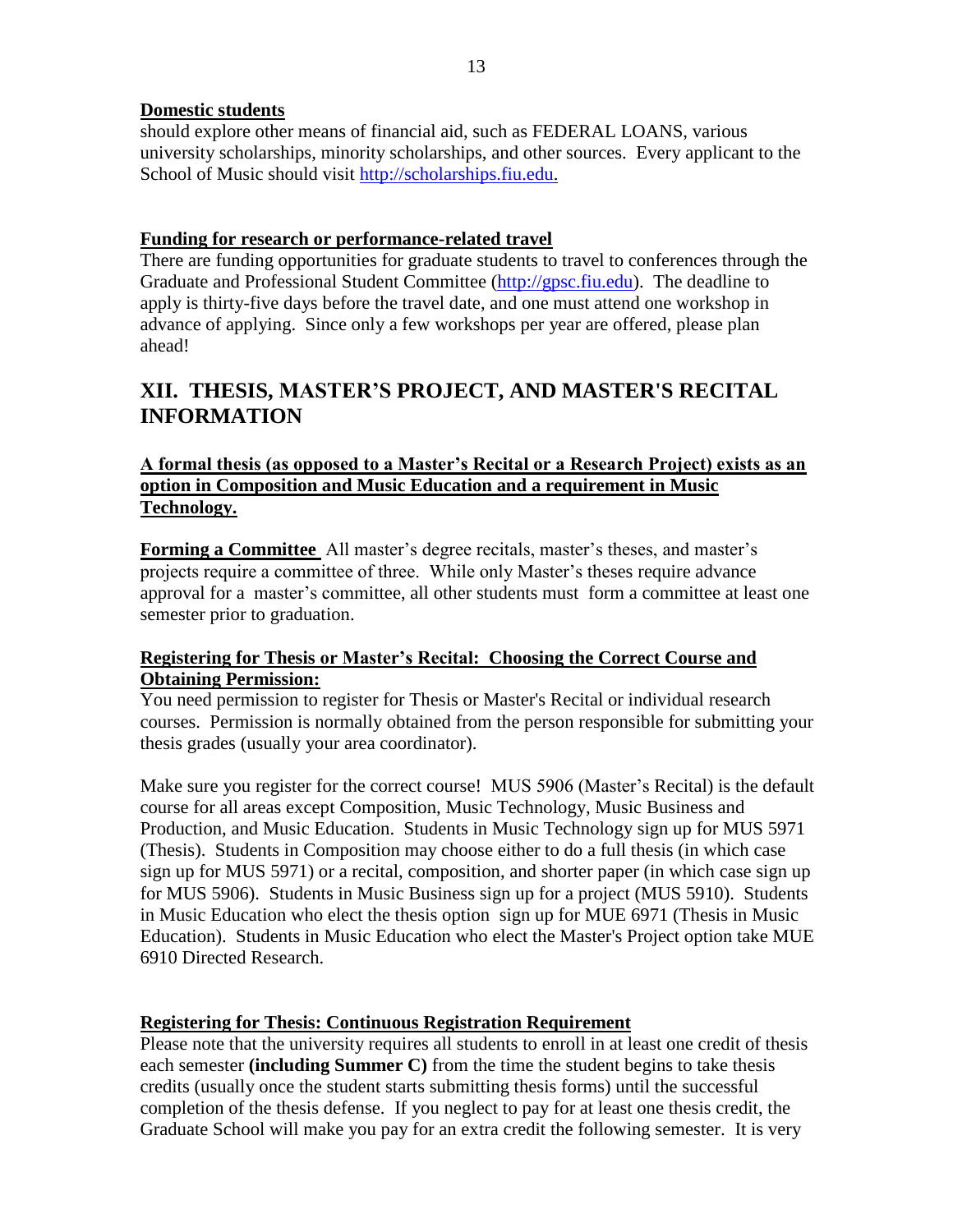**Domestic students**
should explore other means of financial aid, such as FEDERAL LOANS, various university scholarships, minority scholarships, and other sources. Every applicant to the School of Music should visit http://scholarships.fiu.edu.

**Funding for research or performance-related travel**
There are funding opportunities for graduate students to travel to conferences through the Graduate and Professional Student Committee (http://gpsc.fiu.edu). The deadline to apply is thirty-five days before the travel date, and one must attend one workshop in advance of applying. Since only a few workshops per year are offered, please plan ahead!

## XII. THESIS, MASTER'S PROJECT, AND MASTER'S RECITAL INFORMATION

**A formal thesis (as opposed to a Master's Recital or a Research Project) exists as an option in Composition and Music Education and a requirement in Music Technology.**

**Forming a Committee** All master's degree recitals, master's theses, and master's projects require a committee of three. While only Master's theses require advance approval for a master's committee, all other students must form a committee at least one semester prior to graduation.

**Registering for Thesis or Master's Recital: Choosing the Correct Course and Obtaining Permission:**
You need permission to register for Thesis or Master's Recital or individual research courses. Permission is normally obtained from the person responsible for submitting your thesis grades (usually your area coordinator).

Make sure you register for the correct course! MUS 5906 (Master's Recital) is the default course for all areas except Composition, Music Technology, Music Business and Production, and Music Education. Students in Music Technology sign up for MUS 5971 (Thesis). Students in Composition may choose either to do a full thesis (in which case sign up for MUS 5971) or a recital, composition, and shorter paper (in which case sign up for MUS 5906). Students in Music Business sign up for a project (MUS 5910). Students in Music Education who elect the thesis option sign up for MUE 6971 (Thesis in Music Education). Students in Music Education who elect the Master's Project option take MUE 6910 Directed Research.

**Registering for Thesis: Continuous Registration Requirement**
Please note that the university requires all students to enroll in at least one credit of thesis each semester **(including Summer C)** from the time the student begins to take thesis credits (usually once the student starts submitting thesis forms) until the successful completion of the thesis defense. If you neglect to pay for at least one thesis credit, the Graduate School will make you pay for an extra credit the following semester. It is very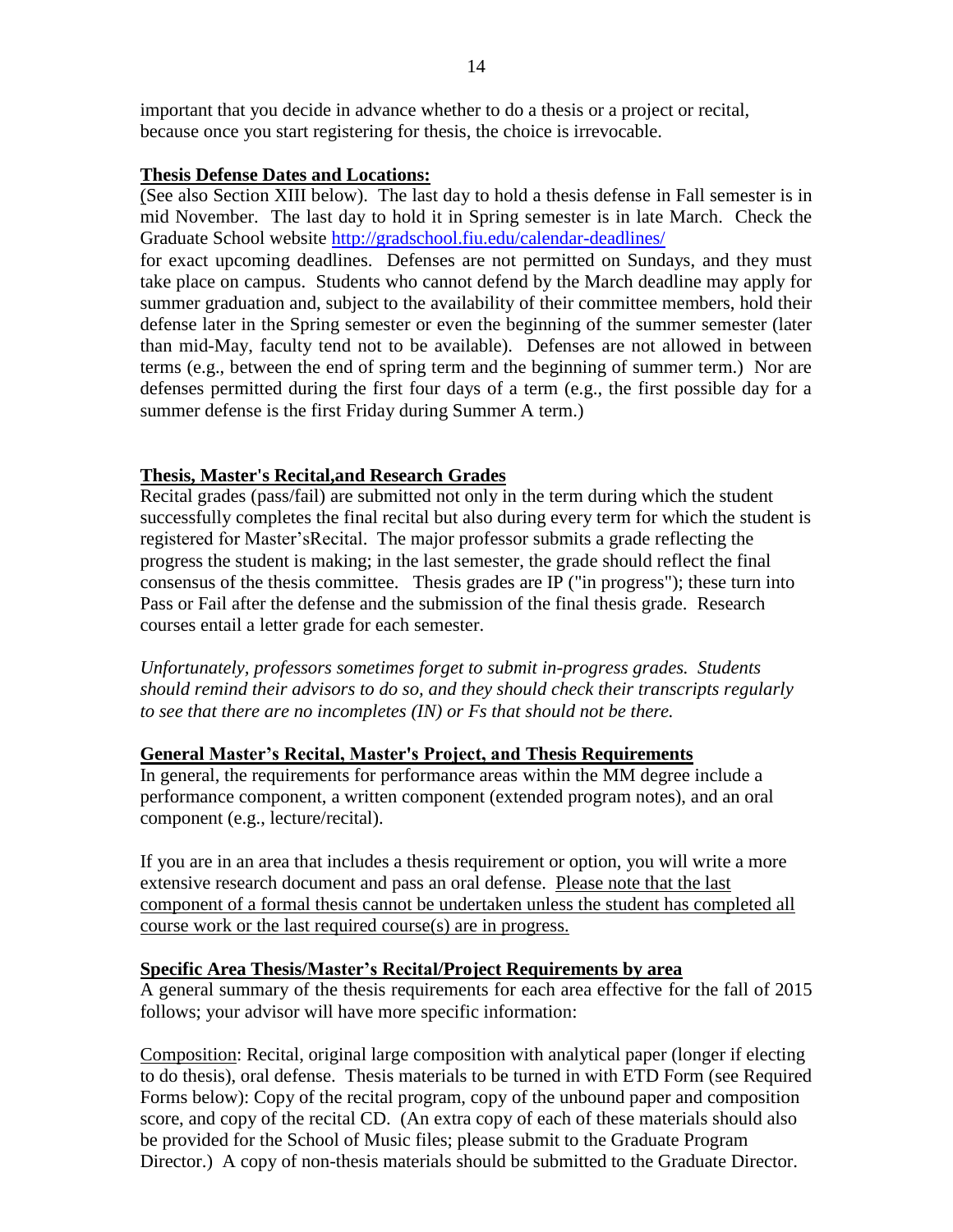important that you decide in advance whether to do a thesis or a project or recital, because once you start registering for thesis, the choice is irrevocable.

## Thesis Defense Dates and Locations:

(See also Section XIII below). The last day to hold a thesis defense in Fall semester is in mid November. The last day to hold it in Spring semester is in late March. Check the Graduate School website http://gradschool.fiu.edu/calendar-deadlines/ for exact upcoming deadlines. Defenses are not permitted on Sundays, and they must take place on campus. Students who cannot defend by the March deadline may apply for summer graduation and, subject to the availability of their committee members, hold their defense later in the Spring semester or even the beginning of the summer semester (later than mid-May, faculty tend not to be available). Defenses are not allowed in between terms (e.g., between the end of spring term and the beginning of summer term.) Nor are defenses permitted during the first four days of a term (e.g., the first possible day for a summer defense is the first Friday during Summer A term.)

## Thesis, Master's Recital,and Research Grades

Recital grades (pass/fail) are submitted not only in the term during which the student successfully completes the final recital but also during every term for which the student is registered for Master'sRecital. The major professor submits a grade reflecting the progress the student is making; in the last semester, the grade should reflect the final consensus of the thesis committee. Thesis grades are IP ("in progress"); these turn into Pass or Fail after the defense and the submission of the final thesis grade. Research courses entail a letter grade for each semester.

*Unfortunately, professors sometimes forget to submit in-progress grades. Students should remind their advisors to do so, and they should check their transcripts regularly to see that there are no incompletes (IN) or Fs that should not be there.*

## General Master's Recital, Master's Project, and Thesis Requirements

In general, the requirements for performance areas within the MM degree include a performance component, a written component (extended program notes), and an oral component (e.g., lecture/recital).

If you are in an area that includes a thesis requirement or option, you will write a more extensive research document and pass an oral defense. Please note that the last component of a formal thesis cannot be undertaken unless the student has completed all course work or the last required course(s) are in progress.

## Specific Area Thesis/Master's Recital/Project Requirements by area

A general summary of the thesis requirements for each area effective for the fall of 2015 follows; your advisor will have more specific information:

Composition: Recital, original large composition with analytical paper (longer if electing to do thesis), oral defense. Thesis materials to be turned in with ETD Form (see Required Forms below): Copy of the recital program, copy of the unbound paper and composition score, and copy of the recital CD. (An extra copy of each of these materials should also be provided for the School of Music files; please submit to the Graduate Program Director.) A copy of non-thesis materials should be submitted to the Graduate Director.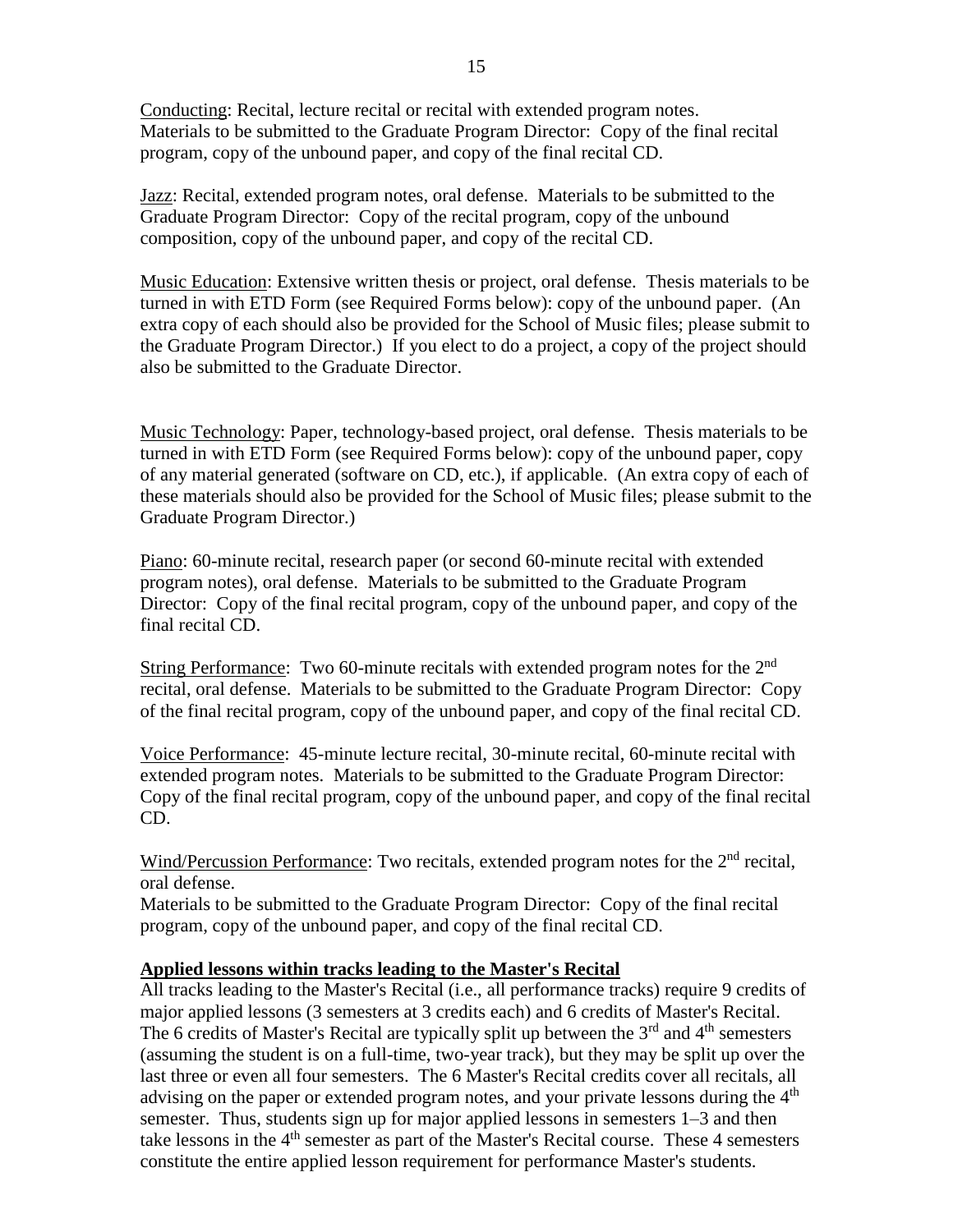Conducting: Recital, lecture recital or recital with extended program notes. Materials to be submitted to the Graduate Program Director: Copy of the final recital program, copy of the unbound paper, and copy of the final recital CD.

Jazz: Recital, extended program notes, oral defense. Materials to be submitted to the Graduate Program Director: Copy of the recital program, copy of the unbound composition, copy of the unbound paper, and copy of the recital CD.

Music Education: Extensive written thesis or project, oral defense. Thesis materials to be turned in with ETD Form (see Required Forms below): copy of the unbound paper. (An extra copy of each should also be provided for the School of Music files; please submit to the Graduate Program Director.) If you elect to do a project, a copy of the project should also be submitted to the Graduate Director.

Music Technology: Paper, technology-based project, oral defense. Thesis materials to be turned in with ETD Form (see Required Forms below): copy of the unbound paper, copy of any material generated (software on CD, etc.), if applicable. (An extra copy of each of these materials should also be provided for the School of Music files; please submit to the Graduate Program Director.)

Piano: 60-minute recital, research paper (or second 60-minute recital with extended program notes), oral defense. Materials to be submitted to the Graduate Program Director: Copy of the final recital program, copy of the unbound paper, and copy of the final recital CD.

String Performance: Two 60-minute recitals with extended program notes for the 2nd recital, oral defense. Materials to be submitted to the Graduate Program Director: Copy of the final recital program, copy of the unbound paper, and copy of the final recital CD.

Voice Performance: 45-minute lecture recital, 30-minute recital, 60-minute recital with extended program notes. Materials to be submitted to the Graduate Program Director: Copy of the final recital program, copy of the unbound paper, and copy of the final recital CD.

Wind/Percussion Performance: Two recitals, extended program notes for the 2nd recital, oral defense.
Materials to be submitted to the Graduate Program Director: Copy of the final recital program, copy of the unbound paper, and copy of the final recital CD.

**Applied lessons within tracks leading to the Master's Recital**

All tracks leading to the Master's Recital (i.e., all performance tracks) require 9 credits of major applied lessons (3 semesters at 3 credits each) and 6 credits of Master's Recital. The 6 credits of Master's Recital are typically split up between the 3rd and 4th semesters (assuming the student is on a full-time, two-year track), but they may be split up over the last three or even all four semesters. The 6 Master's Recital credits cover all recitals, all advising on the paper or extended program notes, and your private lessons during the 4th semester. Thus, students sign up for major applied lessons in semesters 1–3 and then take lessons in the 4th semester as part of the Master's Recital course. These 4 semesters constitute the entire applied lesson requirement for performance Master's students.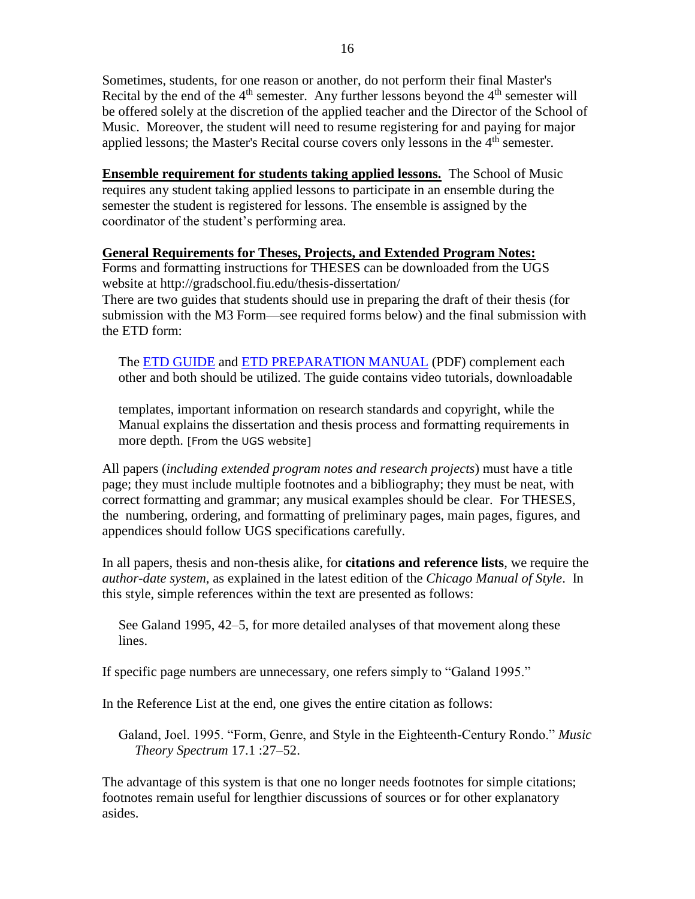Sometimes, students, for one reason or another, do not perform their final Master's Recital by the end of the 4th semester. Any further lessons beyond the 4th semester will be offered solely at the discretion of the applied teacher and the Director of the School of Music. Moreover, the student will need to resume registering for and paying for major applied lessons; the Master's Recital course covers only lessons in the 4th semester.

**Ensemble requirement for students taking applied lessons.** The School of Music requires any student taking applied lessons to participate in an ensemble during the semester the student is registered for lessons. The ensemble is assigned by the coordinator of the student's performing area.

**General Requirements for Theses, Projects, and Extended Program Notes:**
Forms and formatting instructions for THESES can be downloaded from the UGS website at http://gradschool.fiu.edu/thesis-dissertation/
There are two guides that students should use in preparing the draft of their thesis (for submission with the M3 Form—see required forms below) and the final submission with the ETD form:

> The ETD GUIDE and ETD PREPARATION MANUAL (PDF) complement each other and both should be utilized. The guide contains video tutorials, downloadable templates, important information on research standards and copyright, while the Manual explains the dissertation and thesis process and formatting requirements in more depth. [From the UGS website]

All papers (*including extended program notes and research projects*) must have a title page; they must include multiple footnotes and a bibliography; they must be neat, with correct formatting and grammar; any musical examples should be clear. For THESES, the numbering, ordering, and formatting of preliminary pages, main pages, figures, and appendices should follow UGS specifications carefully.

In all papers, thesis and non-thesis alike, for **citations and reference lists**, we require the *author-date system*, as explained in the latest edition of the *Chicago Manual of Style*. In this style, simple references within the text are presented as follows:

> See Galand 1995, 42–5, for more detailed analyses of that movement along these lines.

If specific page numbers are unnecessary, one refers simply to "Galand 1995."

In the Reference List at the end, one gives the entire citation as follows:

> Galand, Joel. 1995. "Form, Genre, and Style in the Eighteenth-Century Rondo." *Music Theory Spectrum* 17.1 :27–52.

The advantage of this system is that one no longer needs footnotes for simple citations; footnotes remain useful for lengthier discussions of sources or for other explanatory asides.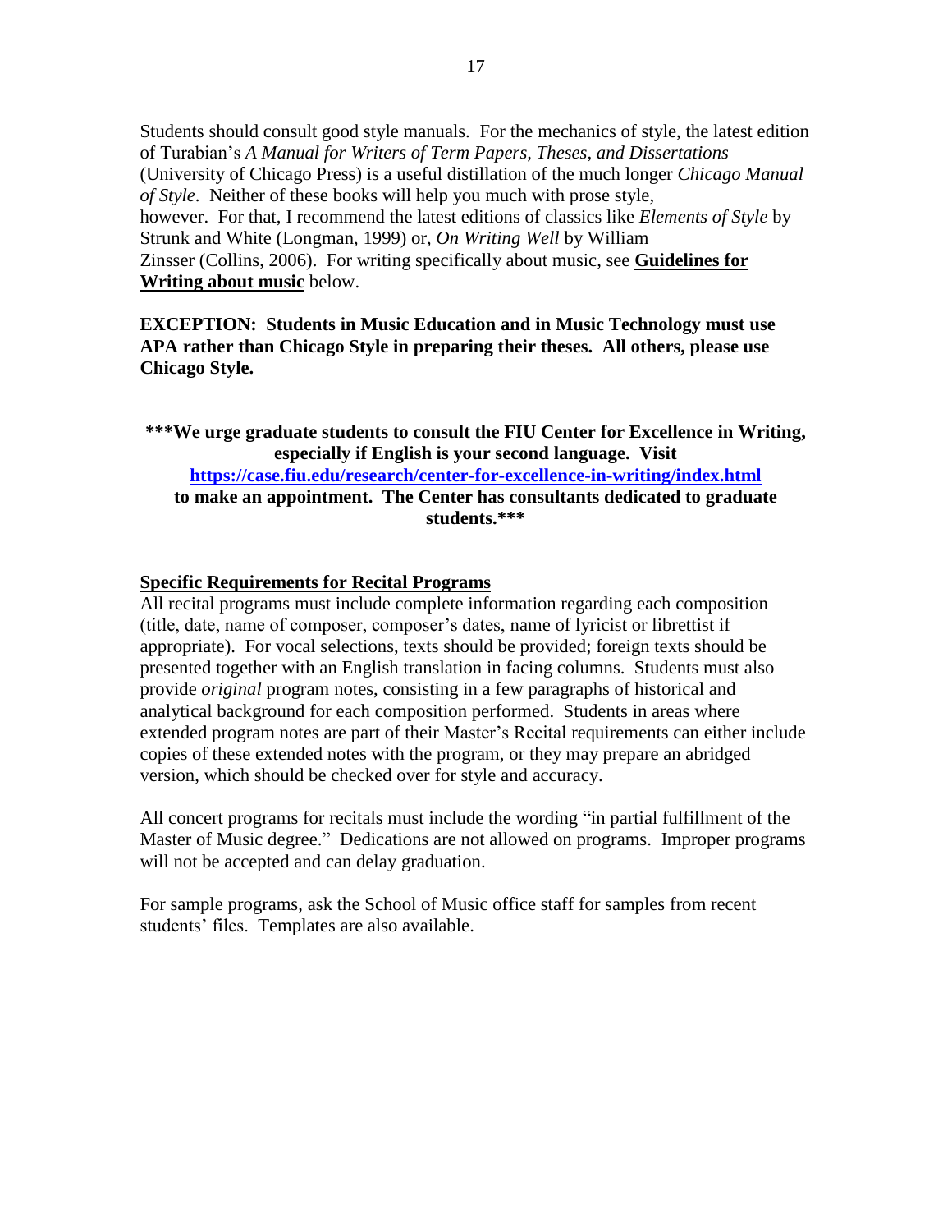Students should consult good style manuals. For the mechanics of style, the latest edition of Turabian's *A Manual for Writers of Term Papers, Theses, and Dissertations* (University of Chicago Press) is a useful distillation of the much longer *Chicago Manual of Style*. Neither of these books will help you much with prose style, however. For that, I recommend the latest editions of classics like *Elements of Style* by Strunk and White (Longman, 1999) or, *On Writing Well* by William Zinsser (Collins, 2006). For writing specifically about music, see **Guidelines for Writing about music** below.

**EXCEPTION: Students in Music Education and in Music Technology must use APA rather than Chicago Style in preparing their theses. All others, please use Chicago Style.**

**\*\*\*We urge graduate students to consult the FIU Center for Excellence in Writing, especially if English is your second language. Visit [https://case.fiu.edu/research/center-for-excellence-in-writing/index.html](https://case.fiu.edu/research/center-for-excellence-in-writing/index.html) to make an appointment. The Center has consultants dedicated to graduate students.\*\*\***

## Specific Requirements for Recital Programs

All recital programs must include complete information regarding each composition (title, date, name of composer, composer's dates, name of lyricist or librettist if appropriate). For vocal selections, texts should be provided; foreign texts should be presented together with an English translation in facing columns. Students must also provide *original* program notes, consisting in a few paragraphs of historical and analytical background for each composition performed. Students in areas where extended program notes are part of their Master's Recital requirements can either include copies of these extended notes with the program, or they may prepare an abridged version, which should be checked over for style and accuracy.

All concert programs for recitals must include the wording "in partial fulfillment of the Master of Music degree." Dedications are not allowed on programs. Improper programs will not be accepted and can delay graduation.

For sample programs, ask the School of Music office staff for samples from recent students' files. Templates are also available.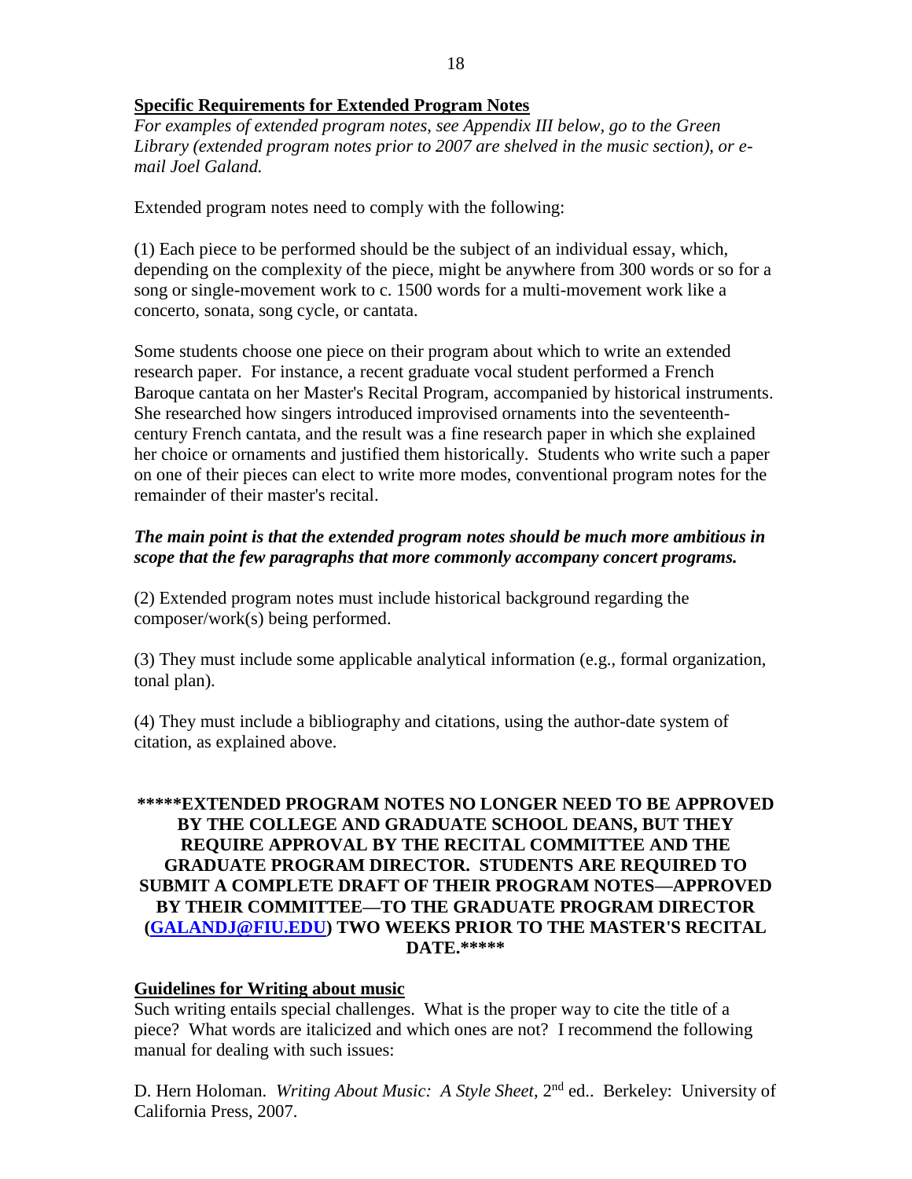**Specific Requirements for Extended Program Notes**

*For examples of extended program notes, see Appendix III below, go to the Green Library (extended program notes prior to 2007 are shelved in the music section), or e-mail Joel Galand.*

Extended program notes need to comply with the following:

(1) Each piece to be performed should be the subject of an individual essay, which, depending on the complexity of the piece, might be anywhere from 300 words or so for a song or single-movement work to c. 1500 words for a multi-movement work like a concerto, sonata, song cycle, or cantata.

Some students choose one piece on their program about which to write an extended research paper. For instance, a recent graduate vocal student performed a French Baroque cantata on her Master's Recital Program, accompanied by historical instruments. She researched how singers introduced improvised ornaments into the seventeenth-century French cantata, and the result was a fine research paper in which she explained her choice or ornaments and justified them historically. Students who write such a paper on one of their pieces can elect to write more modes, conventional program notes for the remainder of their master's recital.

***The main point is that the extended program notes should be much more ambitious in scope that the few paragraphs that more commonly accompany concert programs.***

(2) Extended program notes must include historical background regarding the composer/work(s) being performed.

(3) They must include some applicable analytical information (e.g., formal organization, tonal plan).

(4) They must include a bibliography and citations, using the author-date system of citation, as explained above.

**\*\*\*\*\*EXTENDED PROGRAM NOTES NO LONGER NEED TO BE APPROVED BY THE COLLEGE AND GRADUATE SCHOOL DEANS, BUT THEY REQUIRE APPROVAL BY THE RECITAL COMMITTEE AND THE GRADUATE PROGRAM DIRECTOR. STUDENTS ARE REQUIRED TO SUBMIT A COMPLETE DRAFT OF THEIR PROGRAM NOTES—APPROVED BY THEIR COMMITTEE—TO THE GRADUATE PROGRAM DIRECTOR (GALANDJ@FIU.EDU) TWO WEEKS PRIOR TO THE MASTER'S RECITAL DATE.\*\*\*\*\***

**Guidelines for Writing about music**

Such writing entails special challenges. What is the proper way to cite the title of a piece? What words are italicized and which ones are not? I recommend the following manual for dealing with such issues:

D. Hern Holoman. *Writing About Music: A Style Sheet*, 2nd ed.. Berkeley: University of California Press, 2007.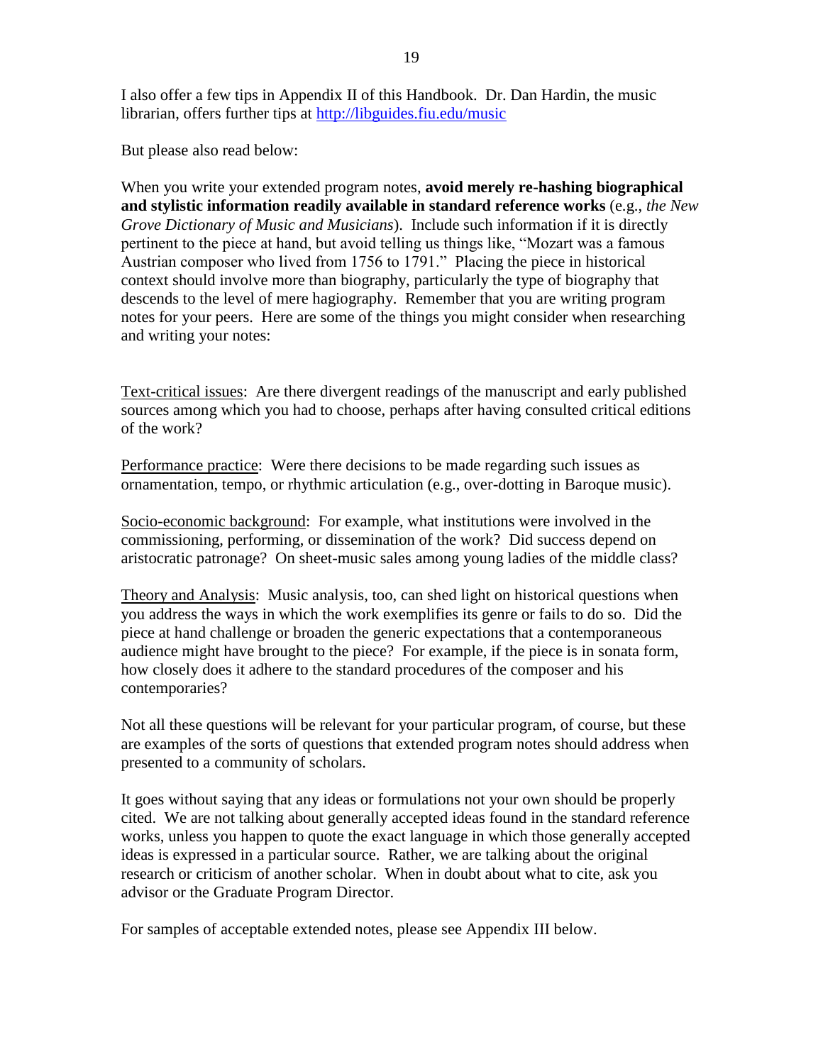I also offer a few tips in Appendix II of this Handbook. Dr. Dan Hardin, the music librarian, offers further tips at [http://libguides.fiu.edu/music](http://libguides.fiu.edu/music)

But please also read below:

When you write your extended program notes, **avoid merely re-hashing biographical and stylistic information readily available in standard reference works** (e.g., *the New Grove Dictionary of Music and Musicians*). Include such information if it is directly pertinent to the piece at hand, but avoid telling us things like, "Mozart was a famous Austrian composer who lived from 1756 to 1791." Placing the piece in historical context should involve more than biography, particularly the type of biography that descends to the level of mere hagiography. Remember that you are writing program notes for your peers. Here are some of the things you might consider when researching and writing your notes:

Text-critical issues: Are there divergent readings of the manuscript and early published sources among which you had to choose, perhaps after having consulted critical editions of the work?

Performance practice: Were there decisions to be made regarding such issues as ornamentation, tempo, or rhythmic articulation (e.g., over-dotting in Baroque music).

Socio-economic background: For example, what institutions were involved in the commissioning, performing, or dissemination of the work? Did success depend on aristocratic patronage? On sheet-music sales among young ladies of the middle class?

Theory and Analysis: Music analysis, too, can shed light on historical questions when you address the ways in which the work exemplifies its genre or fails to do so. Did the piece at hand challenge or broaden the generic expectations that a contemporaneous audience might have brought to the piece? For example, if the piece is in sonata form, how closely does it adhere to the standard procedures of the composer and his contemporaries?

Not all these questions will be relevant for your particular program, of course, but these are examples of the sorts of questions that extended program notes should address when presented to a community of scholars.

It goes without saying that any ideas or formulations not your own should be properly cited. We are not talking about generally accepted ideas found in the standard reference works, unless you happen to quote the exact language in which those generally accepted ideas is expressed in a particular source. Rather, we are talking about the original research or criticism of another scholar. When in doubt about what to cite, ask you advisor or the Graduate Program Director.

For samples of acceptable extended notes, please see Appendix III below.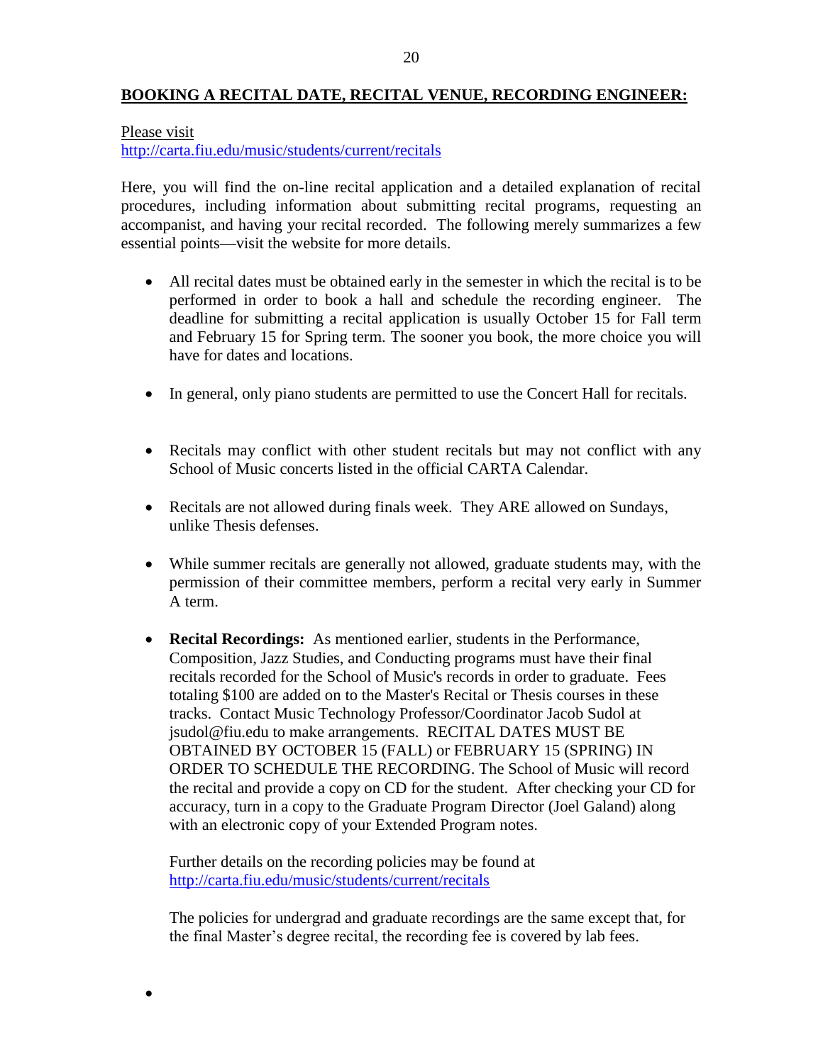## BOOKING A RECITAL DATE, RECITAL VENUE, RECORDING ENGINEER:

Please visit
http://carta.fiu.edu/music/students/current/recitals

Here, you will find the on-line recital application and a detailed explanation of recital procedures, including information about submitting recital programs, requesting an accompanist, and having your recital recorded. The following merely summarizes a few essential points—visit the website for more details.

- All recital dates must be obtained early in the semester in which the recital is to be performed in order to book a hall and schedule the recording engineer. The deadline for submitting a recital application is usually October 15 for Fall term and February 15 for Spring term. The sooner you book, the more choice you will have for dates and locations.
- In general, only piano students are permitted to use the Concert Hall for recitals.
- Recitals may conflict with other student recitals but may not conflict with any School of Music concerts listed in the official CARTA Calendar.
- Recitals are not allowed during finals week. They ARE allowed on Sundays, unlike Thesis defenses.
- While summer recitals are generally not allowed, graduate students may, with the permission of their committee members, perform a recital very early in Summer A term.
- **Recital Recordings:** As mentioned earlier, students in the Performance, Composition, Jazz Studies, and Conducting programs must have their final recitals recorded for the School of Music's records in order to graduate. Fees totaling $100 are added on to the Master's Recital or Thesis courses in these tracks. Contact Music Technology Professor/Coordinator Jacob Sudol at jsudol@fiu.edu to make arrangements. RECITAL DATES MUST BE OBTAINED BY OCTOBER 15 (FALL) or FEBRUARY 15 (SPRING) IN ORDER TO SCHEDULE THE RECORDING. The School of Music will record the recital and provide a copy on CD for the student. After checking your CD for accuracy, turn in a copy to the Graduate Program Director (Joel Galand) along with an electronic copy of your Extended Program notes.

  Further details on the recording policies may be found at http://carta.fiu.edu/music/students/current/recitals

  The policies for undergrad and graduate recordings are the same except that, for the final Master's degree recital, the recording fee is covered by lab fees.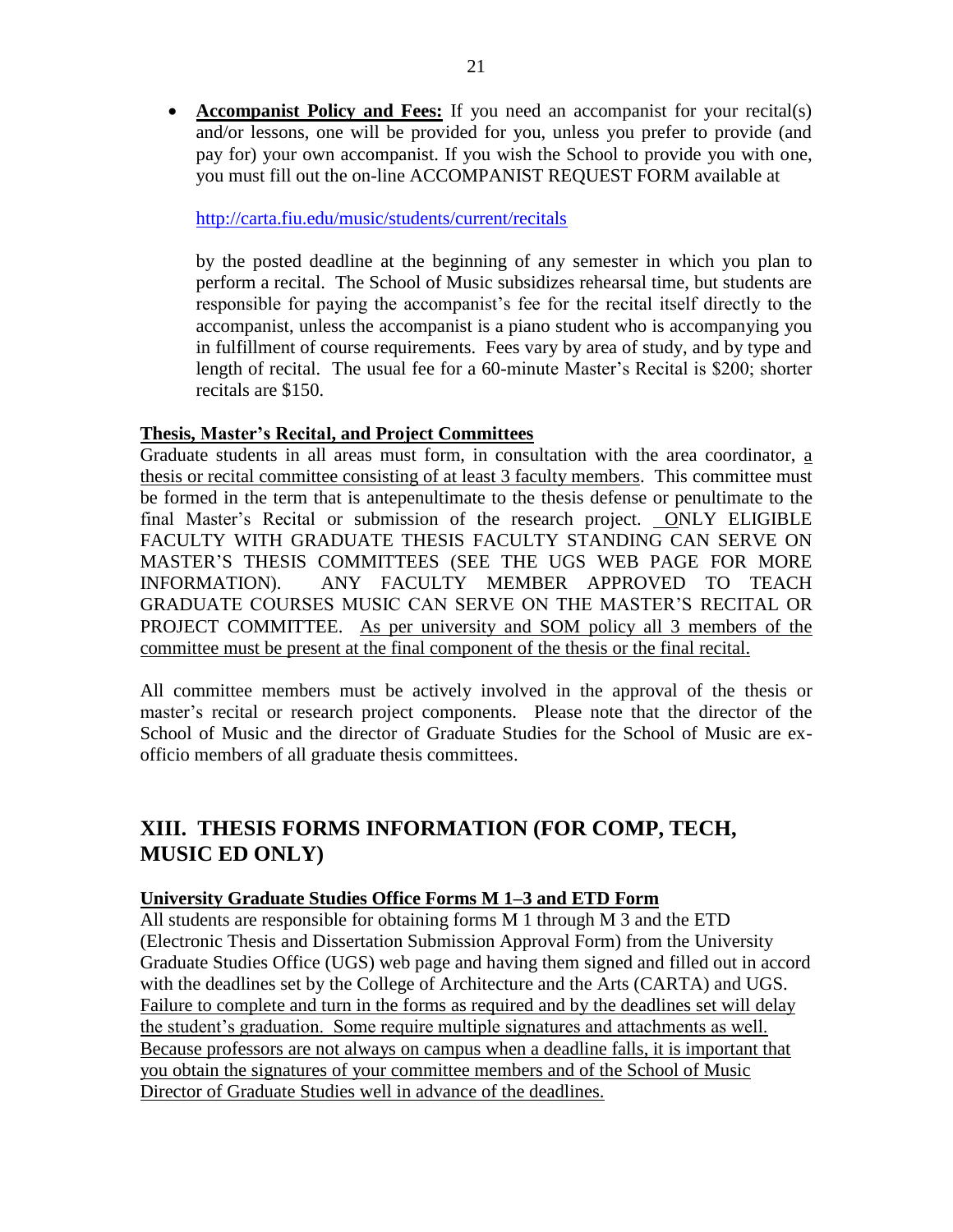- **Accompanist Policy and Fees:** If you need an accompanist for your recital(s) and/or lessons, one will be provided for you, unless you prefer to provide (and pay for) your own accompanist. If you wish the School to provide you with one, you must fill out the on-line ACCOMPANIST REQUEST FORM available at

  http://carta.fiu.edu/music/students/current/recitals

  by the posted deadline at the beginning of any semester in which you plan to perform a recital. The School of Music subsidizes rehearsal time, but students are responsible for paying the accompanist's fee for the recital itself directly to the accompanist, unless the accompanist is a piano student who is accompanying you in fulfillment of course requirements. Fees vary by area of study, and by type and length of recital. The usual fee for a 60-minute Master's Recital is $200; shorter recitals are $150.

**Thesis, Master's Recital, and Project Committees**

Graduate students in all areas must form, in consultation with the area coordinator, a thesis or recital committee consisting of at least 3 faculty members. This committee must be formed in the term that is antepenultimate to the thesis defense or penultimate to the final Master's Recital or submission of the research project. ONLY ELIGIBLE FACULTY WITH GRADUATE THESIS FACULTY STANDING CAN SERVE ON MASTER'S THESIS COMMITTEES (SEE THE UGS WEB PAGE FOR MORE INFORMATION). ANY FACULTY MEMBER APPROVED TO TEACH GRADUATE COURSES MUSIC CAN SERVE ON THE MASTER'S RECITAL OR PROJECT COMMITTEE. As per university and SOM policy all 3 members of the committee must be present at the final component of the thesis or the final recital.

All committee members must be actively involved in the approval of the thesis or master's recital or research project components. Please note that the director of the School of Music and the director of Graduate Studies for the School of Music are ex-officio members of all graduate thesis committees.

## XIII. THESIS FORMS INFORMATION (FOR COMP, TECH, MUSIC ED ONLY)

**University Graduate Studies Office Forms M 1–3 and ETD Form**

All students are responsible for obtaining forms M 1 through M 3 and the ETD (Electronic Thesis and Dissertation Submission Approval Form) from the University Graduate Studies Office (UGS) web page and having them signed and filled out in accord with the deadlines set by the College of Architecture and the Arts (CARTA) and UGS. Failure to complete and turn in the forms as required and by the deadlines set will delay the student's graduation. Some require multiple signatures and attachments as well. Because professors are not always on campus when a deadline falls, it is important that you obtain the signatures of your committee members and of the School of Music Director of Graduate Studies well in advance of the deadlines.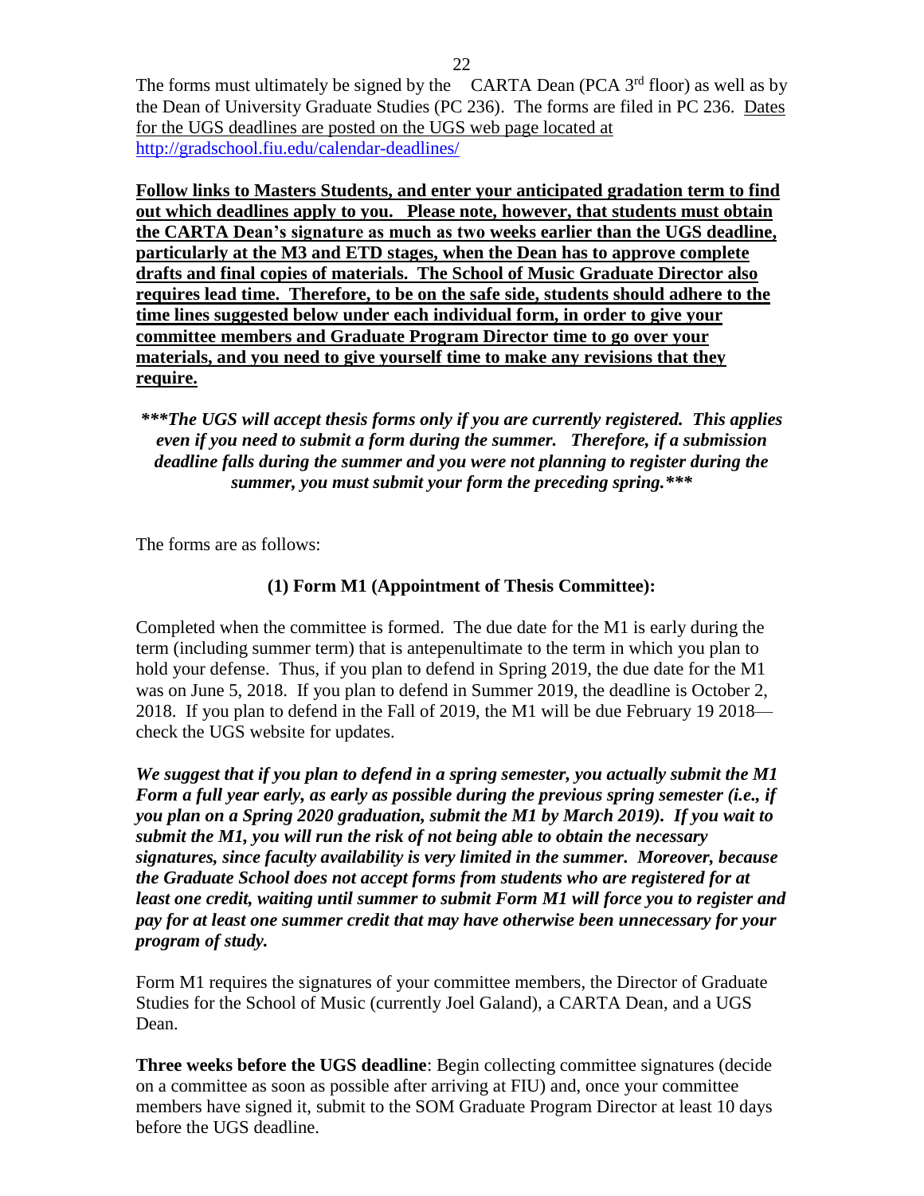The forms must ultimately be signed by the CARTA Dean (PCA 3rd floor) as well as by the Dean of University Graduate Studies (PC 236). The forms are filed in PC 236. Dates for the UGS deadlines are posted on the UGS web page located at http://gradschool.fiu.edu/calendar-deadlines/

**Follow links to Masters Students, and enter your anticipated gradation term to find out which deadlines apply to you. Please note, however, that students must obtain the CARTA Dean's signature as much as two weeks earlier than the UGS deadline, particularly at the M3 and ETD stages, when the Dean has to approve complete drafts and final copies of materials. The School of Music Graduate Director also requires lead time. Therefore, to be on the safe side, students should adhere to the time lines suggested below under each individual form, in order to give your committee members and Graduate Program Director time to go over your materials, and you need to give yourself time to make any revisions that they require.**

***\*\*\*The UGS will accept thesis forms only if you are currently registered. This applies even if you need to submit a form during the summer. Therefore, if a submission deadline falls during the summer and you were not planning to register during the summer, you must submit your form the preceding spring.\*\*\****

The forms are as follows:

**(1) Form M1 (Appointment of Thesis Committee):**

Completed when the committee is formed. The due date for the M1 is early during the term (including summer term) that is antepenultimate to the term in which you plan to hold your defense. Thus, if you plan to defend in Spring 2019, the due date for the M1 was on June 5, 2018. If you plan to defend in Summer 2019, the deadline is October 2, 2018. If you plan to defend in the Fall of 2019, the M1 will be due February 19 2018—check the UGS website for updates.

***We suggest that if you plan to defend in a spring semester, you actually submit the M1 Form a full year early, as early as possible during the previous spring semester (i.e., if you plan on a Spring 2020 graduation, submit the M1 by March 2019). If you wait to submit the M1, you will run the risk of not being able to obtain the necessary signatures, since faculty availability is very limited in the summer. Moreover, because the Graduate School does not accept forms from students who are registered for at least one credit, waiting until summer to submit Form M1 will force you to register and pay for at least one summer credit that may have otherwise been unnecessary for your program of study.***

Form M1 requires the signatures of your committee members, the Director of Graduate Studies for the School of Music (currently Joel Galand), a CARTA Dean, and a UGS Dean.

**Three weeks before the UGS deadline**: Begin collecting committee signatures (decide on a committee as soon as possible after arriving at FIU) and, once your committee members have signed it, submit to the SOM Graduate Program Director at least 10 days before the UGS deadline.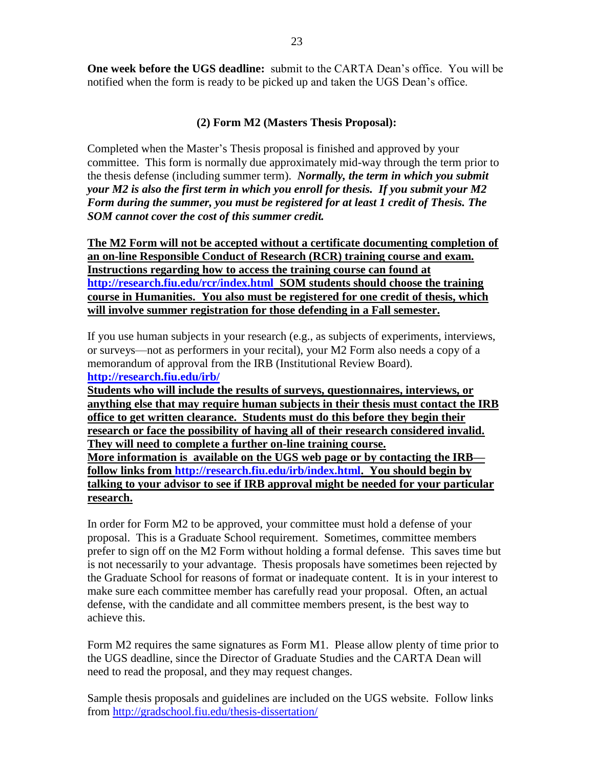**One week before the UGS deadline:** submit to the CARTA Dean's office. You will be notified when the form is ready to be picked up and taken the UGS Dean's office.

### (2) Form M2 (Masters Thesis Proposal):

Completed when the Master's Thesis proposal is finished and approved by your committee. This form is normally due approximately mid-way through the term prior to the thesis defense (including summer term). ***Normally, the term in which you submit your M2 is also the first term in which you enroll for thesis. If you submit your M2 Form during the summer, you must be registered for at least 1 credit of Thesis. The SOM cannot cover the cost of this summer credit.***

**The M2 Form will not be accepted without a certificate documenting completion of an on-line Responsible Conduct of Research (RCR) training course and exam. Instructions regarding how to access the training course can found at [http://research.fiu.edu/rcr/index.html](http://research.fiu.edu/rcr/index.html) SOM students should choose the training course in Humanities. You also must be registered for one credit of thesis, which will involve summer registration for those defending in a Fall semester.**

If you use human subjects in your research (e.g., as subjects of experiments, interviews, or surveys—not as performers in your recital), your M2 Form also needs a copy of a memorandum of approval from the IRB (Institutional Review Board).
**[http://research.fiu.edu/irb/](http://research.fiu.edu/irb/)**
**Students who will include the results of surveys, questionnaires, interviews, or anything else that may require human subjects in their thesis must contact the IRB office to get written clearance. Students must do this before they begin their research or face the possibility of having all of their research considered invalid. They will need to complete a further on-line training course.**
**More information is available on the UGS web page or by contacting the IRB—follow links from [http://research.fiu.edu/irb/index.html](http://research.fiu.edu/irb/index.html). You should begin by talking to your advisor to see if IRB approval might be needed for your particular research.**

In order for Form M2 to be approved, your committee must hold a defense of your proposal. This is a Graduate School requirement. Sometimes, committee members prefer to sign off on the M2 Form without holding a formal defense. This saves time but is not necessarily to your advantage. Thesis proposals have sometimes been rejected by the Graduate School for reasons of format or inadequate content. It is in your interest to make sure each committee member has carefully read your proposal. Often, an actual defense, with the candidate and all committee members present, is the best way to achieve this.

Form M2 requires the same signatures as Form M1. Please allow plenty of time prior to the UGS deadline, since the Director of Graduate Studies and the CARTA Dean will need to read the proposal, and they may request changes.

Sample thesis proposals and guidelines are included on the UGS website. Follow links from [http://gradschool.fiu.edu/thesis-dissertation/](http://gradschool.fiu.edu/thesis-dissertation/)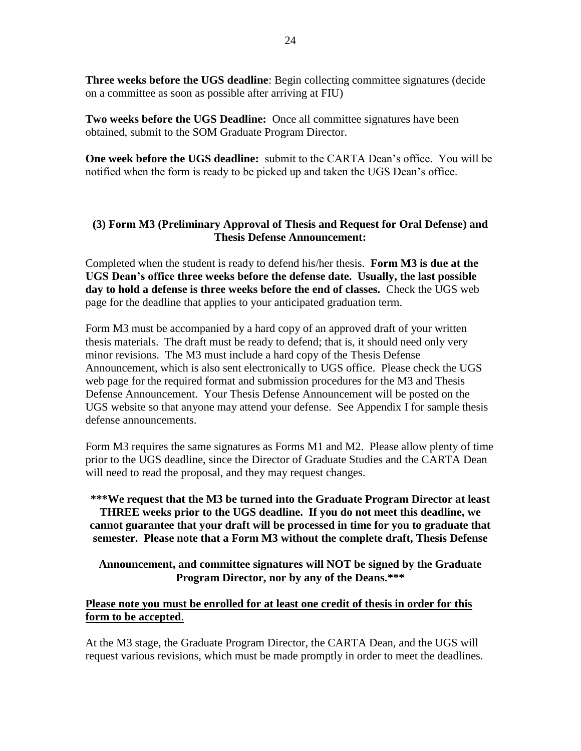**Three weeks before the UGS deadline**: Begin collecting committee signatures (decide on a committee as soon as possible after arriving at FIU)

**Two weeks before the UGS Deadline:** Once all committee signatures have been obtained, submit to the SOM Graduate Program Director.

**One week before the UGS deadline:** submit to the CARTA Dean's office. You will be notified when the form is ready to be picked up and taken the UGS Dean's office.

### (3) Form M3 (Preliminary Approval of Thesis and Request for Oral Defense) and Thesis Defense Announcement:

Completed when the student is ready to defend his/her thesis. **Form M3 is due at the UGS Dean's office three weeks before the defense date. Usually, the last possible day to hold a defense is three weeks before the end of classes.** Check the UGS web page for the deadline that applies to your anticipated graduation term.

Form M3 must be accompanied by a hard copy of an approved draft of your written thesis materials. The draft must be ready to defend; that is, it should need only very minor revisions. The M3 must include a hard copy of the Thesis Defense Announcement, which is also sent electronically to UGS office. Please check the UGS web page for the required format and submission procedures for the M3 and Thesis Defense Announcement. Your Thesis Defense Announcement will be posted on the UGS website so that anyone may attend your defense. See Appendix I for sample thesis defense announcements.

Form M3 requires the same signatures as Forms M1 and M2. Please allow plenty of time prior to the UGS deadline, since the Director of Graduate Studies and the CARTA Dean will need to read the proposal, and they may request changes.

**\*\*\*We request that the M3 be turned into the Graduate Program Director at least THREE weeks prior to the UGS deadline. If you do not meet this deadline, we cannot guarantee that your draft will be processed in time for you to graduate that semester. Please note that a Form M3 without the complete draft, Thesis Defense Announcement, and committee signatures will NOT be signed by the Graduate Program Director, nor by any of the Deans.\*\*\***

**<u>Please note you must be enrolled for at least one credit of thesis in order for this form to be accepted</u>**.

At the M3 stage, the Graduate Program Director, the CARTA Dean, and the UGS will request various revisions, which must be made promptly in order to meet the deadlines.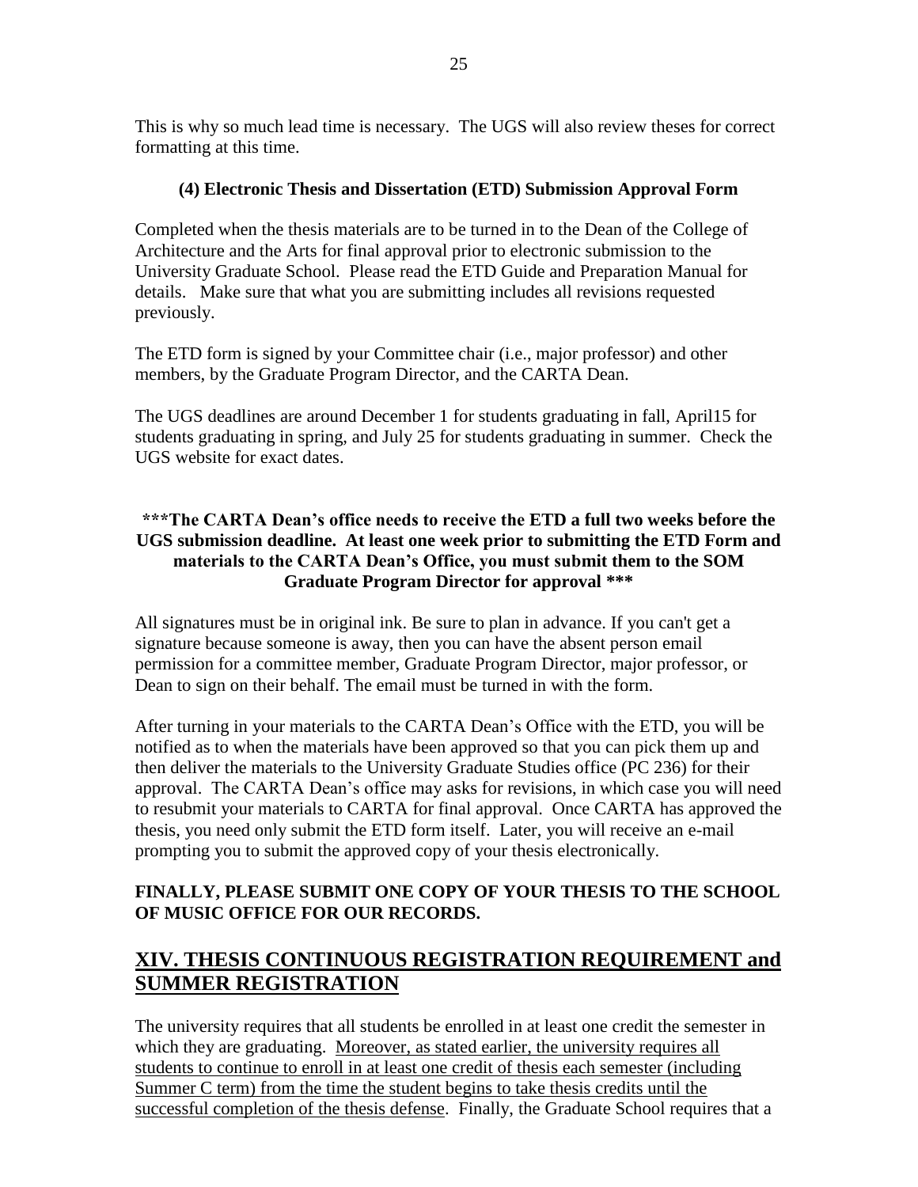This is why so much lead time is necessary. The UGS will also review theses for correct formatting at this time.

### (4) Electronic Thesis and Dissertation (ETD) Submission Approval Form

Completed when the thesis materials are to be turned in to the Dean of the College of Architecture and the Arts for final approval prior to electronic submission to the University Graduate School. Please read the ETD Guide and Preparation Manual for details. Make sure that what you are submitting includes all revisions requested previously.

The ETD form is signed by your Committee chair (i.e., major professor) and other members, by the Graduate Program Director, and the CARTA Dean.

The UGS deadlines are around December 1 for students graduating in fall, April15 for students graduating in spring, and July 25 for students graduating in summer. Check the UGS website for exact dates.

**\*\*\*The CARTA Dean's office needs to receive the ETD a full two weeks before the UGS submission deadline. At least one week prior to submitting the ETD Form and materials to the CARTA Dean's Office, you must submit them to the SOM Graduate Program Director for approval \*\*\***

All signatures must be in original ink. Be sure to plan in advance. If you can't get a signature because someone is away, then you can have the absent person email permission for a committee member, Graduate Program Director, major professor, or Dean to sign on their behalf. The email must be turned in with the form.

After turning in your materials to the CARTA Dean's Office with the ETD, you will be notified as to when the materials have been approved so that you can pick them up and then deliver the materials to the University Graduate Studies office (PC 236) for their approval. The CARTA Dean's office may asks for revisions, in which case you will need to resubmit your materials to CARTA for final approval. Once CARTA has approved the thesis, you need only submit the ETD form itself. Later, you will receive an e-mail prompting you to submit the approved copy of your thesis electronically.

**FINALLY, PLEASE SUBMIT ONE COPY OF YOUR THESIS TO THE SCHOOL OF MUSIC OFFICE FOR OUR RECORDS.**

## XIV. THESIS CONTINUOUS REGISTRATION REQUIREMENT and SUMMER REGISTRATION

The university requires that all students be enrolled in at least one credit the semester in which they are graduating. <u>Moreover, as stated earlier, the university requires all students to continue to enroll in at least one credit of thesis each semester (including Summer C term) from the time the student begins to take thesis credits until the successful completion of the thesis defense</u>. Finally, the Graduate School requires that a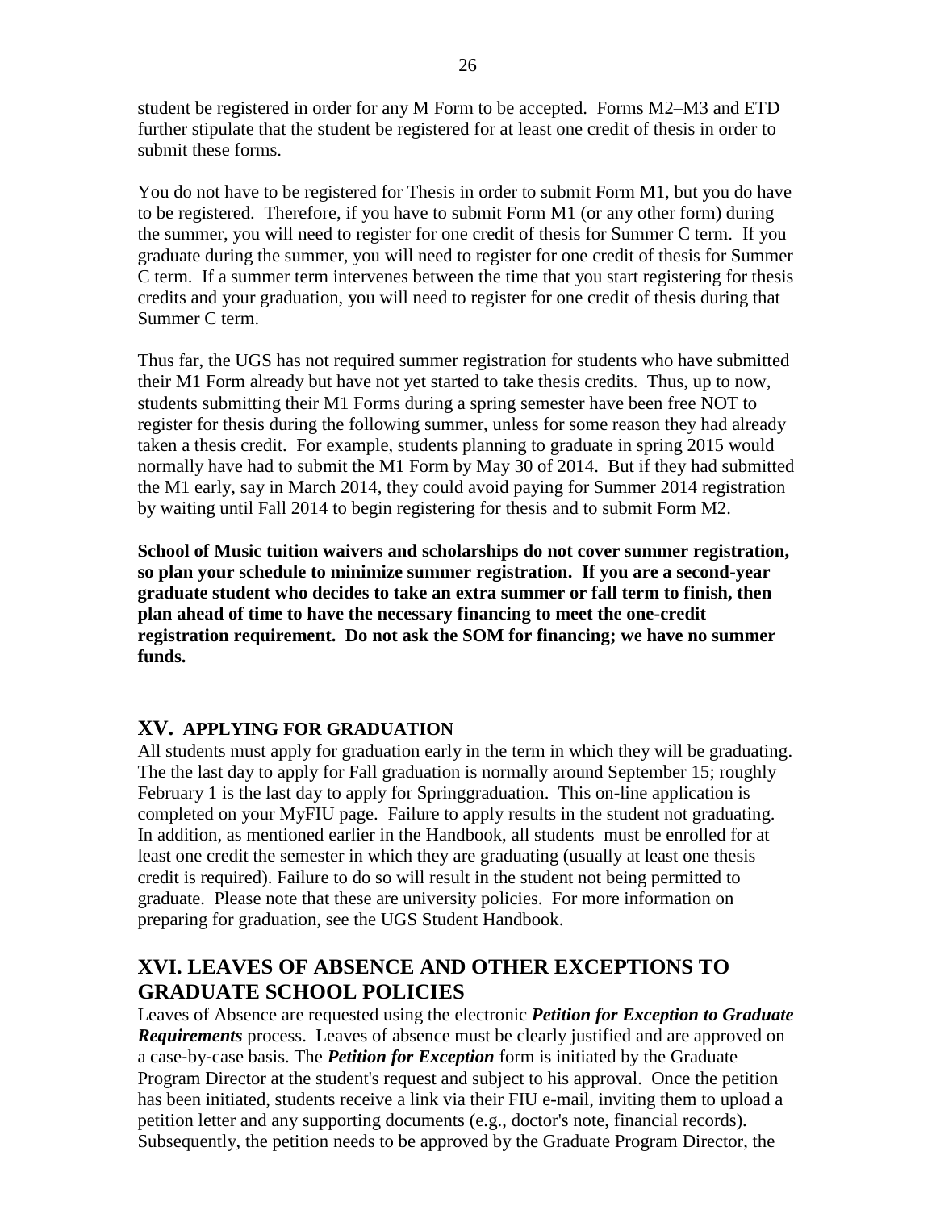student be registered in order for any M Form to be accepted. Forms M2–M3 and ETD further stipulate that the student be registered for at least one credit of thesis in order to submit these forms.

You do not have to be registered for Thesis in order to submit Form M1, but you do have to be registered. Therefore, if you have to submit Form M1 (or any other form) during the summer, you will need to register for one credit of thesis for Summer C term. If you graduate during the summer, you will need to register for one credit of thesis for Summer C term. If a summer term intervenes between the time that you start registering for thesis credits and your graduation, you will need to register for one credit of thesis during that Summer C term.

Thus far, the UGS has not required summer registration for students who have submitted their M1 Form already but have not yet started to take thesis credits. Thus, up to now, students submitting their M1 Forms during a spring semester have been free NOT to register for thesis during the following summer, unless for some reason they had already taken a thesis credit. For example, students planning to graduate in spring 2015 would normally have had to submit the M1 Form by May 30 of 2014. But if they had submitted the M1 early, say in March 2014, they could avoid paying for Summer 2014 registration by waiting until Fall 2014 to begin registering for thesis and to submit Form M2.

**School of Music tuition waivers and scholarships do not cover summer registration, so plan your schedule to minimize summer registration. If you are a second-year graduate student who decides to take an extra summer or fall term to finish, then plan ahead of time to have the necessary financing to meet the one-credit registration requirement. Do not ask the SOM for financing; we have no summer funds.**

## XV. APPLYING FOR GRADUATION

All students must apply for graduation early in the term in which they will be graduating. The the last day to apply for Fall graduation is normally around September 15; roughly February 1 is the last day to apply for Springgraduation. This on-line application is completed on your MyFIU page. Failure to apply results in the student not graduating. In addition, as mentioned earlier in the Handbook, all students must be enrolled for at least one credit the semester in which they are graduating (usually at least one thesis credit is required). Failure to do so will result in the student not being permitted to graduate. Please note that these are university policies. For more information on preparing for graduation, see the UGS Student Handbook.

## XVI. LEAVES OF ABSENCE AND OTHER EXCEPTIONS TO GRADUATE SCHOOL POLICIES

Leaves of Absence are requested using the electronic ***Petition for Exception to Graduate Requirements*** process. Leaves of absence must be clearly justified and are approved on a case-by-case basis. The ***Petition for Exception*** form is initiated by the Graduate Program Director at the student's request and subject to his approval. Once the petition has been initiated, students receive a link via their FIU e-mail, inviting them to upload a petition letter and any supporting documents (e.g., doctor's note, financial records). Subsequently, the petition needs to be approved by the Graduate Program Director, the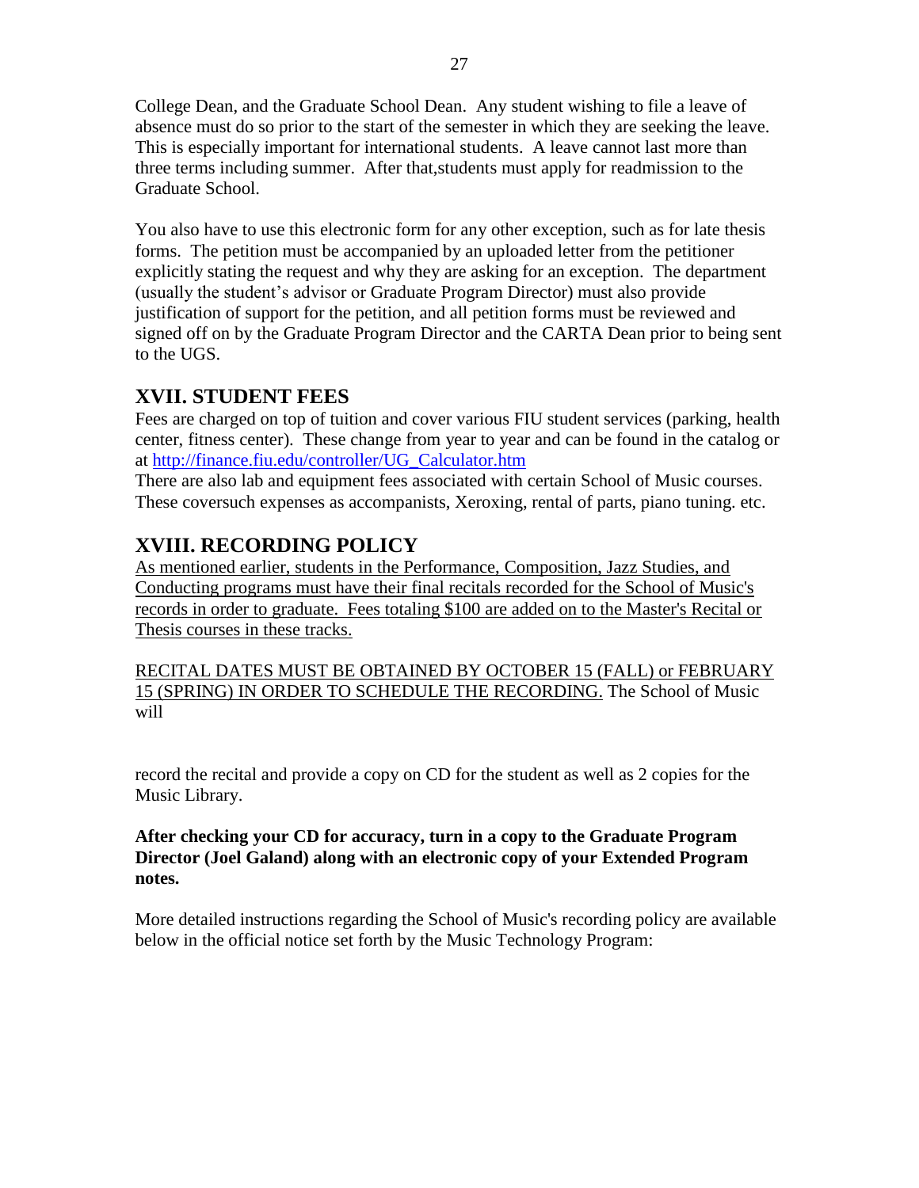College Dean, and the Graduate School Dean. Any student wishing to file a leave of absence must do so prior to the start of the semester in which they are seeking the leave. This is especially important for international students. A leave cannot last more than three terms including summer. After that,students must apply for readmission to the Graduate School.

You also have to use this electronic form for any other exception, such as for late thesis forms. The petition must be accompanied by an uploaded letter from the petitioner explicitly stating the request and why they are asking for an exception. The department (usually the student's advisor or Graduate Program Director) must also provide justification of support for the petition, and all petition forms must be reviewed and signed off on by the Graduate Program Director and the CARTA Dean prior to being sent to the UGS.

## XVII. STUDENT FEES

Fees are charged on top of tuition and cover various FIU student services (parking, health center, fitness center). These change from year to year and can be found in the catalog or at http://finance.fiu.edu/controller/UG_Calculator.htm

There are also lab and equipment fees associated with certain School of Music courses. These coversuch expenses as accompanists, Xeroxing, rental of parts, piano tuning. etc.

## XVIII. RECORDING POLICY

As mentioned earlier, students in the Performance, Composition, Jazz Studies, and Conducting programs must have their final recitals recorded for the School of Music's records in order to graduate. Fees totaling $100 are added on to the Master's Recital or Thesis courses in these tracks.

RECITAL DATES MUST BE OBTAINED BY OCTOBER 15 (FALL) or FEBRUARY 15 (SPRING) IN ORDER TO SCHEDULE THE RECORDING. The School of Music will

record the recital and provide a copy on CD for the student as well as 2 copies for the Music Library.

**After checking your CD for accuracy, turn in a copy to the Graduate Program Director (Joel Galand) along with an electronic copy of your Extended Program notes.**

More detailed instructions regarding the School of Music's recording policy are available below in the official notice set forth by the Music Technology Program: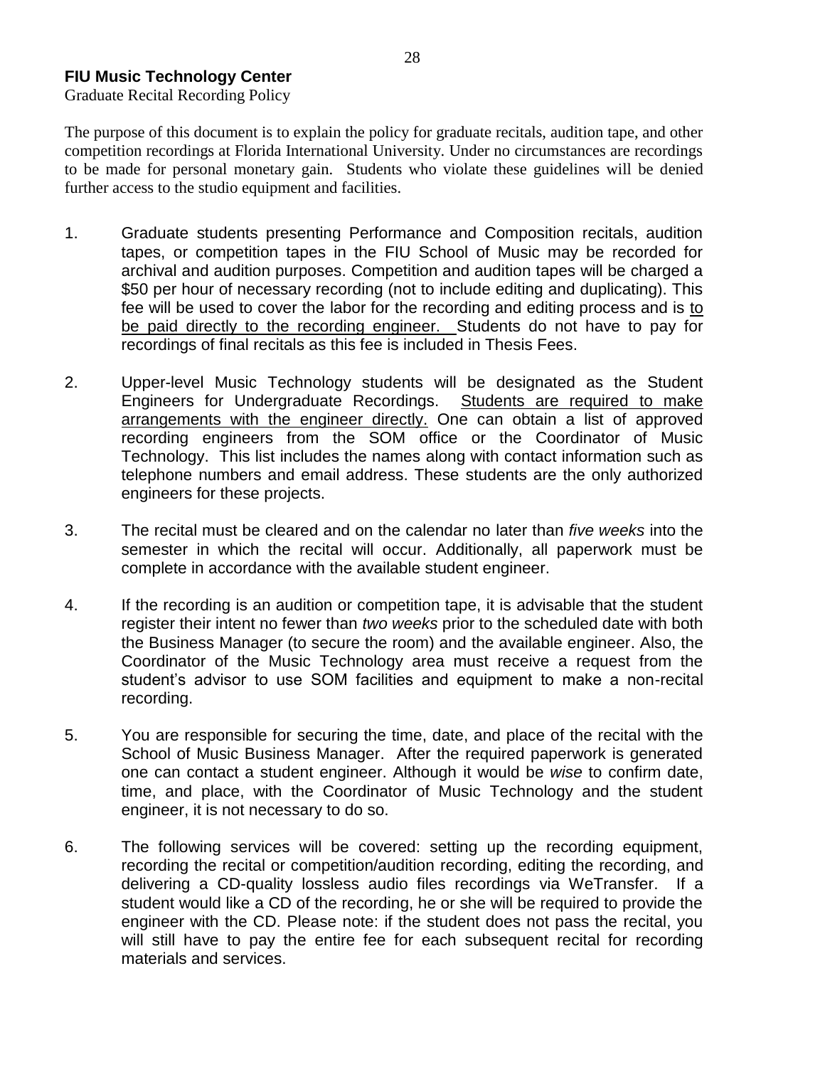**FIU Music Technology Center**

Graduate Recital Recording Policy

The purpose of this document is to explain the policy for graduate recitals, audition tape, and other competition recordings at Florida International University. Under no circumstances are recordings to be made for personal monetary gain. Students who violate these guidelines will be denied further access to the studio equipment and facilities.

1. Graduate students presenting Performance and Composition recitals, audition tapes, or competition tapes in the FIU School of Music may be recorded for archival and audition purposes. Competition and audition tapes will be charged a \$50 per hour of necessary recording (not to include editing and duplicating). This fee will be used to cover the labor for the recording and editing process and is <u>to be paid directly to the recording engineer.</u> Students do not have to pay for recordings of final recitals as this fee is included in Thesis Fees.

2. Upper-level Music Technology students will be designated as the Student Engineers for Undergraduate Recordings. <u>Students are required to make arrangements with the engineer directly.</u> One can obtain a list of approved recording engineers from the SOM office or the Coordinator of Music Technology. This list includes the names along with contact information such as telephone numbers and email address. These students are the only authorized engineers for these projects.

3. The recital must be cleared and on the calendar no later than *five weeks* into the semester in which the recital will occur. Additionally, all paperwork must be complete in accordance with the available student engineer.

4. If the recording is an audition or competition tape, it is advisable that the student register their intent no fewer than *two weeks* prior to the scheduled date with both the Business Manager (to secure the room) and the available engineer. Also, the Coordinator of the Music Technology area must receive a request from the student's advisor to use SOM facilities and equipment to make a non-recital recording.

5. You are responsible for securing the time, date, and place of the recital with the School of Music Business Manager. After the required paperwork is generated one can contact a student engineer. Although it would be *wise* to confirm date, time, and place, with the Coordinator of Music Technology and the student engineer, it is not necessary to do so.

6. The following services will be covered: setting up the recording equipment, recording the recital or competition/audition recording, editing the recording, and delivering a CD-quality lossless audio files recordings via WeTransfer. If a student would like a CD of the recording, he or she will be required to provide the engineer with the CD. Please note: if the student does not pass the recital, you will still have to pay the entire fee for each subsequent recital for recording materials and services.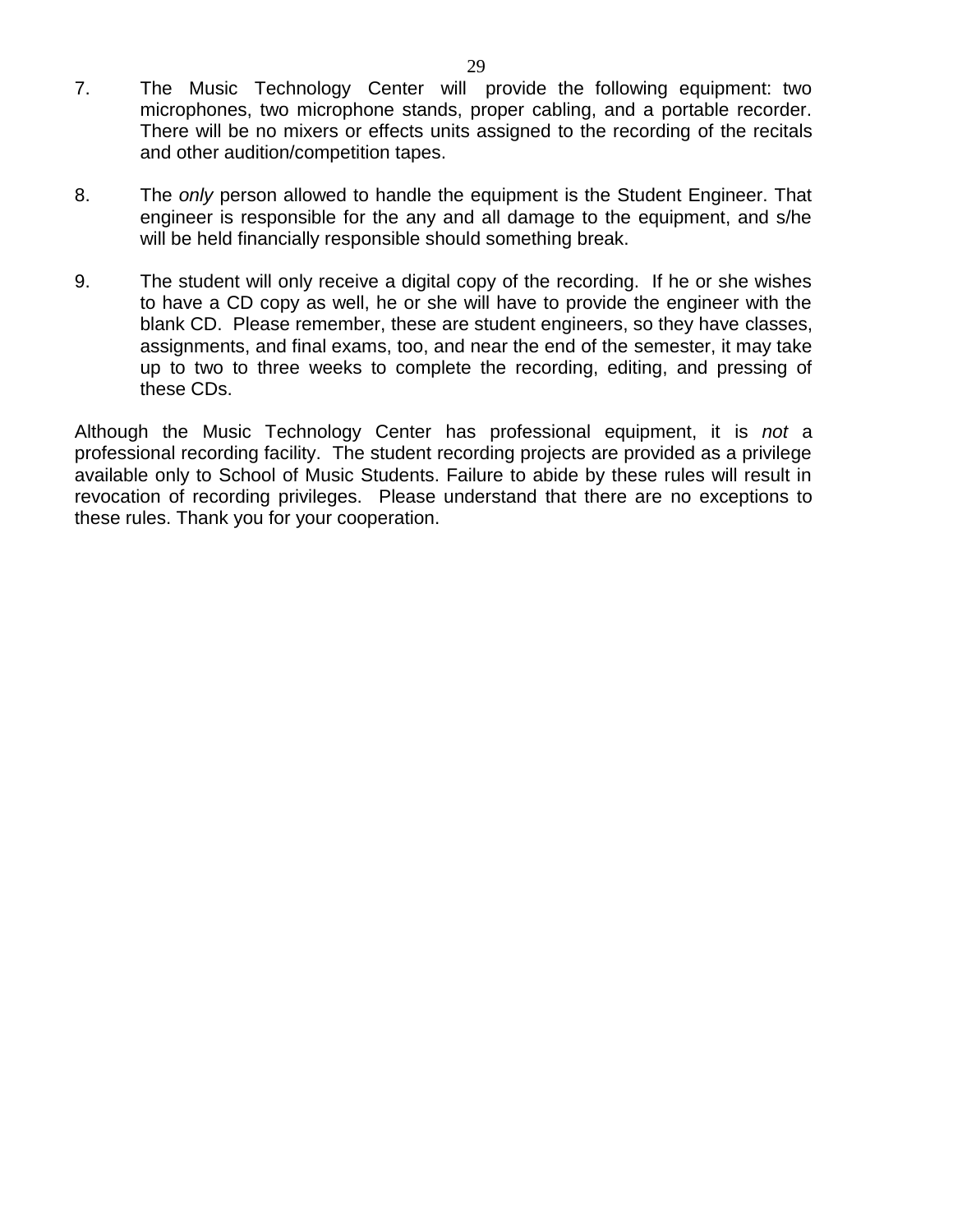7. The Music Technology Center will provide the following equipment: two microphones, two microphone stands, proper cabling, and a portable recorder. There will be no mixers or effects units assigned to the recording of the recitals and other audition/competition tapes.

8. The *only* person allowed to handle the equipment is the Student Engineer. That engineer is responsible for the any and all damage to the equipment, and s/he will be held financially responsible should something break.

9. The student will only receive a digital copy of the recording. If he or she wishes to have a CD copy as well, he or she will have to provide the engineer with the blank CD. Please remember, these are student engineers, so they have classes, assignments, and final exams, too, and near the end of the semester, it may take up to two to three weeks to complete the recording, editing, and pressing of these CDs.

Although the Music Technology Center has professional equipment, it is *not* a professional recording facility. The student recording projects are provided as a privilege available only to School of Music Students. Failure to abide by these rules will result in revocation of recording privileges. Please understand that there are no exceptions to these rules. Thank you for your cooperation.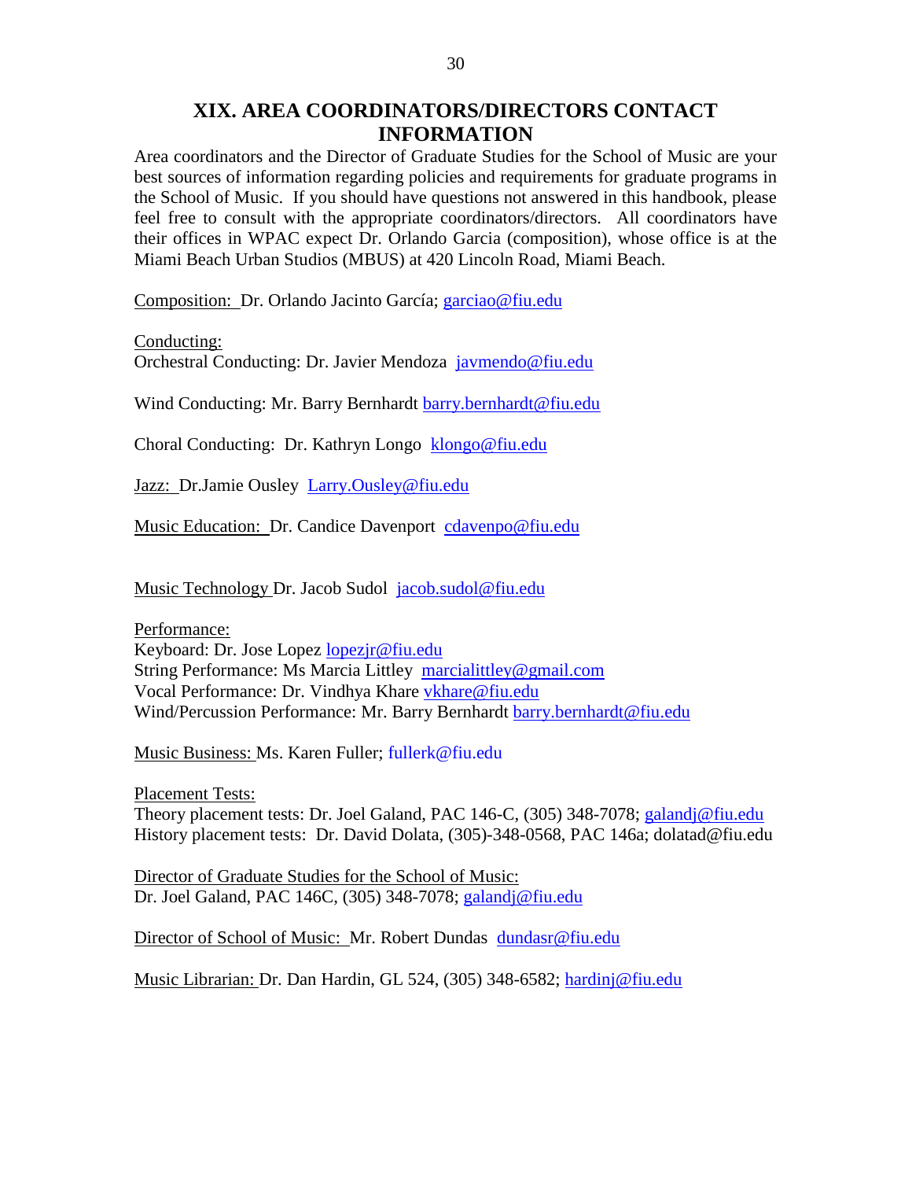## XIX. AREA COORDINATORS/DIRECTORS CONTACT INFORMATION

Area coordinators and the Director of Graduate Studies for the School of Music are your best sources of information regarding policies and requirements for graduate programs in the School of Music. If you should have questions not answered in this handbook, please feel free to consult with the appropriate coordinators/directors. All coordinators have their offices in WPAC expect Dr. Orlando Garcia (composition), whose office is at the Miami Beach Urban Studios (MBUS) at 420 Lincoln Road, Miami Beach.

Composition: Dr. Orlando Jacinto García; garciao@fiu.edu

Conducting:
Orchestral Conducting: Dr. Javier Mendoza javmendo@fiu.edu

Wind Conducting: Mr. Barry Bernhardt barry.bernhardt@fiu.edu

Choral Conducting: Dr. Kathryn Longo klongo@fiu.edu

Jazz: Dr.Jamie Ousley Larry.Ousley@fiu.edu

Music Education: Dr. Candice Davenport cdavenpo@fiu.edu

Music Technology Dr. Jacob Sudol jacob.sudol@fiu.edu

Performance:
Keyboard: Dr. Jose Lopez lopezjr@fiu.edu
String Performance: Ms Marcia Littley marcialittley@gmail.com
Vocal Performance: Dr. Vindhya Khare vkhare@fiu.edu
Wind/Percussion Performance: Mr. Barry Bernhardt barry.bernhardt@fiu.edu

Music Business: Ms. Karen Fuller; fullerk@fiu.edu

Placement Tests:
Theory placement tests: Dr. Joel Galand, PAC 146-C, (305) 348-7078; galandj@fiu.edu
History placement tests: Dr. David Dolata, (305)-348-0568, PAC 146a; dolatad@fiu.edu

Director of Graduate Studies for the School of Music:
Dr. Joel Galand, PAC 146C, (305) 348-7078; galandj@fiu.edu

Director of School of Music: Mr. Robert Dundas dundasr@fiu.edu

Music Librarian: Dr. Dan Hardin, GL 524, (305) 348-6582; hardinj@fiu.edu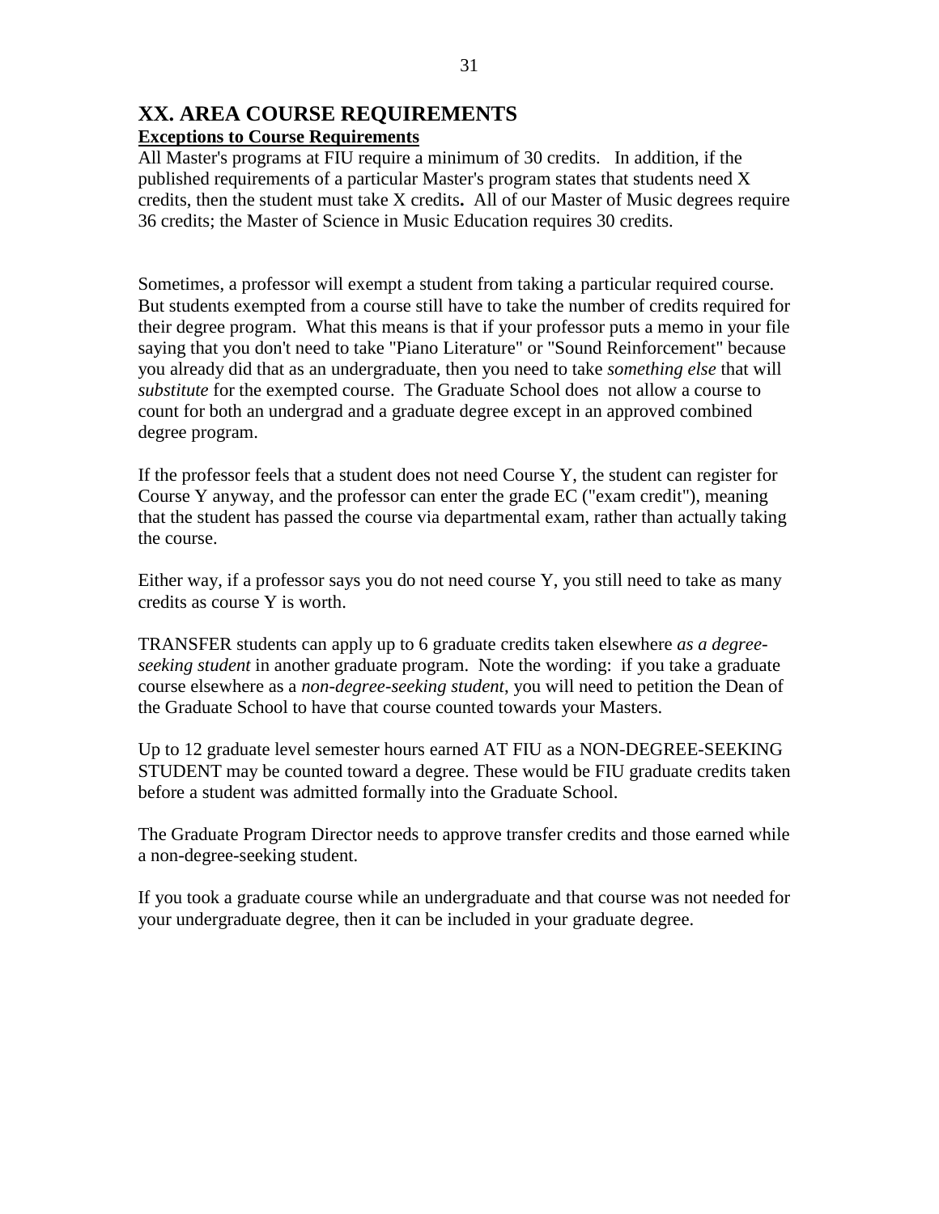# XX. AREA COURSE REQUIREMENTS

**Exceptions to Course Requirements**

All Master's programs at FIU require a minimum of 30 credits. In addition, if the published requirements of a particular Master's program states that students need X credits, then the student must take X credits**.** All of our Master of Music degrees require 36 credits; the Master of Science in Music Education requires 30 credits.

Sometimes, a professor will exempt a student from taking a particular required course. But students exempted from a course still have to take the number of credits required for their degree program. What this means is that if your professor puts a memo in your file saying that you don't need to take "Piano Literature" or "Sound Reinforcement" because you already did that as an undergraduate, then you need to take *something else* that will *substitute* for the exempted course. The Graduate School does not allow a course to count for both an undergrad and a graduate degree except in an approved combined degree program.

If the professor feels that a student does not need Course Y, the student can register for Course Y anyway, and the professor can enter the grade EC ("exam credit"), meaning that the student has passed the course via departmental exam, rather than actually taking the course.

Either way, if a professor says you do not need course Y, you still need to take as many credits as course Y is worth.

TRANSFER students can apply up to 6 graduate credits taken elsewhere *as a degree-seeking student* in another graduate program. Note the wording: if you take a graduate course elsewhere as a *non-degree-seeking student*, you will need to petition the Dean of the Graduate School to have that course counted towards your Masters.

Up to 12 graduate level semester hours earned AT FIU as a NON-DEGREE-SEEKING STUDENT may be counted toward a degree. These would be FIU graduate credits taken before a student was admitted formally into the Graduate School.

The Graduate Program Director needs to approve transfer credits and those earned while a non-degree-seeking student.

If you took a graduate course while an undergraduate and that course was not needed for your undergraduate degree, then it can be included in your graduate degree.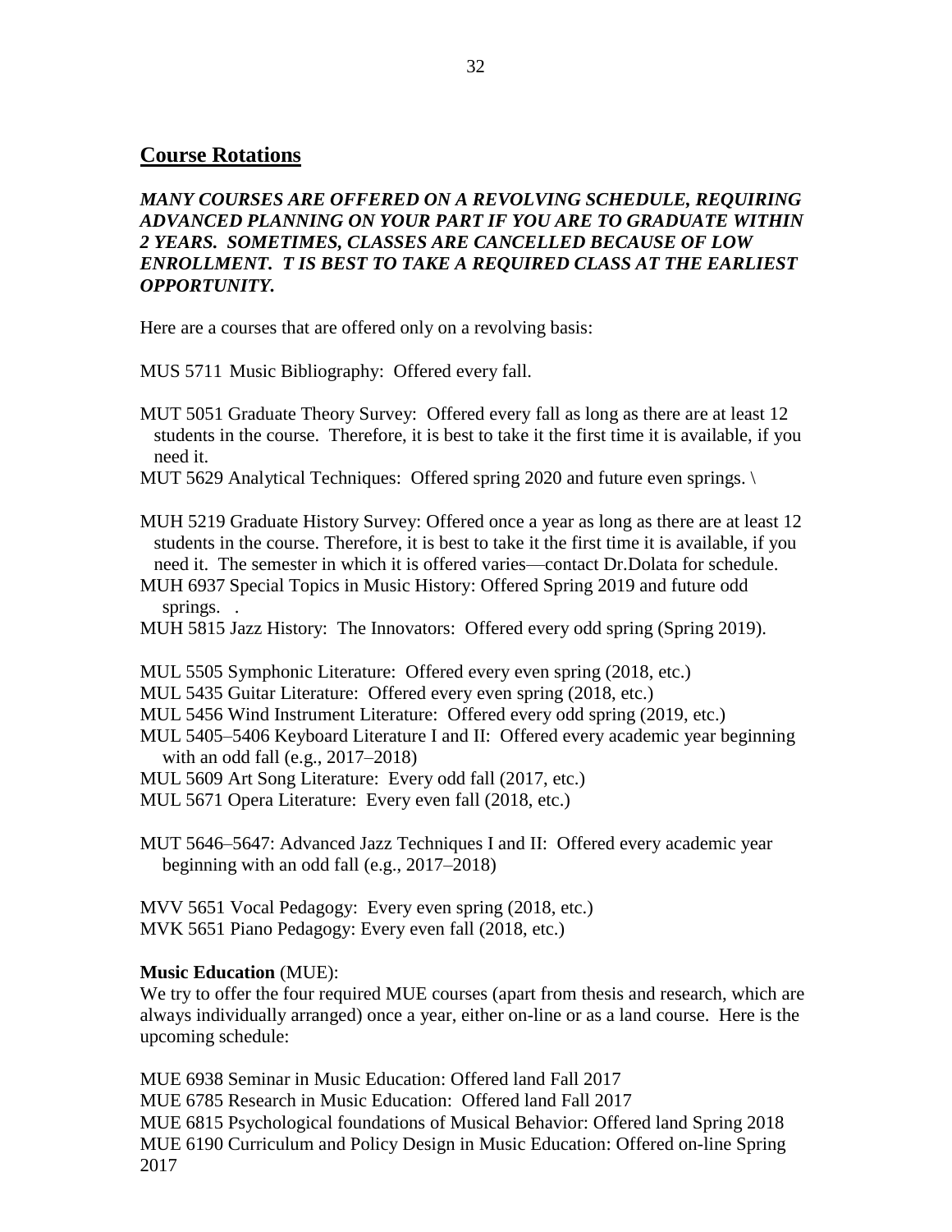## Course Rotations

***MANY COURSES ARE OFFERED ON A REVOLVING SCHEDULE, REQUIRING ADVANCED PLANNING ON YOUR PART IF YOU ARE TO GRADUATE WITHIN 2 YEARS. SOMETIMES, CLASSES ARE CANCELLED BECAUSE OF LOW ENROLLMENT. T IS BEST TO TAKE A REQUIRED CLASS AT THE EARLIEST OPPORTUNITY.***

Here are a courses that are offered only on a revolving basis:

MUS 5711 Music Bibliography: Offered every fall.

MUT 5051 Graduate Theory Survey: Offered every fall as long as there are at least 12 students in the course. Therefore, it is best to take it the first time it is available, if you need it.

MUT 5629 Analytical Techniques: Offered spring 2020 and future even springs. \

MUH 5219 Graduate History Survey: Offered once a year as long as there are at least 12 students in the course. Therefore, it is best to take it the first time it is available, if you need it. The semester in which it is offered varies—contact Dr.Dolata for schedule.

MUH 6937 Special Topics in Music History: Offered Spring 2019 and future odd springs. .

MUH 5815 Jazz History: The Innovators: Offered every odd spring (Spring 2019).

MUL 5505 Symphonic Literature: Offered every even spring (2018, etc.)

MUL 5435 Guitar Literature: Offered every even spring (2018, etc.)

MUL 5456 Wind Instrument Literature: Offered every odd spring (2019, etc.)

MUL 5405–5406 Keyboard Literature I and II: Offered every academic year beginning with an odd fall (e.g., 2017–2018)

MUL 5609 Art Song Literature: Every odd fall (2017, etc.)

MUL 5671 Opera Literature: Every even fall (2018, etc.)

MUT 5646–5647: Advanced Jazz Techniques I and II: Offered every academic year beginning with an odd fall (e.g., 2017–2018)

MVV 5651 Vocal Pedagogy: Every even spring (2018, etc.)

MVK 5651 Piano Pedagogy: Every even fall (2018, etc.)

**Music Education** (MUE):

We try to offer the four required MUE courses (apart from thesis and research, which are always individually arranged) once a year, either on-line or as a land course. Here is the upcoming schedule:

MUE 6938 Seminar in Music Education: Offered land Fall 2017

MUE 6785 Research in Music Education: Offered land Fall 2017

MUE 6815 Psychological foundations of Musical Behavior: Offered land Spring 2018

MUE 6190 Curriculum and Policy Design in Music Education: Offered on-line Spring 2017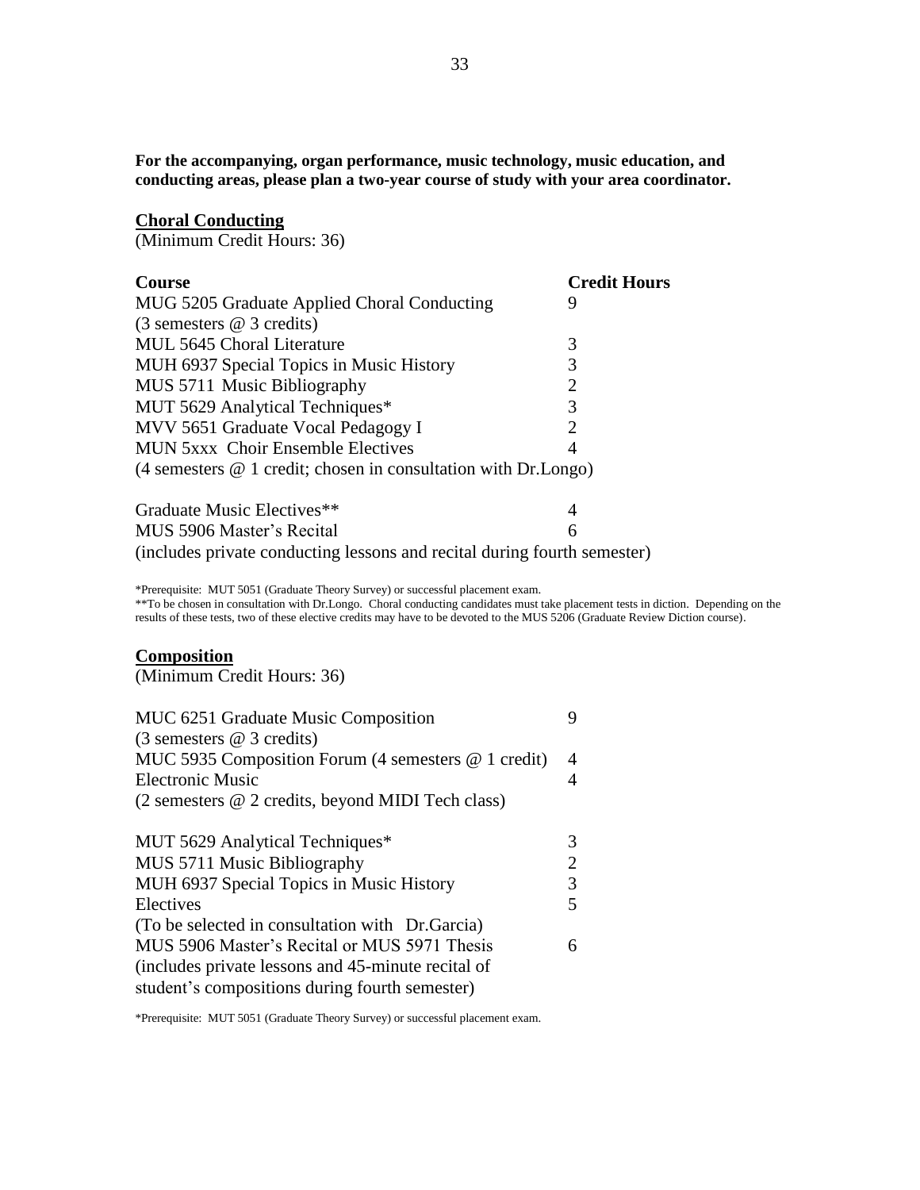**For the accompanying, organ performance, music technology, music education, and conducting areas, please plan a two-year course of study with your area coordinator.**

## Choral Conducting

(Minimum Credit Hours: 36)

| Course | Credit Hours |
|---|---|
| MUG 5205 Graduate Applied Choral Conducting (3 semesters @ 3 credits) | 9 |
| MUL 5645 Choral Literature | 3 |
| MUH 6937 Special Topics in Music History | 3 |
| MUS 5711 Music Bibliography | 2 |
| MUT 5629 Analytical Techniques* | 3 |
| MVV 5651 Graduate Vocal Pedagogy I | 2 |
| MUN 5xxx Choir Ensemble Electives (4 semesters @ 1 credit; chosen in consultation with Dr.Longo) | 4 |
| Graduate Music Electives** | 4 |
| MUS 5906 Master's Recital (includes private conducting lessons and recital during fourth semester) | 6 |

*Prerequisite: MUT 5051 (Graduate Theory Survey) or successful placement exam.

**To be chosen in consultation with Dr.Longo. Choral conducting candidates must take placement tests in diction. Depending on the results of these tests, two of these elective credits may have to be devoted to the MUS 5206 (Graduate Review Diction course).

## Composition

(Minimum Credit Hours: 36)

| Course | Credit Hours |
|---|---|
| MUC 6251 Graduate Music Composition (3 semesters @ 3 credits) | 9 |
| MUC 5935 Composition Forum (4 semesters @ 1 credit) | 4 |
| Electronic Music (2 semesters @ 2 credits, beyond MIDI Tech class) | 4 |
| MUT 5629 Analytical Techniques* | 3 |
| MUS 5711 Music Bibliography | 2 |
| MUH 6937 Special Topics in Music History | 3 |
| Electives (To be selected in consultation with Dr.Garcia) | 5 |
| MUS 5906 Master's Recital or MUS 5971 Thesis (includes private lessons and 45-minute recital of student's compositions during fourth semester) | 6 |

*Prerequisite: MUT 5051 (Graduate Theory Survey) or successful placement exam.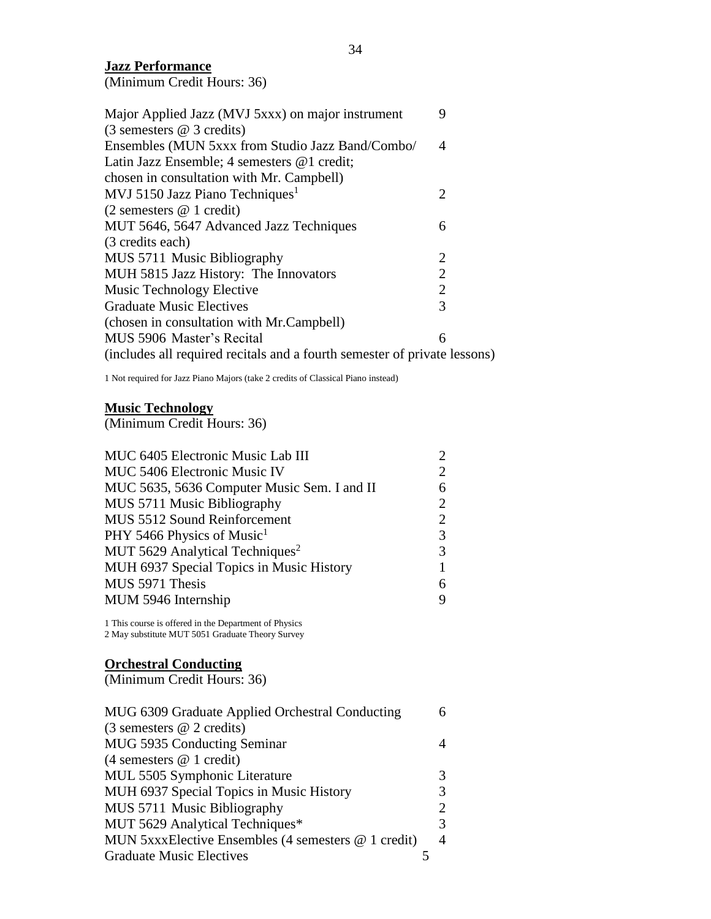**Jazz Performance**

(Minimum Credit Hours: 36)

| Course | Credits |
|---|---|
| Major Applied Jazz (MVJ 5xxx) on major instrument (3 semesters @ 3 credits) | 9 |
| Ensembles (MUN 5xxx from Studio Jazz Band/Combo/ Latin Jazz Ensemble; 4 semesters @1 credit; chosen in consultation with Mr. Campbell) | 4 |
| MVJ 5150 Jazz Piano Techniques[1] (2 semesters @ 1 credit) | 2 |
| MUT 5646, 5647 Advanced Jazz Techniques (3 credits each) | 6 |
| MUS 5711 Music Bibliography | 2 |
| MUH 5815 Jazz History: The Innovators | 2 |
| Music Technology Elective | 2 |
| Graduate Music Electives (chosen in consultation with Mr.Campbell) | 3 |
| MUS 5906 Master's Recital (includes all required recitals and a fourth semester of private lessons) | 6 |

1 Not required for Jazz Piano Majors (take 2 credits of Classical Piano instead)

**Music Technology**

(Minimum Credit Hours: 36)

| Course | Credits |
|---|---|
| MUC 6405 Electronic Music Lab III | 2 |
| MUC 5406 Electronic Music IV | 2 |
| MUC 5635, 5636 Computer Music Sem. I and II | 6 |
| MUS 5711 Music Bibliography | 2 |
| MUS 5512 Sound Reinforcement | 2 |
| PHY 5466 Physics of Music[1] | 3 |
| MUT 5629 Analytical Techniques[2] | 3 |
| MUH 6937 Special Topics in Music History | 1 |
| MUS 5971 Thesis | 6 |
| MUM 5946 Internship | 9 |

1 This course is offered in the Department of Physics
2 May substitute MUT 5051 Graduate Theory Survey

**Orchestral Conducting**

(Minimum Credit Hours: 36)

| Course | Credits |
|---|---|
| MUG 6309 Graduate Applied Orchestral Conducting (3 semesters @ 2 credits) | 6 |
| MUG 5935 Conducting Seminar (4 semesters @ 1 credit) | 4 |
| MUL 5505 Symphonic Literature | 3 |
| MUH 6937 Special Topics in Music History | 3 |
| MUS 5711 Music Bibliography | 2 |
| MUT 5629 Analytical Techniques* | 3 |
| MUN 5xxxElective Ensembles (4 semesters @ 1 credit) | 4 |
| Graduate Music Electives | 5 |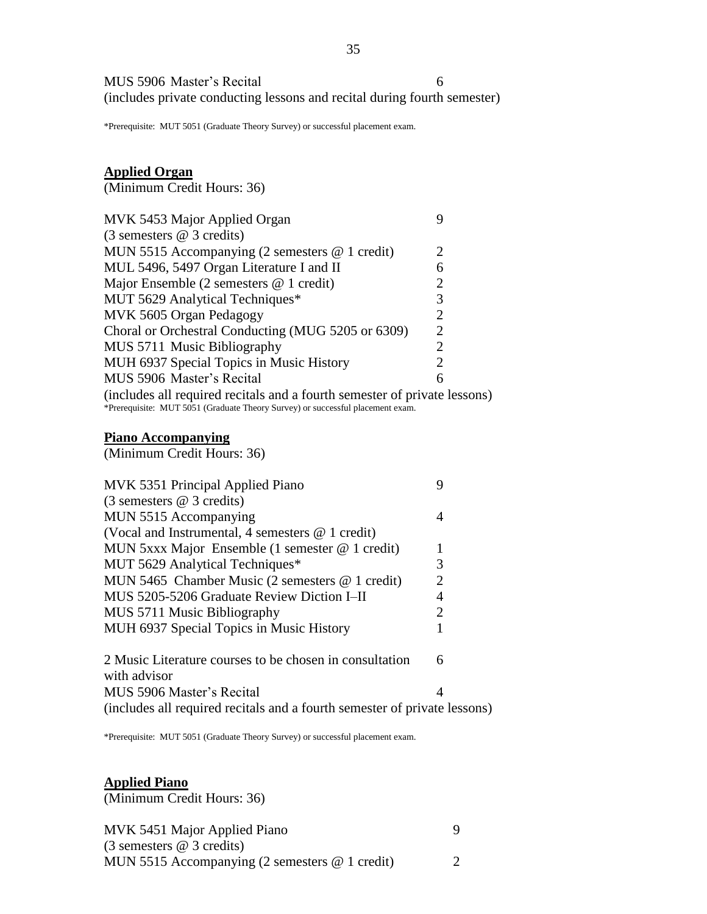MUS 5906 Master's Recital 6
(includes private conducting lessons and recital during fourth semester)

*Prerequisite: MUT 5051 (Graduate Theory Survey) or successful placement exam.

**Applied Organ**
(Minimum Credit Hours: 36)

| Course | Credits |
|---|---|
| MVK 5453 Major Applied Organ (3 semesters @ 3 credits) | 9 |
| MUN 5515 Accompanying (2 semesters @ 1 credit) | 2 |
| MUL 5496, 5497 Organ Literature I and II | 6 |
| Major Ensemble (2 semesters @ 1 credit) | 2 |
| MUT 5629 Analytical Techniques* | 3 |
| MVK 5605 Organ Pedagogy | 2 |
| Choral or Orchestral Conducting (MUG 5205 or 6309) | 2 |
| MUS 5711 Music Bibliography | 2 |
| MUH 6937 Special Topics in Music History | 2 |
| MUS 5906 Master's Recital (includes all required recitals and a fourth semester of private lessons) | 6 |

*Prerequisite: MUT 5051 (Graduate Theory Survey) or successful placement exam.

**Piano Accompanying**
(Minimum Credit Hours: 36)

| Course | Credits |
|---|---|
| MVK 5351 Principal Applied Piano (3 semesters @ 3 credits) | 9 |
| MUN 5515 Accompanying (Vocal and Instrumental, 4 semesters @ 1 credit) | 4 |
| MUN 5xxx Major Ensemble (1 semester @ 1 credit) | 1 |
| MUT 5629 Analytical Techniques* | 3 |
| MUN 5465 Chamber Music (2 semesters @ 1 credit) | 2 |
| MUS 5205-5206 Graduate Review Diction I–II | 4 |
| MUS 5711 Music Bibliography | 2 |
| MUH 6937 Special Topics in Music History | 1 |
| 2 Music Literature courses to be chosen in consultation with advisor | 6 |
| MUS 5906 Master's Recital (includes all required recitals and a fourth semester of private lessons) | 4 |

*Prerequisite: MUT 5051 (Graduate Theory Survey) or successful placement exam.

**Applied Piano**
(Minimum Credit Hours: 36)

| Course | Credits |
|---|---|
| MVK 5451 Major Applied Piano (3 semesters @ 3 credits) | 9 |
| MUN 5515 Accompanying (2 semesters @ 1 credit) | 2 |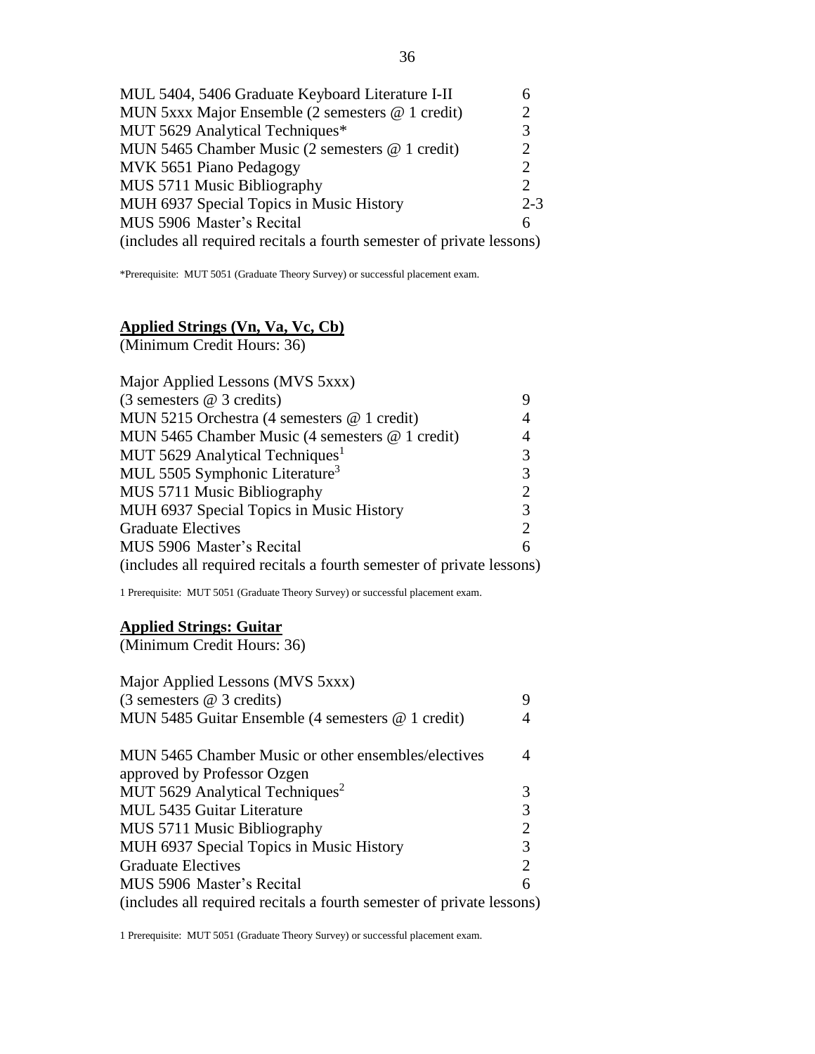| | |
|---|---|
| MUL 5404, 5406 Graduate Keyboard Literature I-II | 6 |
| MUN 5xxx Major Ensemble (2 semesters @ 1 credit) | 2 |
| MUT 5629 Analytical Techniques* | 3 |
| MUN 5465 Chamber Music (2 semesters @ 1 credit) | 2 |
| MVK 5651 Piano Pedagogy | 2 |
| MUS 5711 Music Bibliography | 2 |
| MUH 6937 Special Topics in Music History | 2-3 |
| MUS 5906 Master's Recital | 6 |

(includes all required recitals a fourth semester of private lessons)

*Prerequisite: MUT 5051 (Graduate Theory Survey) or successful placement exam.

## Applied Strings (Vn, Va, Vc, Cb)

(Minimum Credit Hours: 36)

| | |
|---|---|
| Major Applied Lessons (MVS 5xxx) (3 semesters @ 3 credits) | 9 |
| MUN 5215 Orchestra (4 semesters @ 1 credit) | 4 |
| MUN 5465 Chamber Music (4 semesters @ 1 credit) | 4 |
| MUT 5629 Analytical Techniques[1] | 3 |
| MUL 5505 Symphonic Literature[3] | 3 |
| MUS 5711 Music Bibliography | 2 |
| MUH 6937 Special Topics in Music History | 3 |
| Graduate Electives | 2 |
| MUS 5906 Master's Recital | 6 |

(includes all required recitals a fourth semester of private lessons)

1 Prerequisite: MUT 5051 (Graduate Theory Survey) or successful placement exam.

## Applied Strings: Guitar

(Minimum Credit Hours: 36)

| | |
|---|---|
| Major Applied Lessons (MVS 5xxx) (3 semesters @ 3 credits) | 9 |
| MUN 5485 Guitar Ensemble (4 semesters @ 1 credit) | 4 |
| MUN 5465 Chamber Music or other ensembles/electives approved by Professor Ozgen | 4 |
| MUT 5629 Analytical Techniques[2] | 3 |
| MUL 5435 Guitar Literature | 3 |
| MUS 5711 Music Bibliography | 2 |
| MUH 6937 Special Topics in Music History | 3 |
| Graduate Electives | 2 |
| MUS 5906 Master's Recital | 6 |

(includes all required recitals a fourth semester of private lessons)

1 Prerequisite: MUT 5051 (Graduate Theory Survey) or successful placement exam.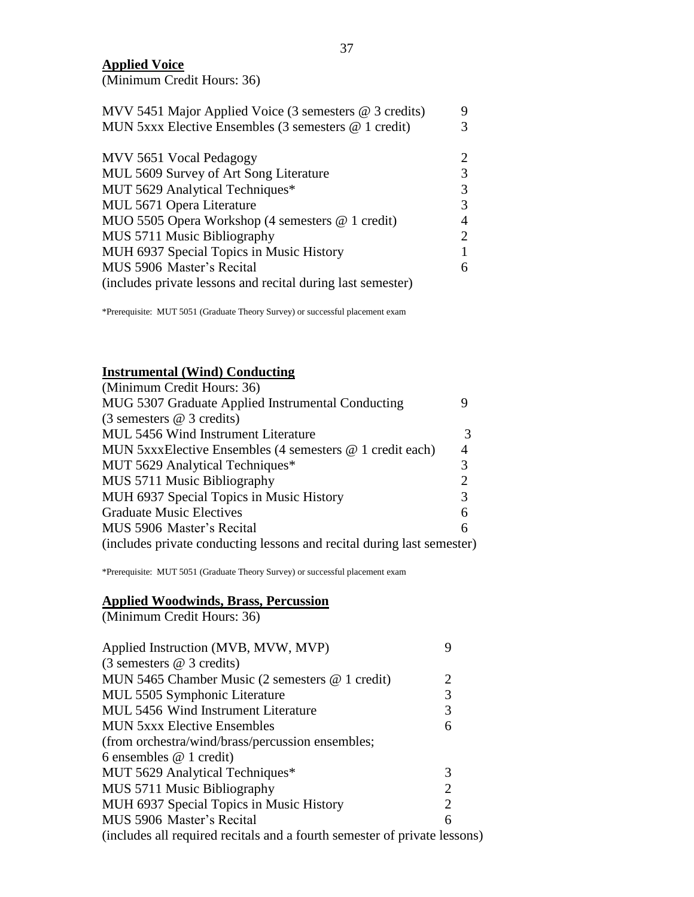**Applied Voice**

(Minimum Credit Hours: 36)

| Course | Credits |
|---|---|
| MVV 5451 Major Applied Voice (3 semesters @ 3 credits) | 9 |
| MUN 5xxx Elective Ensembles (3 semesters @ 1 credit) | 3 |
| MVV 5651 Vocal Pedagogy | 2 |
| MUL 5609 Survey of Art Song Literature | 3 |
| MUT 5629 Analytical Techniques* | 3 |
| MUL 5671 Opera Literature | 3 |
| MUO 5505 Opera Workshop (4 semesters @ 1 credit) | 4 |
| MUS 5711 Music Bibliography | 2 |
| MUH 6937 Special Topics in Music History | 1 |
| MUS 5906 Master's Recital (includes private lessons and recital during last semester) | 6 |

*Prerequisite: MUT 5051 (Graduate Theory Survey) or successful placement exam

**Instrumental (Wind) Conducting**

(Minimum Credit Hours: 36)

| Course | Credits |
|---|---|
| MUG 5307 Graduate Applied Instrumental Conducting (3 semesters @ 3 credits) | 9 |
| MUL 5456 Wind Instrument Literature | 3 |
| MUN 5xxxElective Ensembles (4 semesters @ 1 credit each) | 4 |
| MUT 5629 Analytical Techniques* | 3 |
| MUS 5711 Music Bibliography | 2 |
| MUH 6937 Special Topics in Music History | 3 |
| Graduate Music Electives | 6 |
| MUS 5906 Master's Recital (includes private conducting lessons and recital during last semester) | 6 |

*Prerequisite: MUT 5051 (Graduate Theory Survey) or successful placement exam

**Applied Woodwinds, Brass, Percussion**

(Minimum Credit Hours: 36)

| Course | Credits |
|---|---|
| Applied Instruction (MVB, MVW, MVP) (3 semesters @ 3 credits) | 9 |
| MUN 5465 Chamber Music (2 semesters @ 1 credit) | 2 |
| MUL 5505 Symphonic Literature | 3 |
| MUL 5456 Wind Instrument Literature | 3 |
| MUN 5xxx Elective Ensembles (from orchestra/wind/brass/percussion ensembles; 6 ensembles @ 1 credit) | 6 |
| MUT 5629 Analytical Techniques* | 3 |
| MUS 5711 Music Bibliography | 2 |
| MUH 6937 Special Topics in Music History | 2 |
| MUS 5906 Master's Recital (includes all required recitals and a fourth semester of private lessons) | 6 |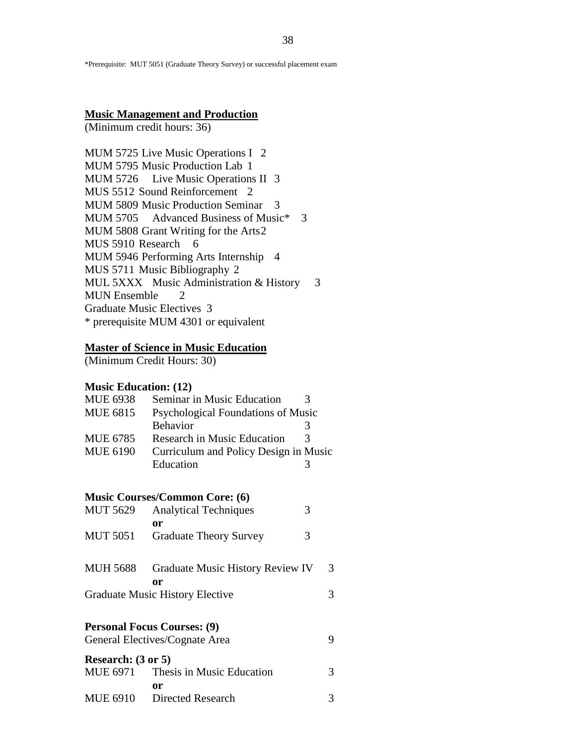*Prerequisite: MUT 5051 (Graduate Theory Survey) or successful placement exam

**Music Management and Production**

(Minimum credit hours: 36)

MUM 5725 Live Music Operations I 2
MUM 5795 Music Production Lab 1
MUM 5726 Live Music Operations II 3
MUS 5512 Sound Reinforcement 2
MUM 5809 Music Production Seminar 3
MUM 5705 Advanced Business of Music* 3
MUM 5808 Grant Writing for the Arts 2
MUS 5910 Research 6
MUM 5946 Performing Arts Internship 4
MUS 5711 Music Bibliography 2
MUL 5XXX Music Administration & History 3
MUN Ensemble 2
Graduate Music Electives 3
* prerequisite MUM 4301 or equivalent

**Master of Science in Music Education**

(Minimum Credit Hours: 30)

**Music Education: (12)**

| | | |
|---|---|---|
| MUE 6938 | Seminar in Music Education | 3 |
| MUE 6815 | Psychological Foundations of Music Behavior | 3 |
| MUE 6785 | Research in Music Education | 3 |
| MUE 6190 | Curriculum and Policy Design in Music Education | 3 |

**Music Courses/Common Core: (6)**

| | | |
|---|---|---|
| MUT 5629 | Analytical Techniques | 3 |
| | **or** | |
| MUT 5051 | Graduate Theory Survey | 3 |
| | | |
| MUH 5688 | Graduate Music History Review IV | 3 |
| | **or** | |
| Graduate Music History Elective | | 3 |

**Personal Focus Courses: (9)**

| | |
|---|---|
| General Electives/Cognate Area | 9 |

**Research: (3 or 5)**

| | | |
|---|---|---|
| MUE 6971 | Thesis in Music Education | 3 |
| | **or** | |
| MUE 6910 | Directed Research | 3 |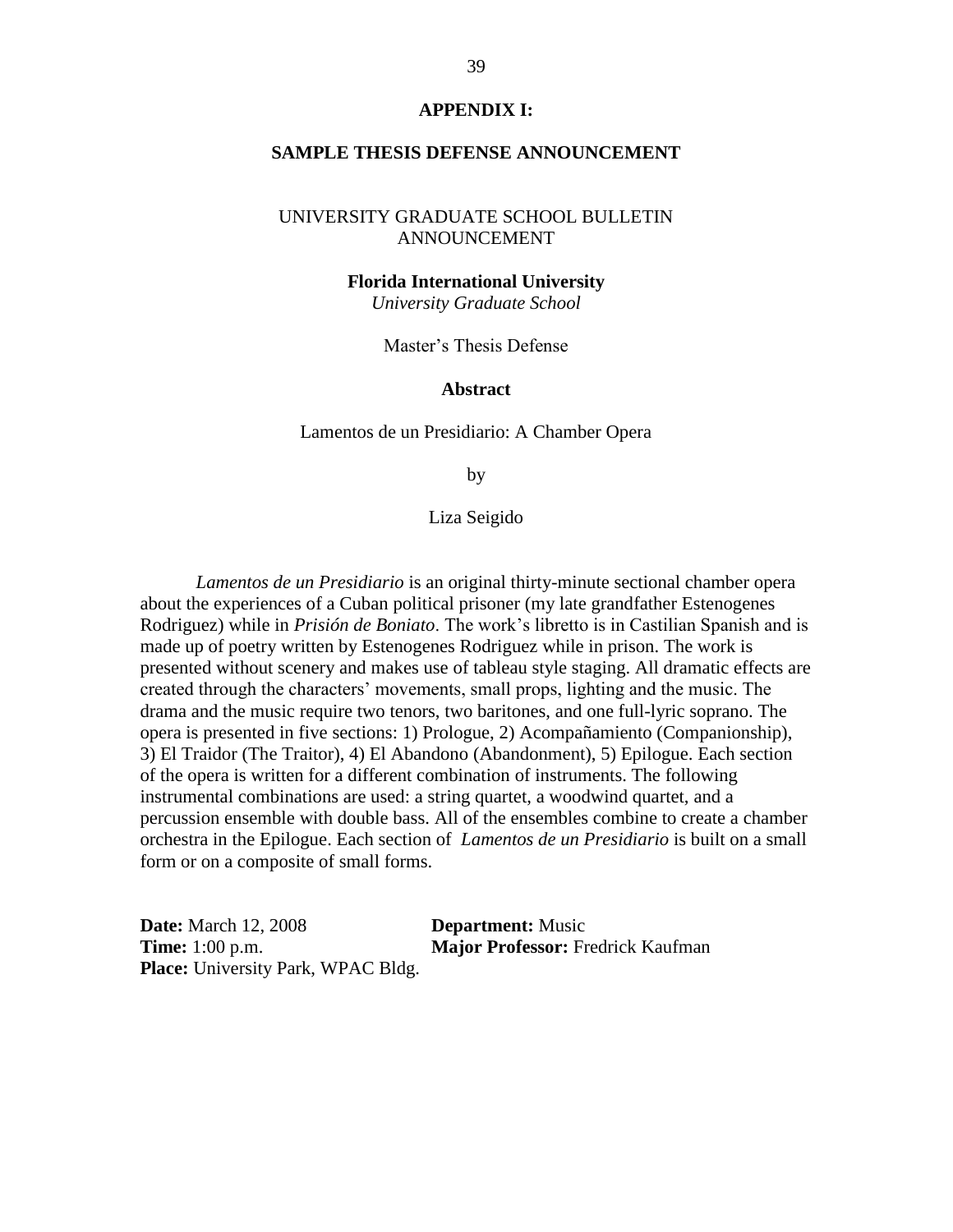## APPENDIX I:

## SAMPLE THESIS DEFENSE ANNOUNCEMENT

UNIVERSITY GRADUATE SCHOOL BULLETIN ANNOUNCEMENT

**Florida International University**
*University Graduate School*

Master's Thesis Defense

**Abstract**

Lamentos de un Presidiario: A Chamber Opera

by

Liza Seigido

*Lamentos de un Presidiario* is an original thirty-minute sectional chamber opera about the experiences of a Cuban political prisoner (my late grandfather Estenogenes Rodriguez) while in *Prisión de Boniato*. The work's libretto is in Castilian Spanish and is made up of poetry written by Estenogenes Rodriguez while in prison. The work is presented without scenery and makes use of tableau style staging. All dramatic effects are created through the characters' movements, small props, lighting and the music. The drama and the music require two tenors, two baritones, and one full-lyric soprano. The opera is presented in five sections: 1) Prologue, 2) Acompañamiento (Companionship), 3) El Traidor (The Traitor), 4) El Abandono (Abandonment), 5) Epilogue. Each section of the opera is written for a different combination of instruments. The following instrumental combinations are used: a string quartet, a woodwind quartet, and a percussion ensemble with double bass. All of the ensembles combine to create a chamber orchestra in the Epilogue. Each section of *Lamentos de un Presidiario* is built on a small form or on a composite of small forms.

**Date:** March 12, 2008
**Time:** 1:00 p.m.
**Place:** University Park, WPAC Bldg.
**Department:** Music
**Major Professor:** Fredrick Kaufman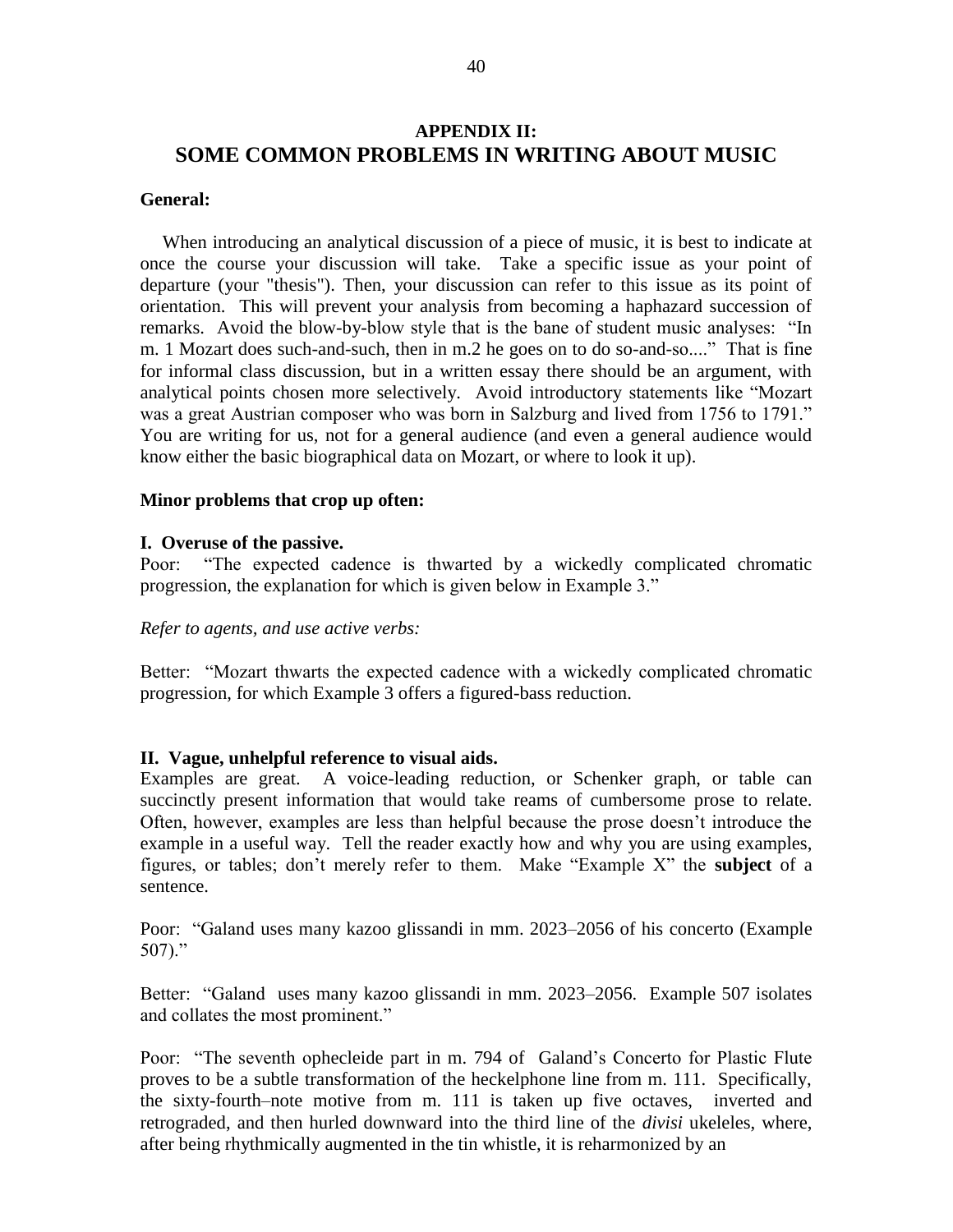## APPENDIX II:
# SOME COMMON PROBLEMS IN WRITING ABOUT MUSIC

**General:**

When introducing an analytical discussion of a piece of music, it is best to indicate at once the course your discussion will take. Take a specific issue as your point of departure (your "thesis"). Then, your discussion can refer to this issue as its point of orientation. This will prevent your analysis from becoming a haphazard succession of remarks. Avoid the blow-by-blow style that is the bane of student music analyses: "In m. 1 Mozart does such-and-such, then in m.2 he goes on to do so-and-so...." That is fine for informal class discussion, but in a written essay there should be an argument, with analytical points chosen more selectively. Avoid introductory statements like "Mozart was a great Austrian composer who was born in Salzburg and lived from 1756 to 1791." You are writing for us, not for a general audience (and even a general audience would know either the basic biographical data on Mozart, or where to look it up).

**Minor problems that crop up often:**

**I. Overuse of the passive.**

Poor: "The expected cadence is thwarted by a wickedly complicated chromatic progression, the explanation for which is given below in Example 3."

*Refer to agents, and use active verbs:*

Better: "Mozart thwarts the expected cadence with a wickedly complicated chromatic progression, for which Example 3 offers a figured-bass reduction.

**II. Vague, unhelpful reference to visual aids.**

Examples are great. A voice-leading reduction, or Schenker graph, or table can succinctly present information that would take reams of cumbersome prose to relate. Often, however, examples are less than helpful because the prose doesn't introduce the example in a useful way. Tell the reader exactly how and why you are using examples, figures, or tables; don't merely refer to them. Make "Example X" the **subject** of a sentence.

Poor: "Galand uses many kazoo glissandi in mm. 2023–2056 of his concerto (Example 507)."

Better: "Galand uses many kazoo glissandi in mm. 2023–2056. Example 507 isolates and collates the most prominent."

Poor: "The seventh ophecleide part in m. 794 of Galand's Concerto for Plastic Flute proves to be a subtle transformation of the heckelphone line from m. 111. Specifically, the sixty-fourth–note motive from m. 111 is taken up five octaves, inverted and retrograded, and then hurled downward into the third line of the *divisi* ukeleles, where, after being rhythmically augmented in the tin whistle, it is reharmonized by an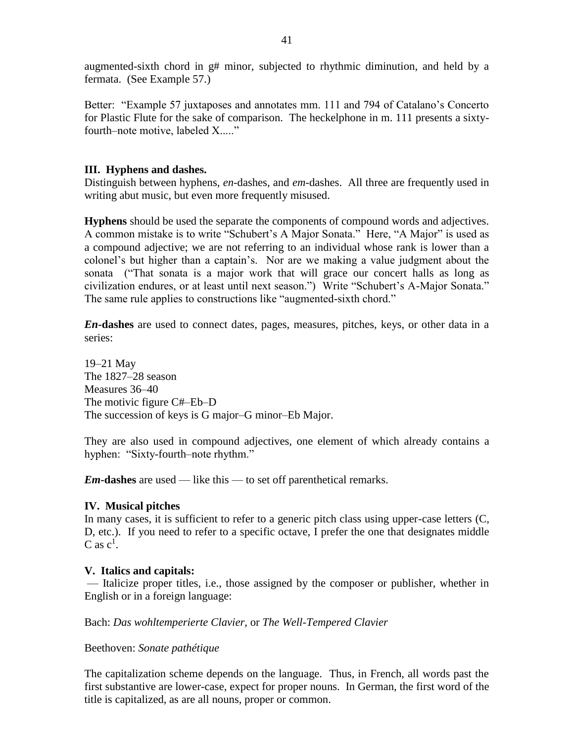augmented-sixth chord in g# minor, subjected to rhythmic diminution, and held by a fermata. (See Example 57.)

Better: "Example 57 juxtaposes and annotates mm. 111 and 794 of Catalano's Concerto for Plastic Flute for the sake of comparison. The heckelphone in m. 111 presents a sixty-fourth–note motive, labeled X....."

### III. Hyphens and dashes.

Distinguish between hyphens, *en*-dashes, and *em*-dashes. All three are frequently used in writing abut music, but even more frequently misused.

**Hyphens** should be used the separate the components of compound words and adjectives. A common mistake is to write "Schubert's A Major Sonata." Here, "A Major" is used as a compound adjective; we are not referring to an individual whose rank is lower than a colonel's but higher than a captain's. Nor are we making a value judgment about the sonata ("That sonata is a major work that will grace our concert halls as long as civilization endures, or at least until next season.") Write "Schubert's A-Major Sonata." The same rule applies to constructions like "augmented-sixth chord."

***En*-dashes** are used to connect dates, pages, measures, pitches, keys, or other data in a series:

19–21 May
The 1827–28 season
Measures 36–40
The motivic figure C#–Eb–D
The succession of keys is G major–G minor–Eb Major.

They are also used in compound adjectives, one element of which already contains a hyphen: "Sixty-fourth–note rhythm."

***Em*-dashes** are used — like this — to set off parenthetical remarks.

### IV. Musical pitches

In many cases, it is sufficient to refer to a generic pitch class using upper-case letters (C, D, etc.). If you need to refer to a specific octave, I prefer the one that designates middle C as $c^1$.

### V. Italics and capitals:

— Italicize proper titles, i.e., those assigned by the composer or publisher, whether in English or in a foreign language:

Bach: *Das wohltemperierte Clavier*, or *The Well-Tempered Clavier*

Beethoven: *Sonate pathétique*

The capitalization scheme depends on the language. Thus, in French, all words past the first substantive are lower-case, expect for proper nouns. In German, the first word of the title is capitalized, as are all nouns, proper or common.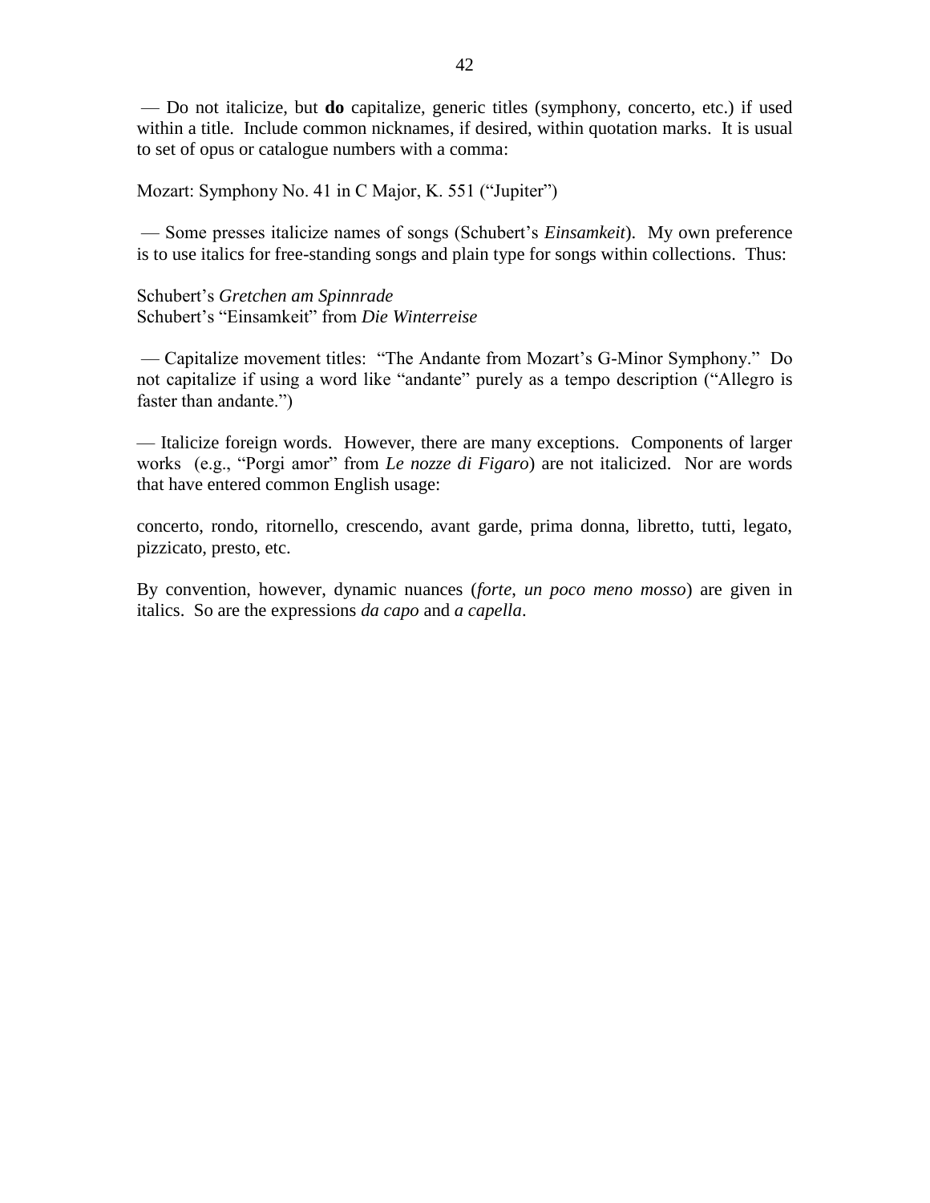— Do not italicize, but **do** capitalize, generic titles (symphony, concerto, etc.) if used within a title. Include common nicknames, if desired, within quotation marks. It is usual to set of opus or catalogue numbers with a comma:

Mozart: Symphony No. 41 in C Major, K. 551 ("Jupiter")

— Some presses italicize names of songs (Schubert's *Einsamkeit*). My own preference is to use italics for free-standing songs and plain type for songs within collections. Thus:

Schubert's *Gretchen am Spinnrade*
Schubert's "Einsamkeit" from *Die Winterreise*

— Capitalize movement titles: "The Andante from Mozart's G-Minor Symphony." Do not capitalize if using a word like "andante" purely as a tempo description ("Allegro is faster than andante.")

— Italicize foreign words. However, there are many exceptions. Components of larger works (e.g., "Porgi amor" from *Le nozze di Figaro*) are not italicized. Nor are words that have entered common English usage:

concerto, rondo, ritornello, crescendo, avant garde, prima donna, libretto, tutti, legato, pizzicato, presto, etc.

By convention, however, dynamic nuances (*forte*, *un poco meno mosso*) are given in italics. So are the expressions *da capo* and *a capella*.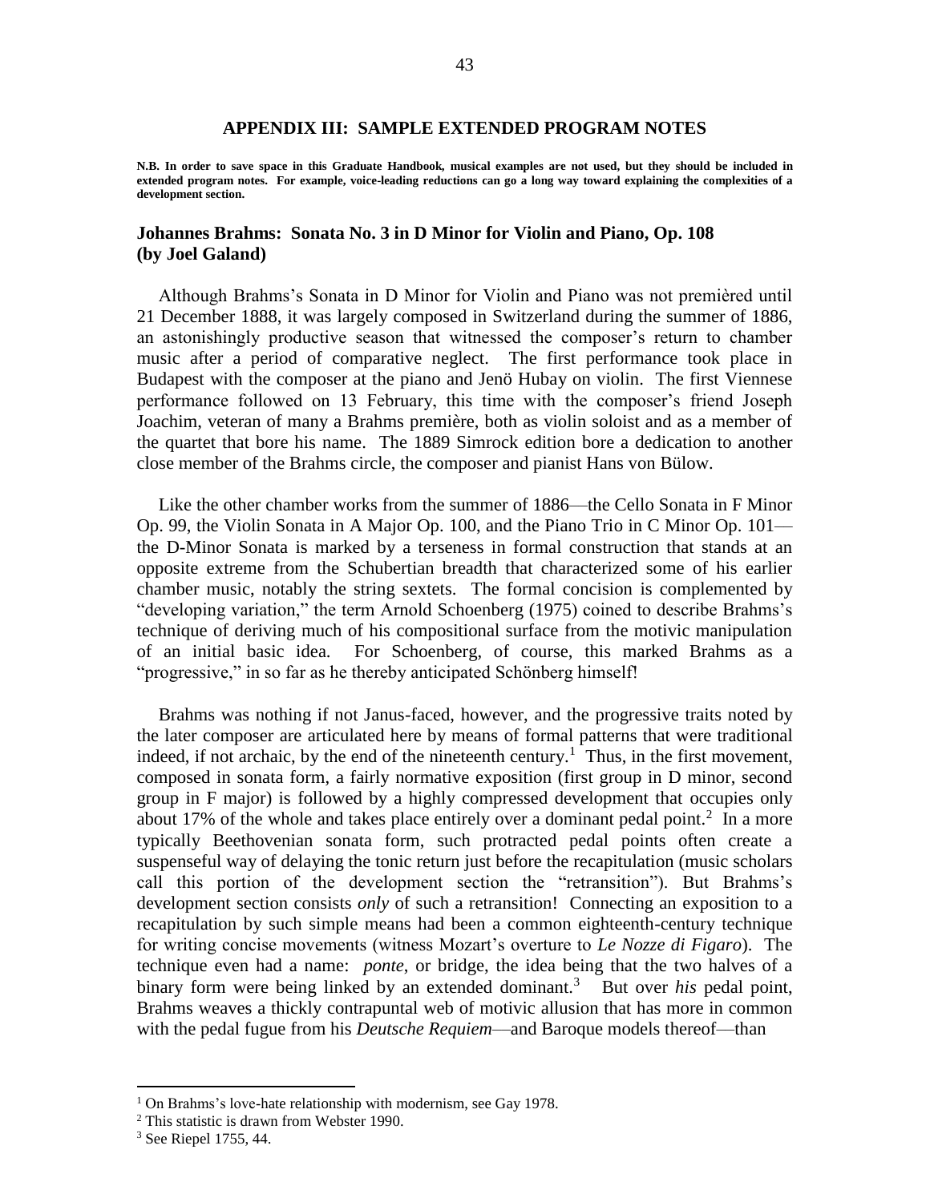## APPENDIX III: SAMPLE EXTENDED PROGRAM NOTES

**N.B. In order to save space in this Graduate Handbook, musical examples are not used, but they should be included in extended program notes. For example, voice-leading reductions can go a long way toward explaining the complexities of a development section.**

### Johannes Brahms: Sonata No. 3 in D Minor for Violin and Piano, Op. 108 (by Joel Galand)

Although Brahms's Sonata in D Minor for Violin and Piano was not premièred until 21 December 1888, it was largely composed in Switzerland during the summer of 1886, an astonishingly productive season that witnessed the composer's return to chamber music after a period of comparative neglect. The first performance took place in Budapest with the composer at the piano and Jenö Hubay on violin. The first Viennese performance followed on 13 February, this time with the composer's friend Joseph Joachim, veteran of many a Brahms première, both as violin soloist and as a member of the quartet that bore his name. The 1889 Simrock edition bore a dedication to another close member of the Brahms circle, the composer and pianist Hans von Bülow.

Like the other chamber works from the summer of 1886—the Cello Sonata in F Minor Op. 99, the Violin Sonata in A Major Op. 100, and the Piano Trio in C Minor Op. 101—the D-Minor Sonata is marked by a terseness in formal construction that stands at an opposite extreme from the Schubertian breadth that characterized some of his earlier chamber music, notably the string sextets. The formal concision is complemented by "developing variation," the term Arnold Schoenberg (1975) coined to describe Brahms's technique of deriving much of his compositional surface from the motivic manipulation of an initial basic idea. For Schoenberg, of course, this marked Brahms as a "progressive," in so far as he thereby anticipated Schönberg himself!

Brahms was nothing if not Janus-faced, however, and the progressive traits noted by the later composer are articulated here by means of formal patterns that were traditional indeed, if not archaic, by the end of the nineteenth century.[1] Thus, in the first movement, composed in sonata form, a fairly normative exposition (first group in D minor, second group in F major) is followed by a highly compressed development that occupies only about 17% of the whole and takes place entirely over a dominant pedal point.[2] In a more typically Beethovenian sonata form, such protracted pedal points often create a suspenseful way of delaying the tonic return just before the recapitulation (music scholars call this portion of the development section the "retransition"). But Brahms's development section consists *only* of such a retransition! Connecting an exposition to a recapitulation by such simple means had been a common eighteenth-century technique for writing concise movements (witness Mozart's overture to *Le Nozze di Figaro*). The technique even had a name: *ponte*, or bridge, the idea being that the two halves of a binary form were being linked by an extended dominant.[3] But over *his* pedal point, Brahms weaves a thickly contrapuntal web of motivic allusion that has more in common with the pedal fugue from his *Deutsche Requiem*—and Baroque models thereof—than

---

[1] On Brahms's love-hate relationship with modernism, see Gay 1978.

[2] This statistic is drawn from Webster 1990.

[3] See Riepel 1755, 44.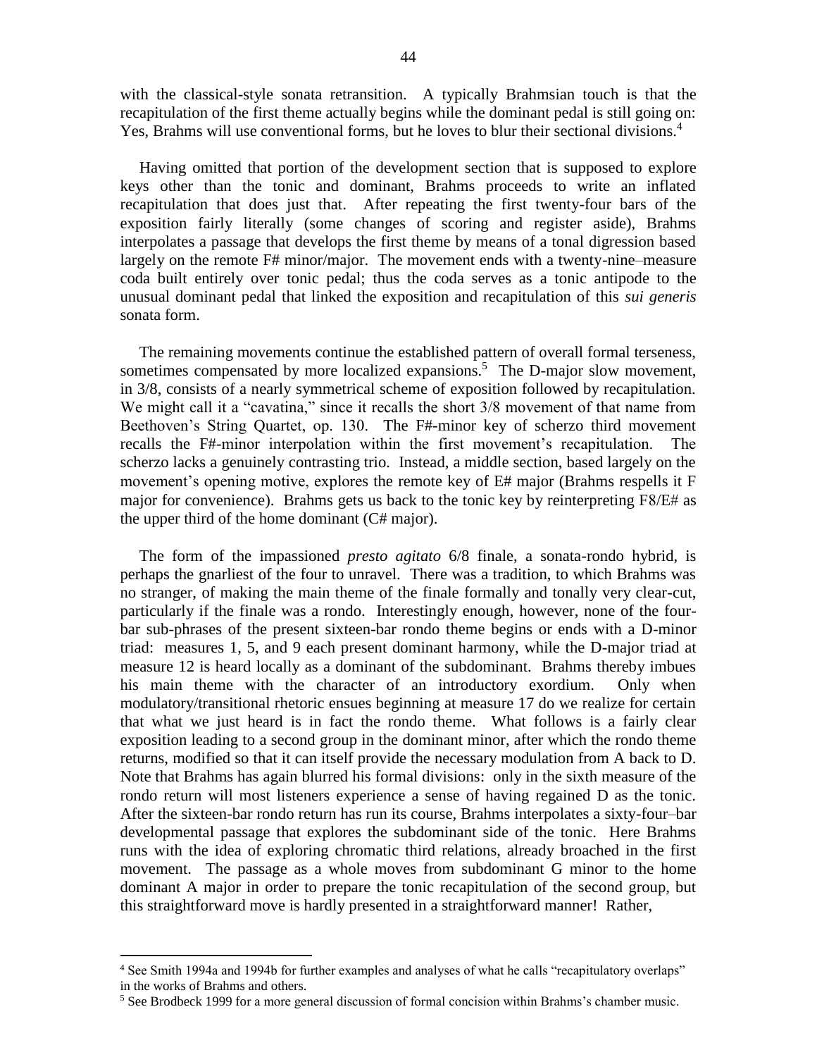with the classical-style sonata retransition. A typically Brahmsian touch is that the recapitulation of the first theme actually begins while the dominant pedal is still going on: Yes, Brahms will use conventional forms, but he loves to blur their sectional divisions.[4]

Having omitted that portion of the development section that is supposed to explore keys other than the tonic and dominant, Brahms proceeds to write an inflated recapitulation that does just that. After repeating the first twenty-four bars of the exposition fairly literally (some changes of scoring and register aside), Brahms interpolates a passage that develops the first theme by means of a tonal digression based largely on the remote F# minor/major. The movement ends with a twenty-nine–measure coda built entirely over tonic pedal; thus the coda serves as a tonic antipode to the unusual dominant pedal that linked the exposition and recapitulation of this *sui generis* sonata form.

The remaining movements continue the established pattern of overall formal terseness, sometimes compensated by more localized expansions.[5] The D-major slow movement, in 3/8, consists of a nearly symmetrical scheme of exposition followed by recapitulation. We might call it a "cavatina," since it recalls the short 3/8 movement of that name from Beethoven's String Quartet, op. 130. The F#-minor key of scherzo third movement recalls the F#-minor interpolation within the first movement's recapitulation. The scherzo lacks a genuinely contrasting trio. Instead, a middle section, based largely on the movement's opening motive, explores the remote key of E# major (Brahms respells it F major for convenience). Brahms gets us back to the tonic key by reinterpreting F8/E# as the upper third of the home dominant (C# major).

The form of the impassioned *presto agitato* 6/8 finale, a sonata-rondo hybrid, is perhaps the gnarliest of the four to unravel. There was a tradition, to which Brahms was no stranger, of making the main theme of the finale formally and tonally very clear-cut, particularly if the finale was a rondo. Interestingly enough, however, none of the four-bar sub-phrases of the present sixteen-bar rondo theme begins or ends with a D-minor triad: measures 1, 5, and 9 each present dominant harmony, while the D-major triad at measure 12 is heard locally as a dominant of the subdominant. Brahms thereby imbues his main theme with the character of an introductory exordium. Only when modulatory/transitional rhetoric ensues beginning at measure 17 do we realize for certain that what we just heard is in fact the rondo theme. What follows is a fairly clear exposition leading to a second group in the dominant minor, after which the rondo theme returns, modified so that it can itself provide the necessary modulation from A back to D. Note that Brahms has again blurred his formal divisions: only in the sixth measure of the rondo return will most listeners experience a sense of having regained D as the tonic. After the sixteen-bar rondo return has run its course, Brahms interpolates a sixty-four–bar developmental passage that explores the subdominant side of the tonic. Here Brahms runs with the idea of exploring chromatic third relations, already broached in the first movement. The passage as a whole moves from subdominant G minor to the home dominant A major in order to prepare the tonic recapitulation of the second group, but this straightforward move is hardly presented in a straightforward manner! Rather,

---

[4] See Smith 1994a and 1994b for further examples and analyses of what he calls "recapitulatory overlaps" in the works of Brahms and others.

[5] See Brodbeck 1999 for a more general discussion of formal concision within Brahms's chamber music.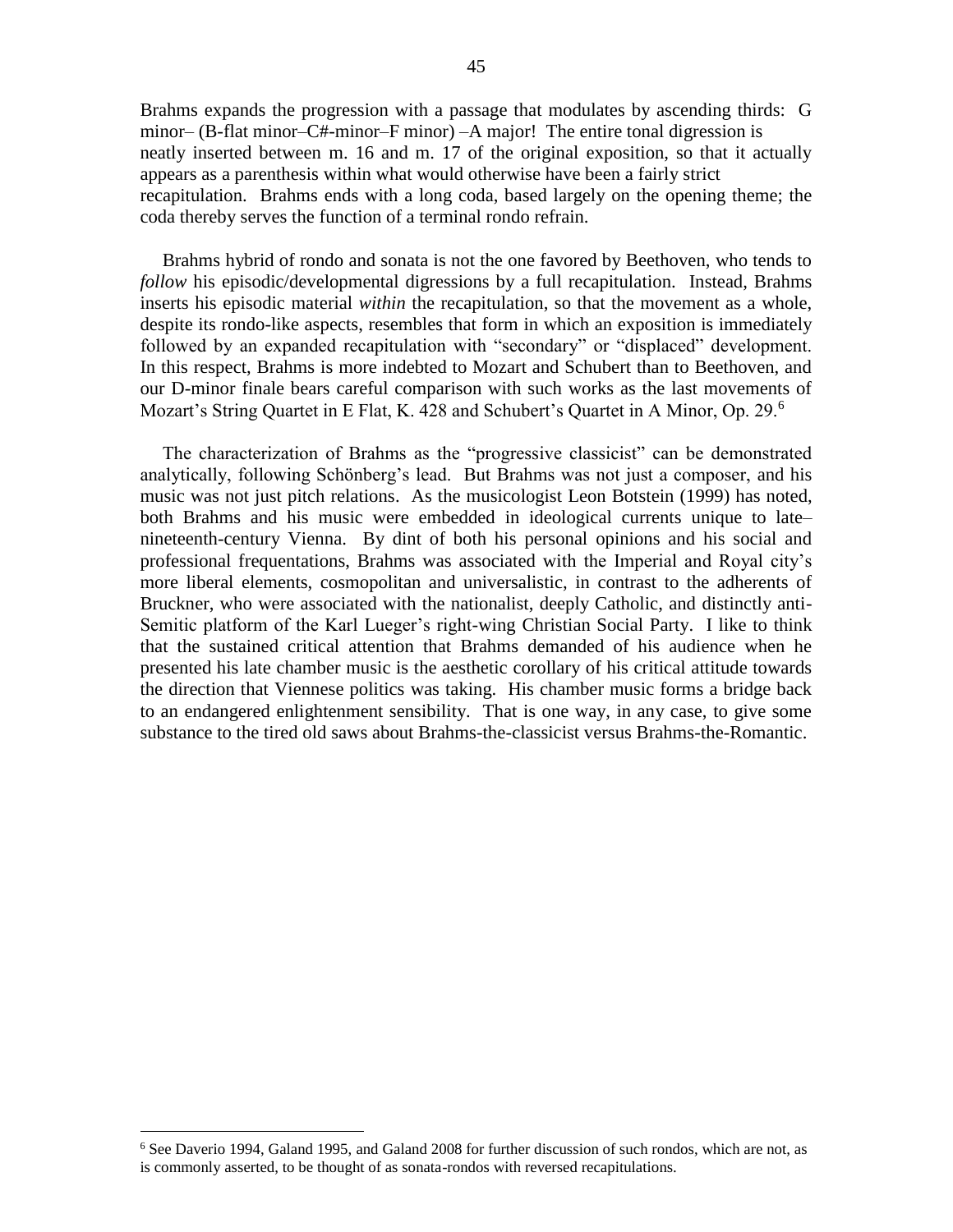Brahms expands the progression with a passage that modulates by ascending thirds: G minor– (B-flat minor–C#-minor–F minor) –A major! The entire tonal digression is neatly inserted between m. 16 and m. 17 of the original exposition, so that it actually appears as a parenthesis within what would otherwise have been a fairly strict recapitulation. Brahms ends with a long coda, based largely on the opening theme; the coda thereby serves the function of a terminal rondo refrain.

Brahms hybrid of rondo and sonata is not the one favored by Beethoven, who tends to *follow* his episodic/developmental digressions by a full recapitulation. Instead, Brahms inserts his episodic material *within* the recapitulation, so that the movement as a whole, despite its rondo-like aspects, resembles that form in which an exposition is immediately followed by an expanded recapitulation with "secondary" or "displaced" development. In this respect, Brahms is more indebted to Mozart and Schubert than to Beethoven, and our D-minor finale bears careful comparison with such works as the last movements of Mozart's String Quartet in E Flat, K. 428 and Schubert's Quartet in A Minor, Op. 29.[6]

The characterization of Brahms as the "progressive classicist" can be demonstrated analytically, following Schönberg's lead. But Brahms was not just a composer, and his music was not just pitch relations. As the musicologist Leon Botstein (1999) has noted, both Brahms and his music were embedded in ideological currents unique to late–nineteenth-century Vienna. By dint of both his personal opinions and his social and professional frequentations, Brahms was associated with the Imperial and Royal city's more liberal elements, cosmopolitan and universalistic, in contrast to the adherents of Bruckner, who were associated with the nationalist, deeply Catholic, and distinctly anti-Semitic platform of the Karl Lueger's right-wing Christian Social Party. I like to think that the sustained critical attention that Brahms demanded of his audience when he presented his late chamber music is the aesthetic corollary of his critical attitude towards the direction that Viennese politics was taking. His chamber music forms a bridge back to an endangered enlightenment sensibility. That is one way, in any case, to give some substance to the tired old saws about Brahms-the-classicist versus Brahms-the-Romantic.

---

[6] See Daverio 1994, Galand 1995, and Galand 2008 for further discussion of such rondos, which are not, as is commonly asserted, to be thought of as sonata-rondos with reversed recapitulations.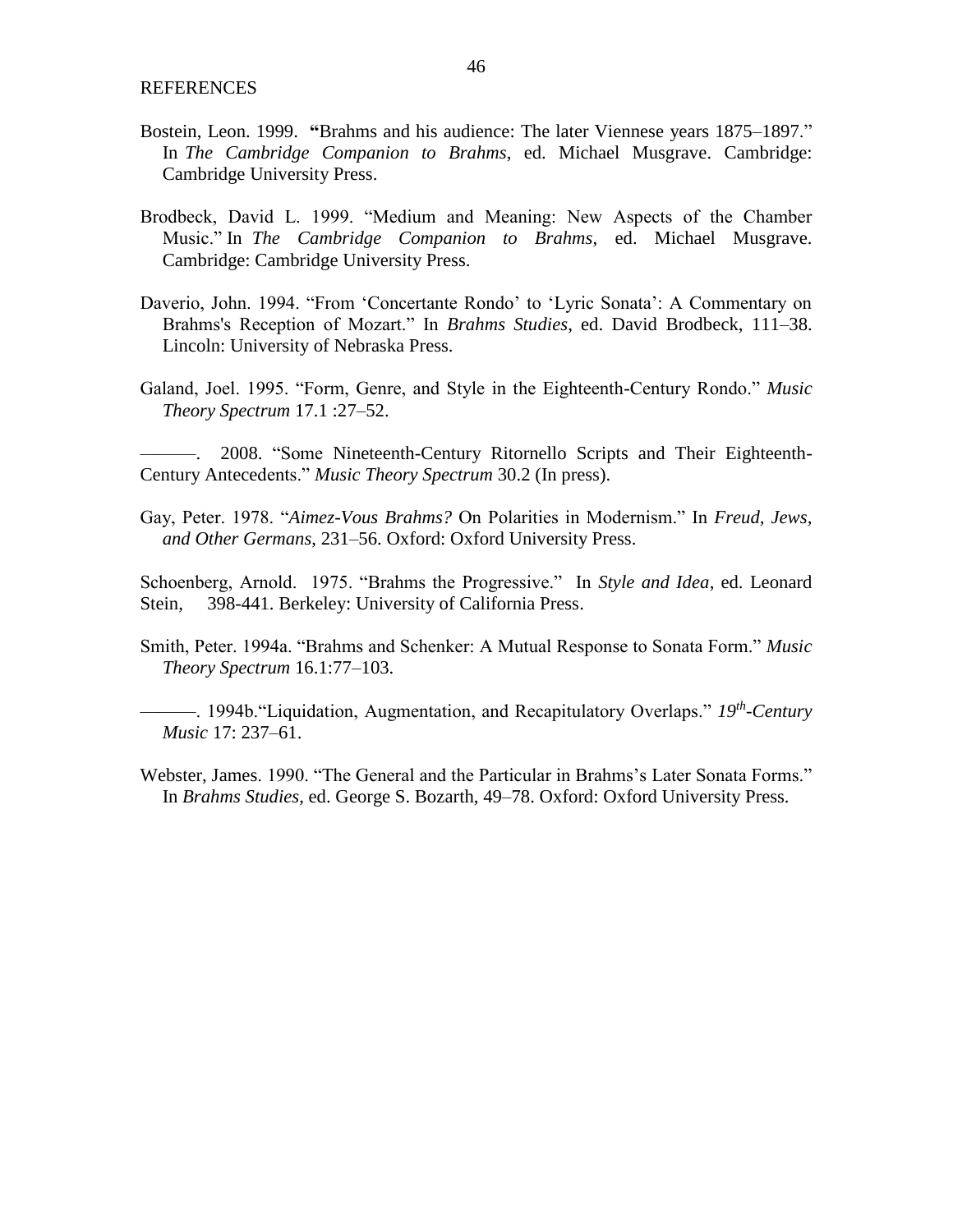# REFERENCES

Bostein, Leon. 1999. "Brahms and his audience: The later Viennese years 1875–1897." In *The Cambridge Companion to Brahms*, ed. Michael Musgrave. Cambridge: Cambridge University Press.

Brodbeck, David L. 1999. "Medium and Meaning: New Aspects of the Chamber Music." In *The Cambridge Companion to Brahms*, ed. Michael Musgrave. Cambridge: Cambridge University Press.

Daverio, John. 1994. "From 'Concertante Rondo' to 'Lyric Sonata': A Commentary on Brahms's Reception of Mozart." In *Brahms Studies*, ed. David Brodbeck, 111–38. Lincoln: University of Nebraska Press.

Galand, Joel. 1995. "Form, Genre, and Style in the Eighteenth-Century Rondo." *Music Theory Spectrum* 17.1 :27–52.

———. 2008. "Some Nineteenth-Century Ritornello Scripts and Their Eighteenth-Century Antecedents." *Music Theory Spectrum* 30.2 (In press).

Gay, Peter. 1978. "*Aimez-Vous Brahms?* On Polarities in Modernism." In *Freud, Jews, and Other Germans*, 231–56. Oxford: Oxford University Press.

Schoenberg, Arnold. 1975. "Brahms the Progressive." In *Style and Idea*, ed. Leonard Stein, 398-441. Berkeley: University of California Press.

Smith, Peter. 1994a. "Brahms and Schenker: A Mutual Response to Sonata Form." *Music Theory Spectrum* 16.1:77–103.

———. 1994b."Liquidation, Augmentation, and Recapitulatory Overlaps." *19th-Century Music* 17: 237–61.

Webster, James. 1990. "The General and the Particular in Brahms's Later Sonata Forms." In *Brahms Studies*, ed. George S. Bozarth, 49–78. Oxford: Oxford University Press.